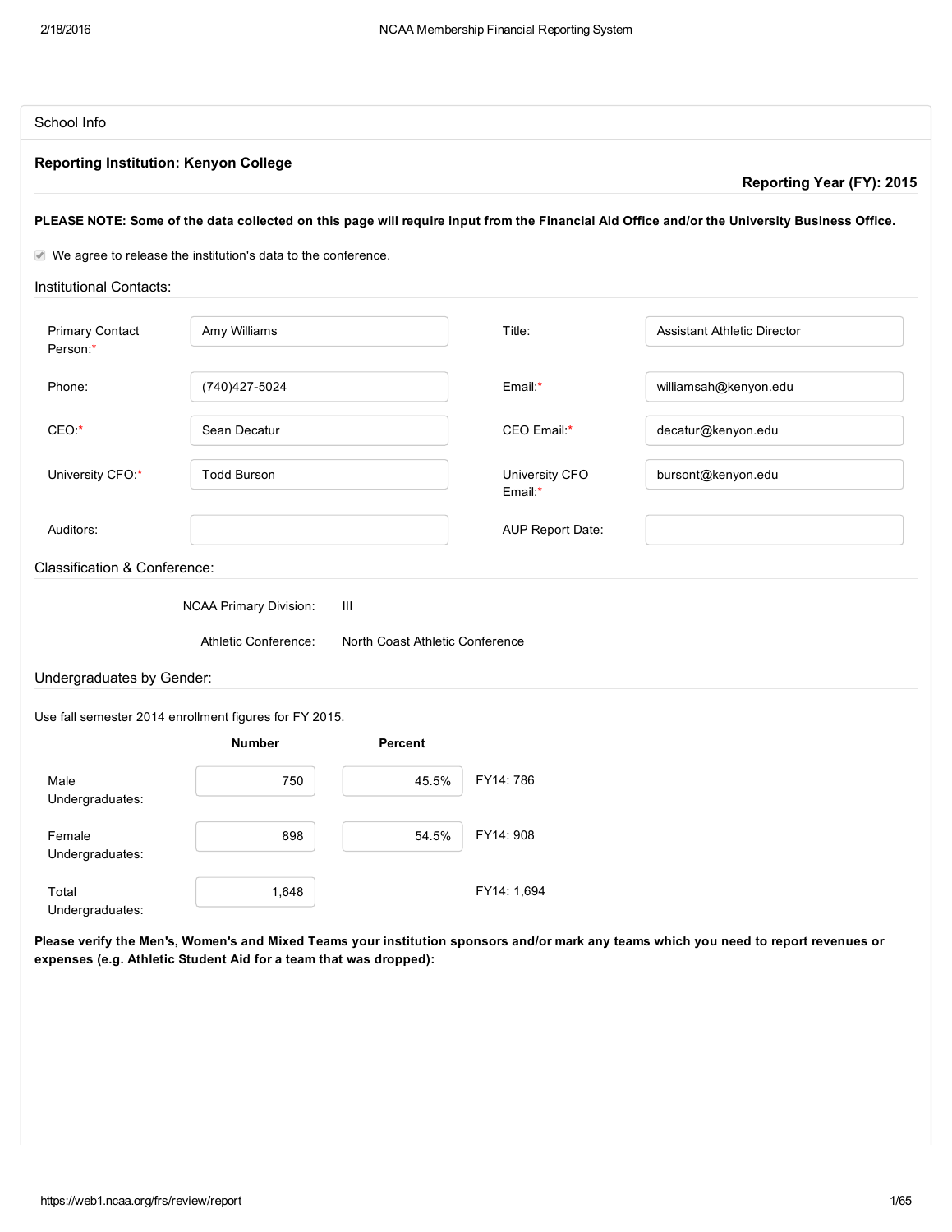## School Info

**Reporting Institution: Kenyon College**

**Reporting Year (FY): 2015**

**PLEASE NOTE: Some of the data collected on this page will require input from the Financial Aid Office and/or the University Business Office.**

☑ We agree to release the institution's data to the conference.

### Institutional Contacts:

| | | | |
|---|---|---|---|
| Primary Contact Person:* | Amy Williams | Title: | Assistant Athletic Director |
| Phone: | (740)427-5024 | Email:* | williamsah@kenyon.edu |
| CEO:* | Sean Decatur | CEO Email:* | decatur@kenyon.edu |
| University CFO:* | Todd Burson | University CFO Email:* | bursont@kenyon.edu |
| Auditors: | | AUP Report Date: | |

### Classification & Conference:

NCAA Primary Division: III

Athletic Conference: North Coast Athletic Conference

### Undergraduates by Gender:

Use fall semester 2014 enrollment figures for FY 2015.

| | Number | Percent | |
|---|---|---|---|
| Male Undergraduates: | 750 | 45.5% | FY14: 786 |
| Female Undergraduates: | 898 | 54.5% | FY14: 908 |
| Total Undergraduates: | 1,648 | | FY14: 1,694 |

**Please verify the Men's, Women's and Mixed Teams your institution sponsors and/or mark any teams which you need to report revenues or expenses (e.g. Athletic Student Aid for a team that was dropped):**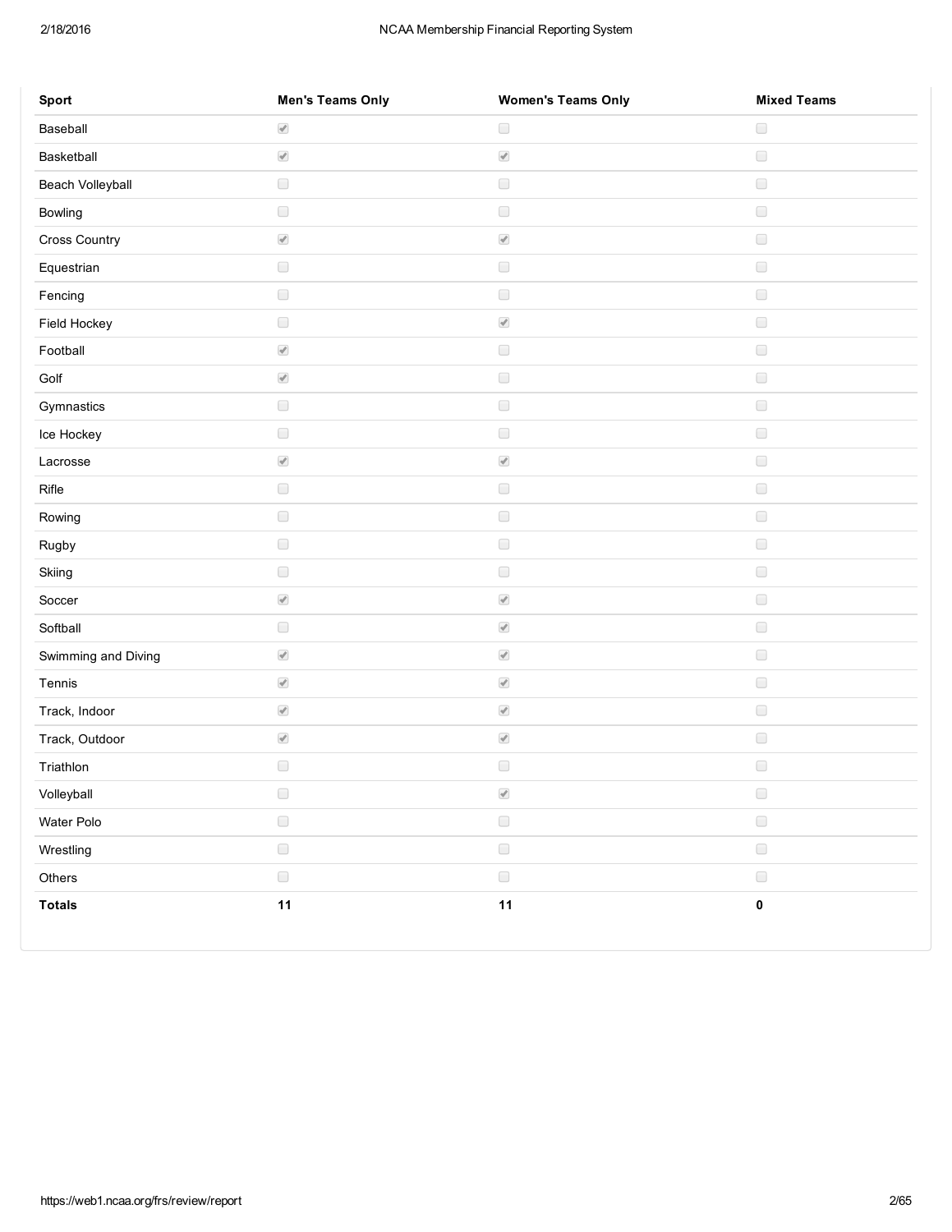| Sport | Men's Teams Only | Women's Teams Only | Mixed Teams |
|---|---|---|---|
| Baseball | ☑ | ☐ | ☐ |
| Basketball | ☑ | ☑ | ☐ |
| Beach Volleyball | ☐ | ☐ | ☐ |
| Bowling | ☐ | ☐ | ☐ |
| Cross Country | ☑ | ☑ | ☐ |
| Equestrian | ☐ | ☐ | ☐ |
| Fencing | ☐ | ☐ | ☐ |
| Field Hockey | ☐ | ☑ | ☐ |
| Football | ☑ | ☐ | ☐ |
| Golf | ☑ | ☐ | ☐ |
| Gymnastics | ☐ | ☐ | ☐ |
| Ice Hockey | ☐ | ☐ | ☐ |
| Lacrosse | ☑ | ☑ | ☐ |
| Rifle | ☐ | ☐ | ☐ |
| Rowing | ☐ | ☐ | ☐ |
| Rugby | ☐ | ☐ | ☐ |
| Skiing | ☐ | ☐ | ☐ |
| Soccer | ☑ | ☑ | ☐ |
| Softball | ☐ | ☑ | ☐ |
| Swimming and Diving | ☑ | ☑ | ☐ |
| Tennis | ☑ | ☑ | ☐ |
| Track, Indoor | ☑ | ☑ | ☐ |
| Track, Outdoor | ☑ | ☑ | ☐ |
| Triathlon | ☐ | ☐ | ☐ |
| Volleyball | ☐ | ☑ | ☐ |
| Water Polo | ☐ | ☐ | ☐ |
| Wrestling | ☐ | ☐ | ☐ |
| Others | ☐ | ☐ | ☐ |
| **Totals** | **11** | **11** | **0** |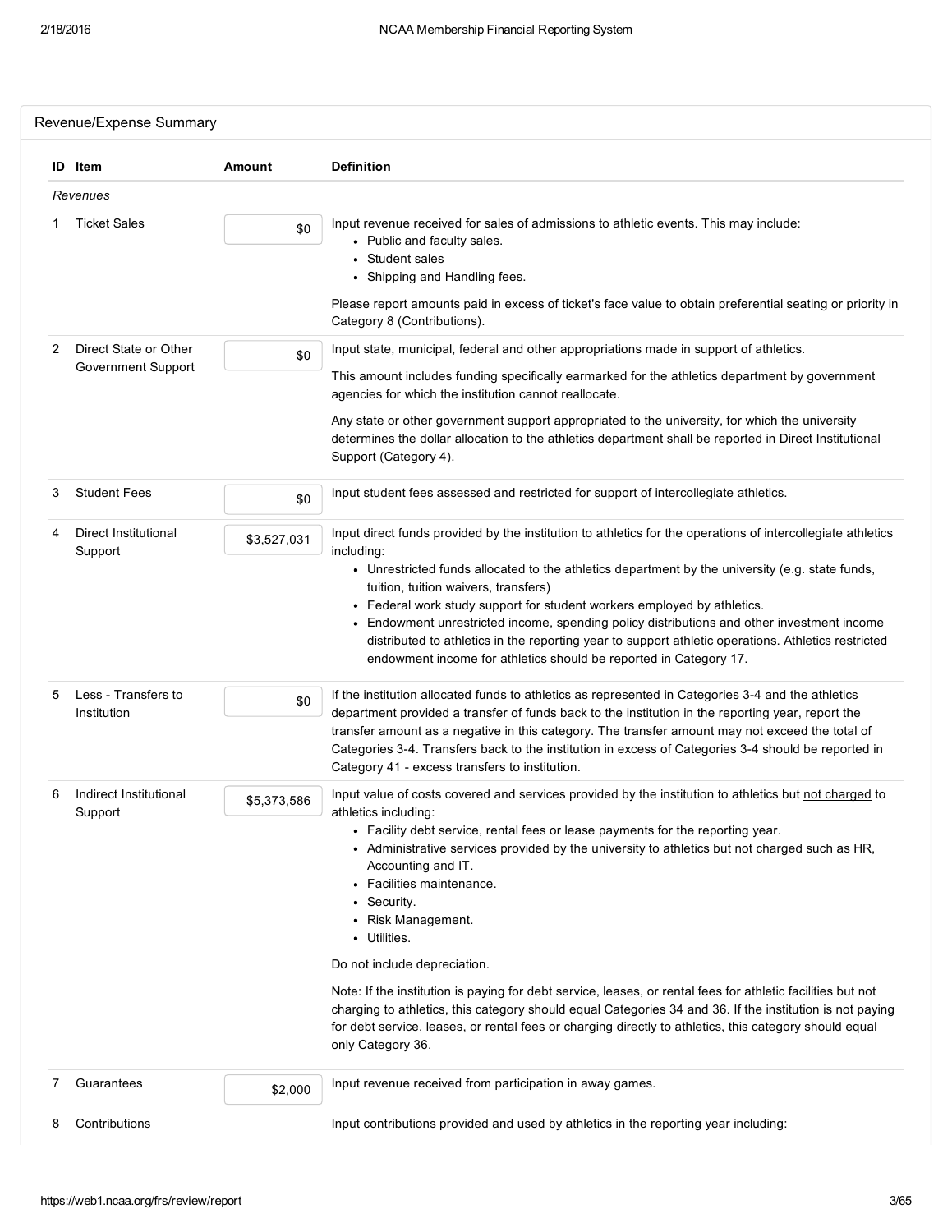## Revenue/Expense Summary

| ID | Item | Amount | Definition |
|---|---|---|---|
| *Revenues* | | | |
| 1 | Ticket Sales | $0 | Input revenue received for sales of admissions to athletic events. This may include:<br>• Public and faculty sales.<br>• Student sales<br>• Shipping and Handling fees.<br><br>Please report amounts paid in excess of ticket's face value to obtain preferential seating or priority in Category 8 (Contributions). |
| 2 | Direct State or Other Government Support | $0 | Input state, municipal, federal and other appropriations made in support of athletics.<br><br>This amount includes funding specifically earmarked for the athletics department by government agencies for which the institution cannot reallocate.<br><br>Any state or other government support appropriated to the university, for which the university determines the dollar allocation to the athletics department shall be reported in Direct Institutional Support (Category 4). |
| 3 | Student Fees | $0 | Input student fees assessed and restricted for support of intercollegiate athletics. |
| 4 | Direct Institutional Support | $3,527,031 | Input direct funds provided by the institution to athletics for the operations of intercollegiate athletics including:<br>• Unrestricted funds allocated to the athletics department by the university (e.g. state funds, tuition, tuition waivers, transfers)<br>• Federal work study support for student workers employed by athletics.<br>• Endowment unrestricted income, spending policy distributions and other investment income distributed to athletics in the reporting year to support athletic operations. Athletics restricted endowment income for athletics should be reported in Category 17. |
| 5 | Less - Transfers to Institution | $0 | If the institution allocated funds to athletics as represented in Categories 3-4 and the athletics department provided a transfer of funds back to the institution in the reporting year, report the transfer amount as a negative in this category. The transfer amount may not exceed the total of Categories 3-4. Transfers back to the institution in excess of Categories 3-4 should be reported in Category 41 - excess transfers to institution. |
| 6 | Indirect Institutional Support | $5,373,586 | Input value of costs covered and services provided by the institution to athletics but not charged to athletics including:<br>• Facility debt service, rental fees or lease payments for the reporting year.<br>• Administrative services provided by the university to athletics but not charged such as HR, Accounting and IT.<br>• Facilities maintenance.<br>• Security.<br>• Risk Management.<br>• Utilities.<br><br>Do not include depreciation.<br><br>Note: If the institution is paying for debt service, leases, or rental fees for athletic facilities but not charging to athletics, this category should equal Categories 34 and 36. If the institution is not paying for debt service, leases, or rental fees or charging directly to athletics, this category should equal only Category 36. |
| 7 | Guarantees | $2,000 | Input revenue received from participation in away games. |
| 8 | Contributions | | Input contributions provided and used by athletics in the reporting year including: |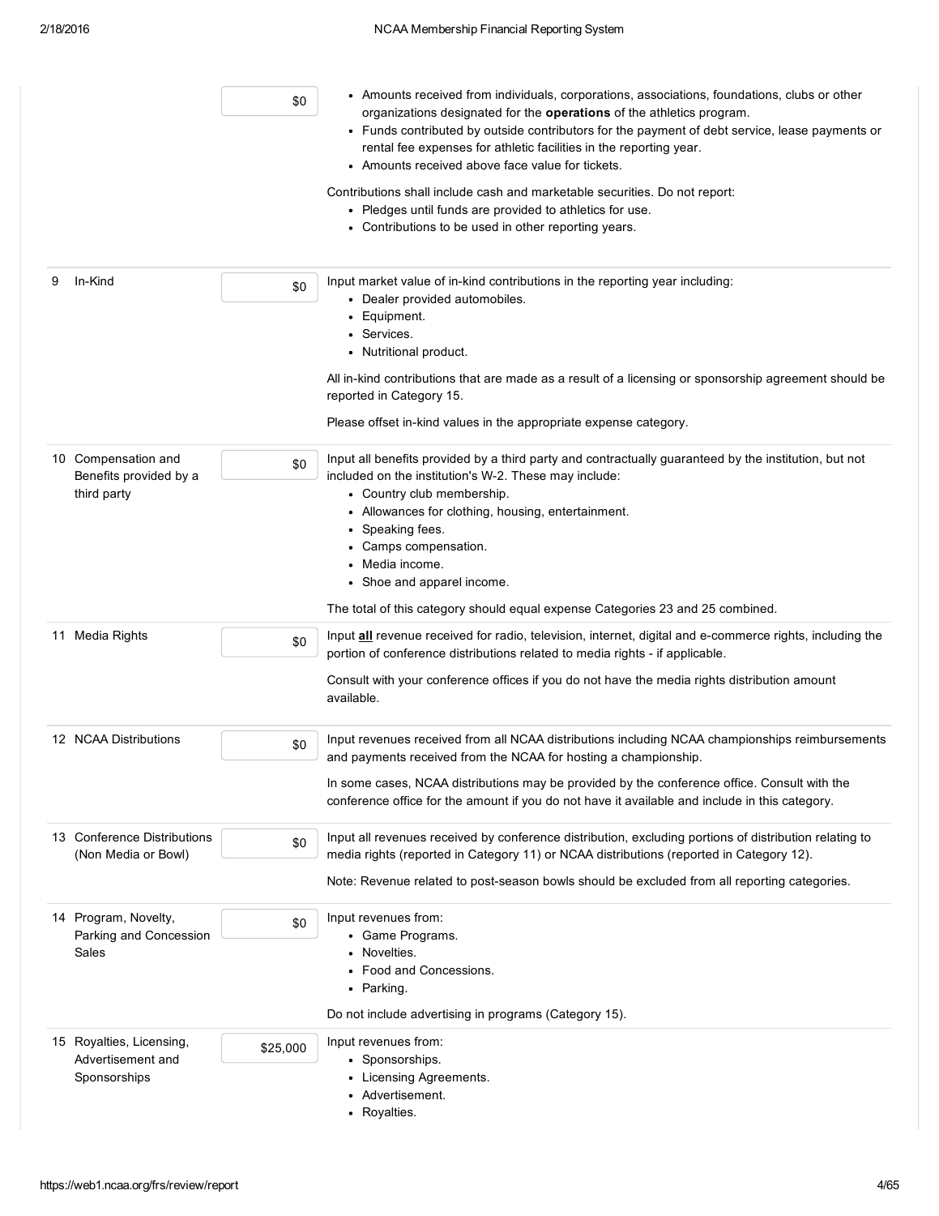| # | Category | Amount | Instructions |
|---|---|---|---|
| | | $0 | • Amounts received from individuals, corporations, associations, foundations, clubs or other organizations designated for the **operations** of the athletics program.<br>• Funds contributed by outside contributors for the payment of debt service, lease payments or rental fee expenses for athletic facilities in the reporting year.<br>• Amounts received above face value for tickets.<br><br>Contributions shall include cash and marketable securities. Do not report:<br>• Pledges until funds are provided to athletics for use.<br>• Contributions to be used in other reporting years. |
| 9 | In-Kind | $0 | Input market value of in-kind contributions in the reporting year including:<br>• Dealer provided automobiles.<br>• Equipment.<br>• Services.<br>• Nutritional product.<br><br>All in-kind contributions that are made as a result of a licensing or sponsorship agreement should be reported in Category 15.<br><br>Please offset in-kind values in the appropriate expense category. |
| 10 | Compensation and Benefits provided by a third party | $0 | Input all benefits provided by a third party and contractually guaranteed by the institution, but not included on the institution's W-2. These may include:<br>• Country club membership.<br>• Allowances for clothing, housing, entertainment.<br>• Speaking fees.<br>• Camps compensation.<br>• Media income.<br>• Shoe and apparel income.<br><br>The total of this category should equal expense Categories 23 and 25 combined. |
| 11 | Media Rights | $0 | Input **all** revenue received for radio, television, internet, digital and e-commerce rights, including the portion of conference distributions related to media rights - if applicable.<br><br>Consult with your conference offices if you do not have the media rights distribution amount available. |
| 12 | NCAA Distributions | $0 | Input revenues received from all NCAA distributions including NCAA championships reimbursements and payments received from the NCAA for hosting a championship.<br><br>In some cases, NCAA distributions may be provided by the conference office. Consult with the conference office for the amount if you do not have it available and include in this category. |
| 13 | Conference Distributions (Non Media or Bowl) | $0 | Input all revenues received by conference distribution, excluding portions of distribution relating to media rights (reported in Category 11) or NCAA distributions (reported in Category 12).<br><br>Note: Revenue related to post-season bowls should be excluded from all reporting categories. |
| 14 | Program, Novelty, Parking and Concession Sales | $0 | Input revenues from:<br>• Game Programs.<br>• Novelties.<br>• Food and Concessions.<br>• Parking.<br><br>Do not include advertising in programs (Category 15). |
| 15 | Royalties, Licensing, Advertisement and Sponsorships | $25,000 | Input revenues from:<br>• Sponsorships.<br>• Licensing Agreements.<br>• Advertisement.<br>• Royalties. |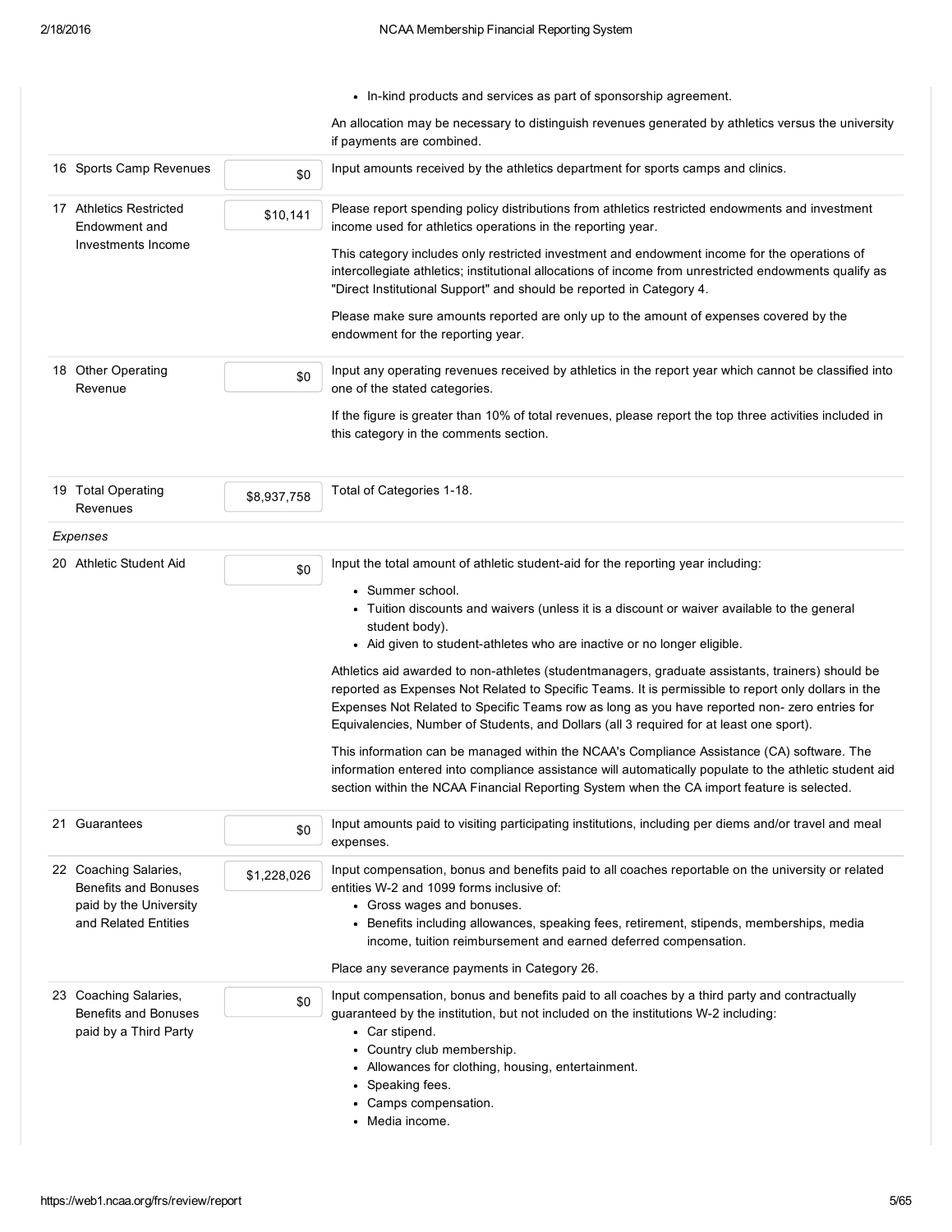| | | | |
|---|---|---|---|
| | | | • In-kind products and services as part of sponsorship agreement.<br><br>An allocation may be necessary to distinguish revenues generated by athletics versus the university if payments are combined. |
| 16 | Sports Camp Revenues | $0 | Input amounts received by the athletics department for sports camps and clinics. |
| 17 | Athletics Restricted Endowment and Investments Income | $10,141 | Please report spending policy distributions from athletics restricted endowments and investment income used for athletics operations in the reporting year.<br><br>This category includes only restricted investment and endowment income for the operations of intercollegiate athletics; institutional allocations of income from unrestricted endowments qualify as "Direct Institutional Support" and should be reported in Category 4.<br><br>Please make sure amounts reported are only up to the amount of expenses covered by the endowment for the reporting year. |
| 18 | Other Operating Revenue | $0 | Input any operating revenues received by athletics in the report year which cannot be classified into one of the stated categories.<br><br>If the figure is greater than 10% of total revenues, please report the top three activities included in this category in the comments section. |
| 19 | Total Operating Revenues | $8,937,758 | Total of Categories 1-18. |
| | *Expenses* | | |
| 20 | Athletic Student Aid | $0 | Input the total amount of athletic student-aid for the reporting year including:<br>• Summer school.<br>• Tuition discounts and waivers (unless it is a discount or waiver available to the general student body).<br>• Aid given to student-athletes who are inactive or no longer eligible.<br><br>Athletics aid awarded to non-athletes (studentmanagers, graduate assistants, trainers) should be reported as Expenses Not Related to Specific Teams. It is permissible to report only dollars in the Expenses Not Related to Specific Teams row as long as you have reported non- zero entries for Equivalencies, Number of Students, and Dollars (all 3 required for at least one sport).<br><br>This information can be managed within the NCAA's Compliance Assistance (CA) software. The information entered into compliance assistance will automatically populate to the athletic student aid section within the NCAA Financial Reporting System when the CA import feature is selected. |
| 21 | Guarantees | $0 | Input amounts paid to visiting participating institutions, including per diems and/or travel and meal expenses. |
| 22 | Coaching Salaries, Benefits and Bonuses paid by the University and Related Entities | $1,228,026 | Input compensation, bonus and benefits paid to all coaches reportable on the university or related entities W-2 and 1099 forms inclusive of:<br>• Gross wages and bonuses.<br>• Benefits including allowances, speaking fees, retirement, stipends, memberships, media income, tuition reimbursement and earned deferred compensation.<br><br>Place any severance payments in Category 26. |
| 23 | Coaching Salaries, Benefits and Bonuses paid by a Third Party | $0 | Input compensation, bonus and benefits paid to all coaches by a third party and contractually guaranteed by the institution, but not included on the institutions W-2 including:<br>• Car stipend.<br>• Country club membership.<br>• Allowances for clothing, housing, entertainment.<br>• Speaking fees.<br>• Camps compensation.<br>• Media income. |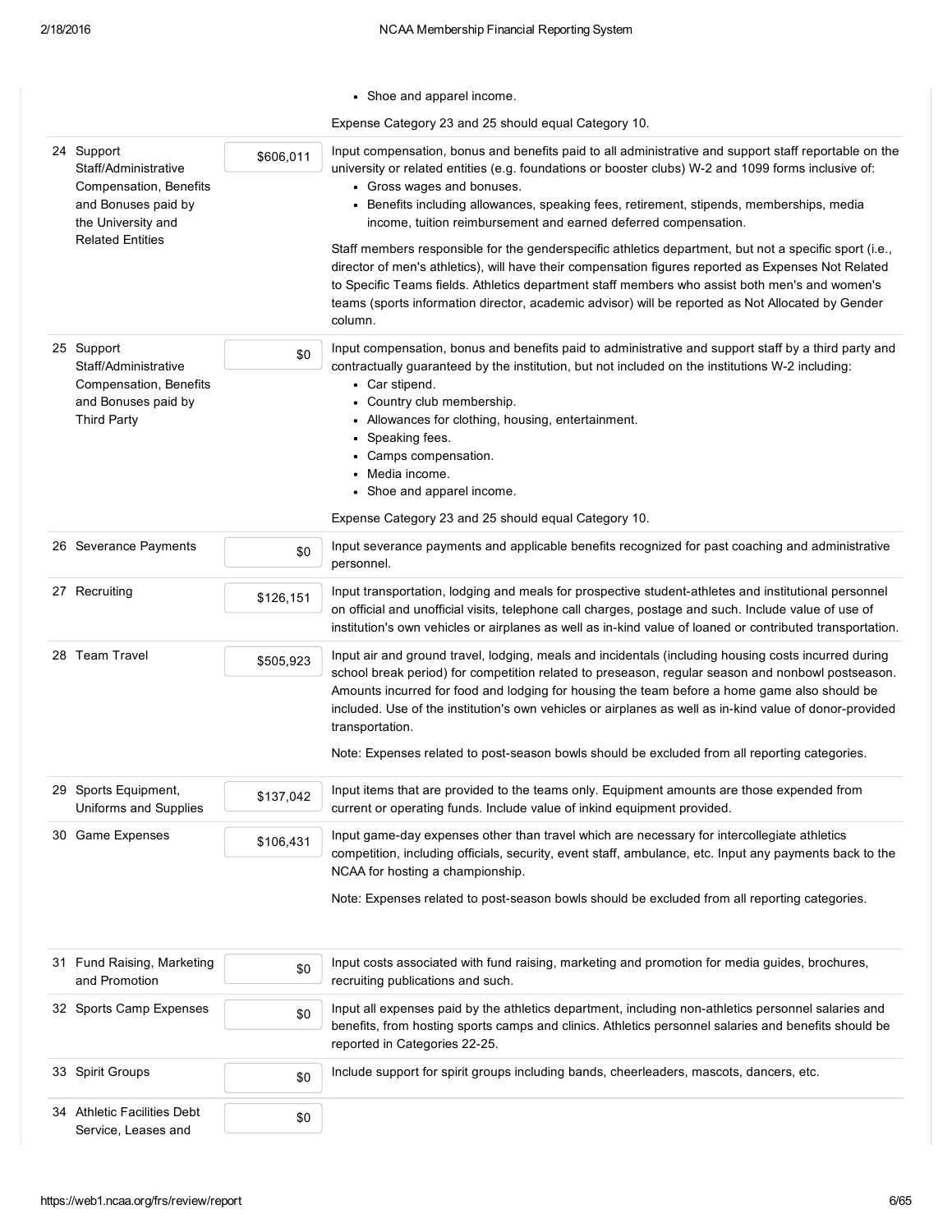- Shoe and apparel income.

Expense Category 23 and 25 should equal Category 10.

| # | Category | Amount | Instructions |
|---|---|---|---|
| 24 | Support Staff/Administrative Compensation, Benefits and Bonuses paid by the University and Related Entities | $606,011 | Input compensation, bonus and benefits paid to all administrative and support staff reportable on the university or related entities (e.g. foundations or booster clubs) W-2 and 1099 forms inclusive of: <br>• Gross wages and bonuses. <br>• Benefits including allowances, speaking fees, retirement, stipends, memberships, media income, tuition reimbursement and earned deferred compensation. <br><br>Staff members responsible for the genderspecific athletics department, but not a specific sport (i.e., director of men's athletics), will have their compensation figures reported as Expenses Not Related to Specific Teams fields. Athletics department staff members who assist both men's and women's teams (sports information director, academic advisor) will be reported as Not Allocated by Gender column. |
| 25 | Support Staff/Administrative Compensation, Benefits and Bonuses paid by Third Party | $0 | Input compensation, bonus and benefits paid to administrative and support staff by a third party and contractually guaranteed by the institution, but not included on the institutions W-2 including: <br>• Car stipend. <br>• Country club membership. <br>• Allowances for clothing, housing, entertainment. <br>• Speaking fees. <br>• Camps compensation. <br>• Media income. <br>• Shoe and apparel income. <br><br>Expense Category 23 and 25 should equal Category 10. |
| 26 | Severance Payments | $0 | Input severance payments and applicable benefits recognized for past coaching and administrative personnel. |
| 27 | Recruiting | $126,151 | Input transportation, lodging and meals for prospective student-athletes and institutional personnel on official and unofficial visits, telephone call charges, postage and such. Include value of use of institution's own vehicles or airplanes as well as in-kind value of loaned or contributed transportation. |
| 28 | Team Travel | $505,923 | Input air and ground travel, lodging, meals and incidentals (including housing costs incurred during school break period) for competition related to preseason, regular season and nonbowl postseason. Amounts incurred for food and lodging for housing the team before a home game also should be included. Use of the institution's own vehicles or airplanes as well as in-kind value of donor-provided transportation. <br><br>Note: Expenses related to post-season bowls should be excluded from all reporting categories. |
| 29 | Sports Equipment, Uniforms and Supplies | $137,042 | Input items that are provided to the teams only. Equipment amounts are those expended from current or operating funds. Include value of inkind equipment provided. |
| 30 | Game Expenses | $106,431 | Input game-day expenses other than travel which are necessary for intercollegiate athletics competition, including officials, security, event staff, ambulance, etc. Input any payments back to the NCAA for hosting a championship. <br><br>Note: Expenses related to post-season bowls should be excluded from all reporting categories. |
| 31 | Fund Raising, Marketing and Promotion | $0 | Input costs associated with fund raising, marketing and promotion for media guides, brochures, recruiting publications and such. |
| 32 | Sports Camp Expenses | $0 | Input all expenses paid by the athletics department, including non-athletics personnel salaries and benefits, from hosting sports camps and clinics. Athletics personnel salaries and benefits should be reported in Categories 22-25. |
| 33 | Spirit Groups | $0 | Include support for spirit groups including bands, cheerleaders, mascots, dancers, etc. |
| 34 | Athletic Facilities Debt Service, Leases and | $0 | |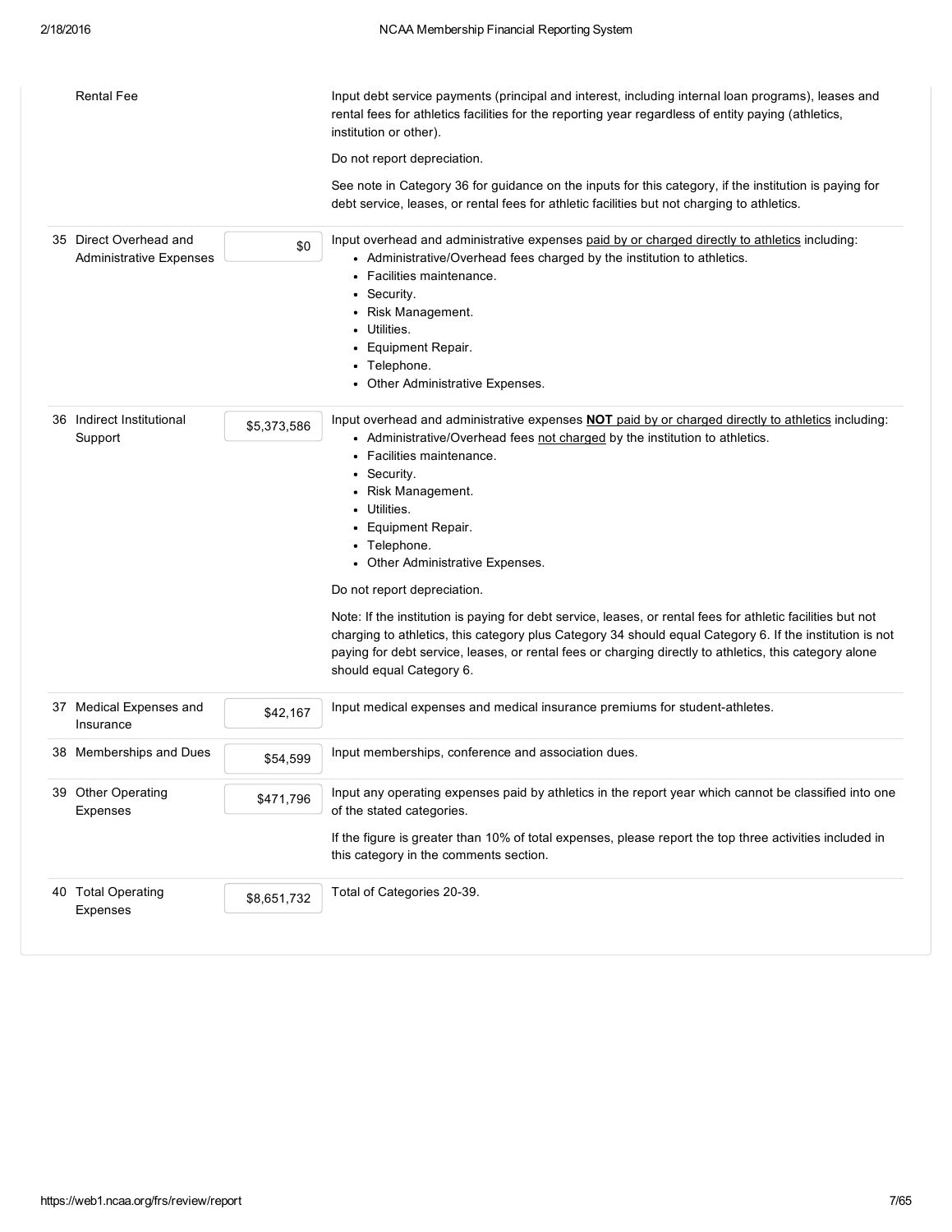| # | Category | Amount | Instructions |
|---|---|---|---|
| | Rental Fee | | Input debt service payments (principal and interest, including internal loan programs), leases and rental fees for athletics facilities for the reporting year regardless of entity paying (athletics, institution or other).<br><br>Do not report depreciation.<br><br>See note in Category 36 for guidance on the inputs for this category, if the institution is paying for debt service, leases, or rental fees for athletic facilities but not charging to athletics. |
| 35 | Direct Overhead and Administrative Expenses | $0 | Input overhead and administrative expenses paid by or charged directly to athletics including:<br>• Administrative/Overhead fees charged by the institution to athletics.<br>• Facilities maintenance.<br>• Security.<br>• Risk Management.<br>• Utilities.<br>• Equipment Repair.<br>• Telephone.<br>• Other Administrative Expenses. |
| 36 | Indirect Institutional Support | $5,373,586 | Input overhead and administrative expenses **NOT** paid by or charged directly to athletics including:<br>• Administrative/Overhead fees not charged by the institution to athletics.<br>• Facilities maintenance.<br>• Security.<br>• Risk Management.<br>• Utilities.<br>• Equipment Repair.<br>• Telephone.<br>• Other Administrative Expenses.<br><br>Do not report depreciation.<br><br>Note: If the institution is paying for debt service, leases, or rental fees for athletic facilities but not charging to athletics, this category plus Category 34 should equal Category 6. If the institution is not paying for debt service, leases, or rental fees or charging directly to athletics, this category alone should equal Category 6. |
| 37 | Medical Expenses and Insurance | $42,167 | Input medical expenses and medical insurance premiums for student-athletes. |
| 38 | Memberships and Dues | $54,599 | Input memberships, conference and association dues. |
| 39 | Other Operating Expenses | $471,796 | Input any operating expenses paid by athletics in the report year which cannot be classified into one of the stated categories.<br><br>If the figure is greater than 10% of total expenses, please report the top three activities included in this category in the comments section. |
| 40 | Total Operating Expenses | $8,651,732 | Total of Categories 20-39. |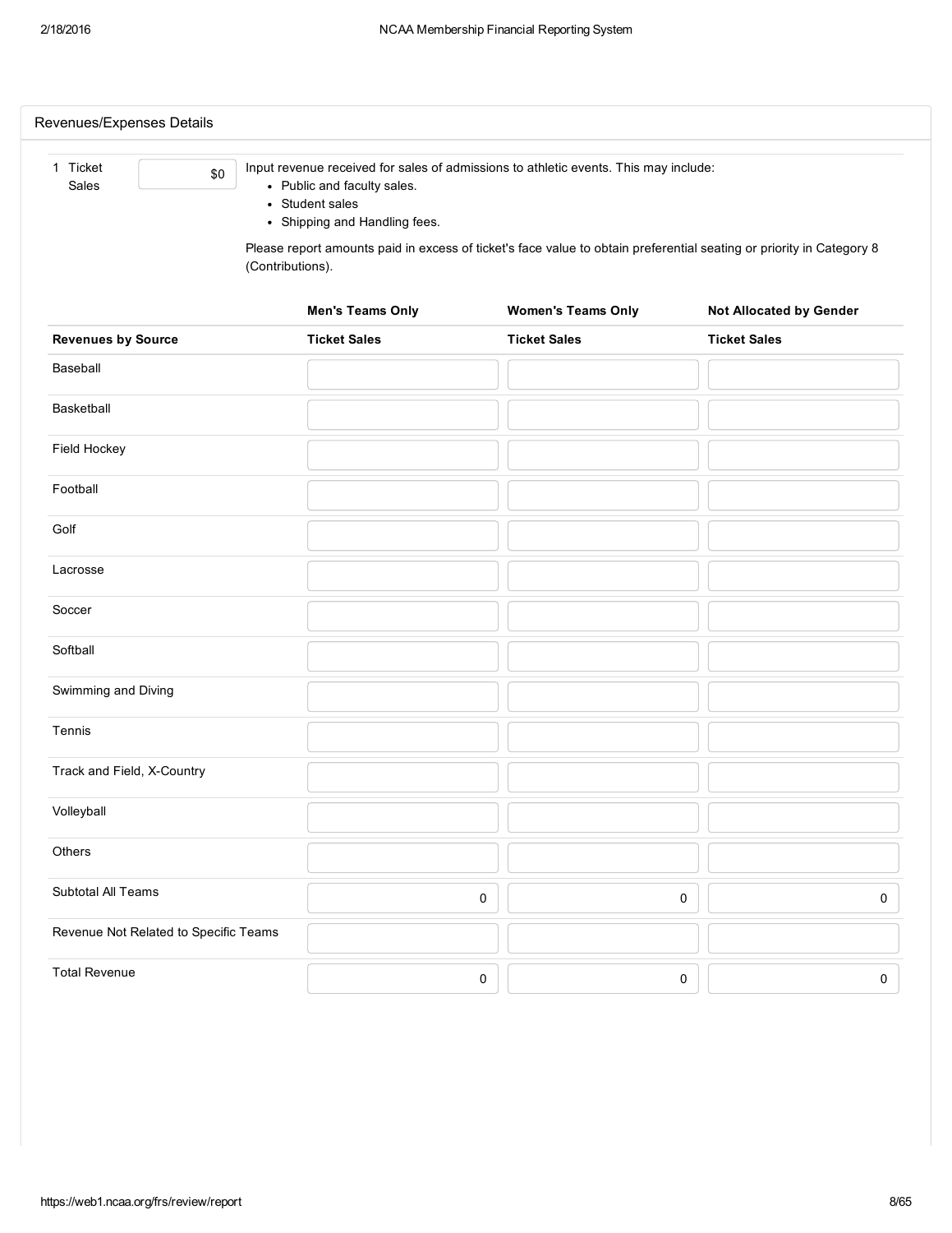## Revenues/Expenses Details

1 Ticket Sales — $0

Input revenue received for sales of admissions to athletic events. This may include:

- Public and faculty sales.
- Student sales
- Shipping and Handling fees.

Please report amounts paid in excess of ticket's face value to obtain preferential seating or priority in Category 8 (Contributions).

| | Men's Teams Only | Women's Teams Only | Not Allocated by Gender |
|---|---|---|---|
| **Revenues by Source** | **Ticket Sales** | **Ticket Sales** | **Ticket Sales** |
| Baseball | | | |
| Basketball | | | |
| Field Hockey | | | |
| Football | | | |
| Golf | | | |
| Lacrosse | | | |
| Soccer | | | |
| Softball | | | |
| Swimming and Diving | | | |
| Tennis | | | |
| Track and Field, X-Country | | | |
| Volleyball | | | |
| Others | | | |
| Subtotal All Teams | 0 | 0 | 0 |
| Revenue Not Related to Specific Teams | | | |
| Total Revenue | 0 | 0 | 0 |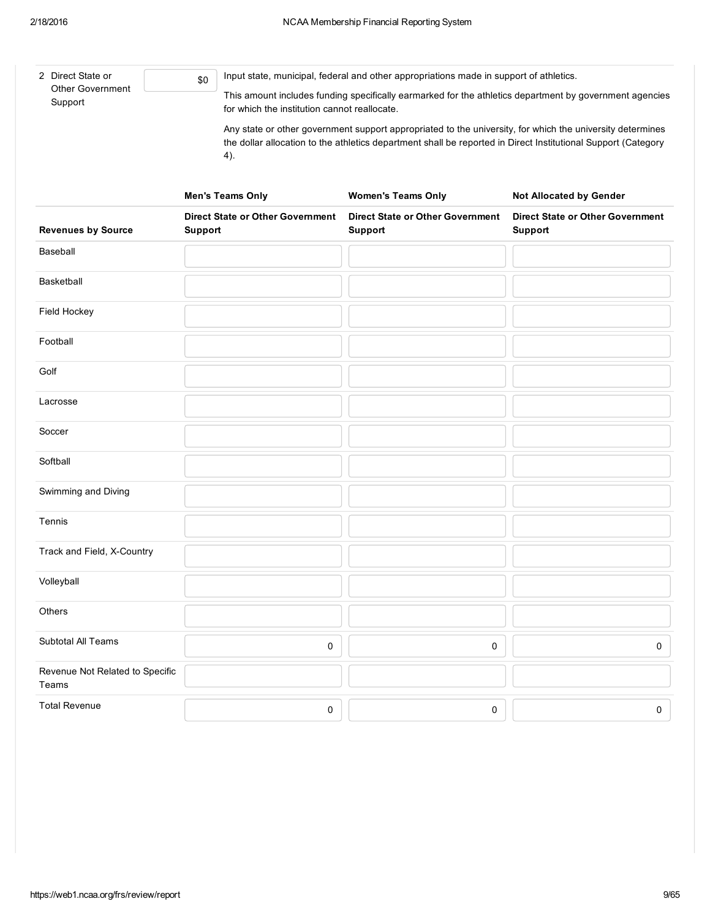2 Direct State or Other Government Support | $0

Input state, municipal, federal and other appropriations made in support of athletics.

This amount includes funding specifically earmarked for the athletics department by government agencies for which the institution cannot reallocate.

Any state or other government support appropriated to the university, for which the university determines the dollar allocation to the athletics department shall be reported in Direct Institutional Support (Category 4).

| | Men's Teams Only | Women's Teams Only | Not Allocated by Gender |
|---|---|---|---|
| **Revenues by Source** | **Direct State or Other Government Support** | **Direct State or Other Government Support** | **Direct State or Other Government Support** |
| Baseball | | | |
| Basketball | | | |
| Field Hockey | | | |
| Football | | | |
| Golf | | | |
| Lacrosse | | | |
| Soccer | | | |
| Softball | | | |
| Swimming and Diving | | | |
| Tennis | | | |
| Track and Field, X-Country | | | |
| Volleyball | | | |
| Others | | | |
| Subtotal All Teams | 0 | 0 | 0 |
| Revenue Not Related to Specific Teams | | | |
| Total Revenue | 0 | 0 | 0 |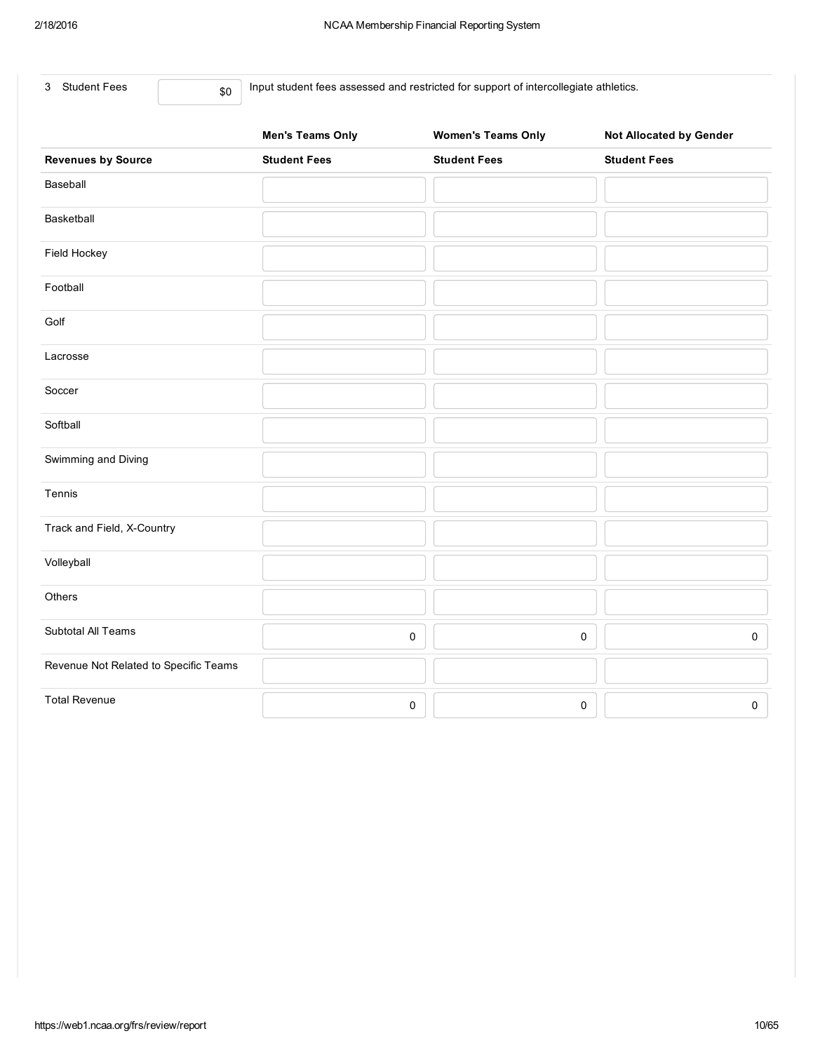3 Student Fees $0 Input student fees assessed and restricted for support of intercollegiate athletics.

| | Men's Teams Only | Women's Teams Only | Not Allocated by Gender |
|---|---|---|---|
| **Revenues by Source** | **Student Fees** | **Student Fees** | **Student Fees** |
| Baseball | | | |
| Basketball | | | |
| Field Hockey | | | |
| Football | | | |
| Golf | | | |
| Lacrosse | | | |
| Soccer | | | |
| Softball | | | |
| Swimming and Diving | | | |
| Tennis | | | |
| Track and Field, X-Country | | | |
| Volleyball | | | |
| Others | | | |
| Subtotal All Teams | 0 | 0 | 0 |
| Revenue Not Related to Specific Teams | | | |
| Total Revenue | 0 | 0 | 0 |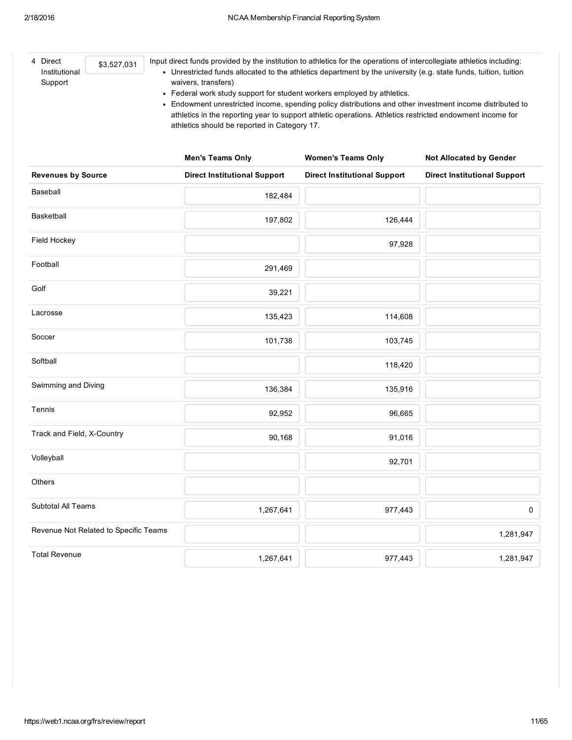4 Direct Institutional Support: $3,527,031

Input direct funds provided by the institution to athletics for the operations of intercollegiate athletics including:

- Unrestricted funds allocated to the athletics department by the university (e.g. state funds, tuition, tuition waivers, transfers)
- Federal work study support for student workers employed by athletics.
- Endowment unrestricted income, spending policy distributions and other investment income distributed to athletics in the reporting year to support athletic operations. Athletics restricted endowment income for athletics should be reported in Category 17.

| | Men's Teams Only | Women's Teams Only | Not Allocated by Gender |
|---|---|---|---|
| **Revenues by Source** | **Direct Institutional Support** | **Direct Institutional Support** | **Direct Institutional Support** |
| Baseball | 182,484 | | |
| Basketball | 197,802 | 126,444 | |
| Field Hockey | | 97,928 | |
| Football | 291,469 | | |
| Golf | 39,221 | | |
| Lacrosse | 135,423 | 114,608 | |
| Soccer | 101,738 | 103,745 | |
| Softball | | 118,420 | |
| Swimming and Diving | 136,384 | 135,916 | |
| Tennis | 92,952 | 96,665 | |
| Track and Field, X-Country | 90,168 | 91,016 | |
| Volleyball | | 92,701 | |
| Others | | | |
| Subtotal All Teams | 1,267,641 | 977,443 | 0 |
| Revenue Not Related to Specific Teams | | | 1,281,947 |
| Total Revenue | 1,267,641 | 977,443 | 1,281,947 |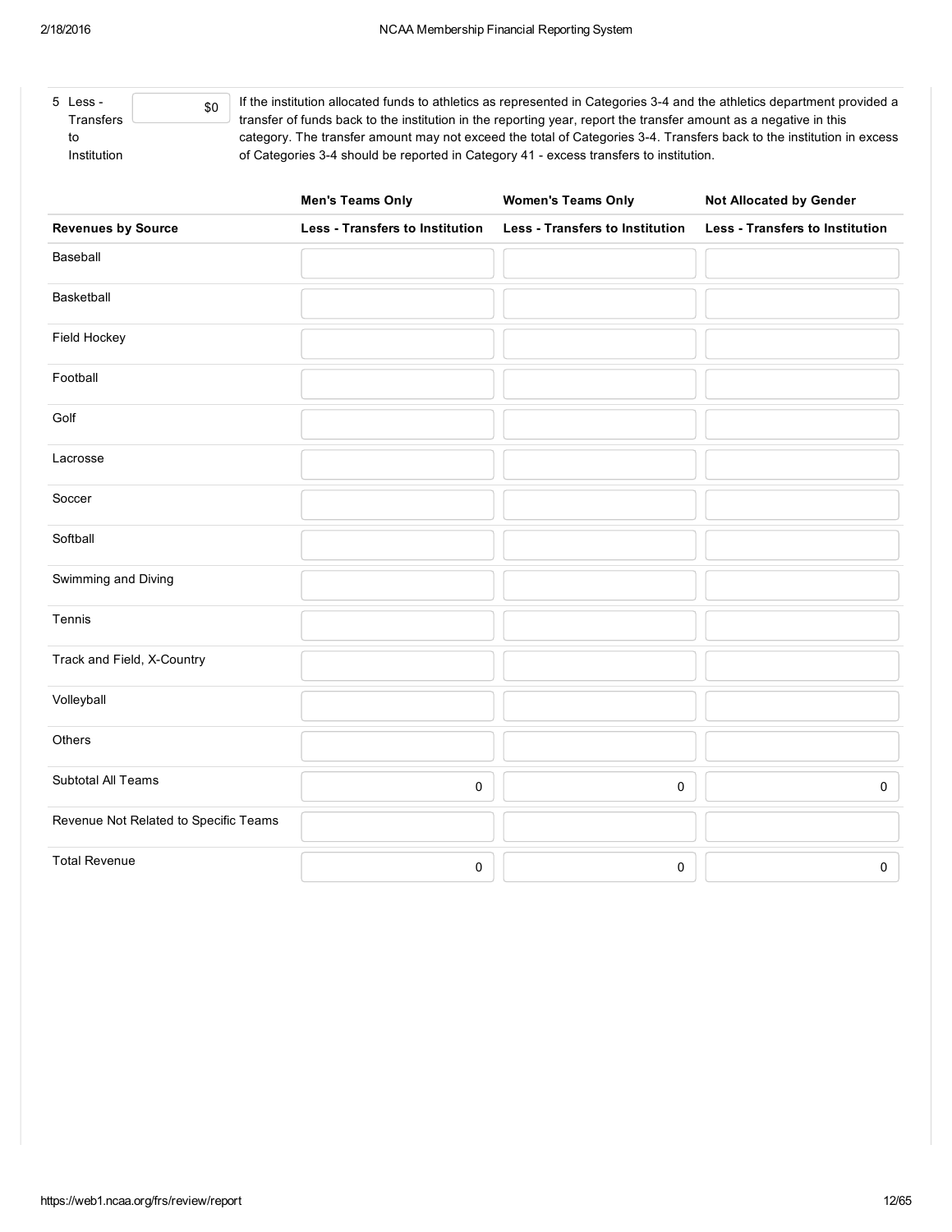| 5 Less - Transfers to Institution | $0 | If the institution allocated funds to athletics as represented in Categories 3-4 and the athletics department provided a transfer of funds back to the institution in the reporting year, report the transfer amount as a negative in this category. The transfer amount may not exceed the total of Categories 3-4. Transfers back to the institution in excess of Categories 3-4 should be reported in Category 41 - excess transfers to institution. |
|---|---|---|

| | Men's Teams Only | Women's Teams Only | Not Allocated by Gender |
|---|---|---|---|
| **Revenues by Source** | **Less - Transfers to Institution** | **Less - Transfers to Institution** | **Less - Transfers to Institution** |
| Baseball | | | |
| Basketball | | | |
| Field Hockey | | | |
| Football | | | |
| Golf | | | |
| Lacrosse | | | |
| Soccer | | | |
| Softball | | | |
| Swimming and Diving | | | |
| Tennis | | | |
| Track and Field, X-Country | | | |
| Volleyball | | | |
| Others | | | |
| Subtotal All Teams | 0 | 0 | 0 |
| Revenue Not Related to Specific Teams | | | |
| Total Revenue | 0 | 0 | 0 |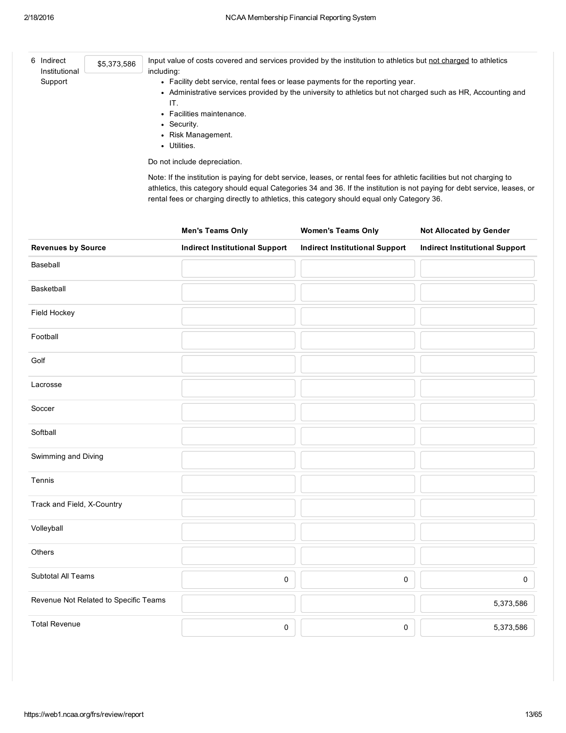6 Indirect Institutional Support — $5,373,586

Input value of costs covered and services provided by the institution to athletics but not charged to athletics including:

- Facility debt service, rental fees or lease payments for the reporting year.
- Administrative services provided by the university to athletics but not charged such as HR, Accounting and IT.
- Facilities maintenance.
- Security.
- Risk Management.
- Utilities.

Do not include depreciation.

Note: If the institution is paying for debt service, leases, or rental fees for athletic facilities but not charging to athletics, this category should equal Categories 34 and 36. If the institution is not paying for debt service, leases, or rental fees or charging directly to athletics, this category should equal only Category 36.

| | Men's Teams Only | Women's Teams Only | Not Allocated by Gender |
|---|---|---|---|
| **Revenues by Source** | **Indirect Institutional Support** | **Indirect Institutional Support** | **Indirect Institutional Support** |
| Baseball | | | |
| Basketball | | | |
| Field Hockey | | | |
| Football | | | |
| Golf | | | |
| Lacrosse | | | |
| Soccer | | | |
| Softball | | | |
| Swimming and Diving | | | |
| Tennis | | | |
| Track and Field, X-Country | | | |
| Volleyball | | | |
| Others | | | |
| Subtotal All Teams | 0 | 0 | 0 |
| Revenue Not Related to Specific Teams | | | 5,373,586 |
| Total Revenue | 0 | 0 | 5,373,586 |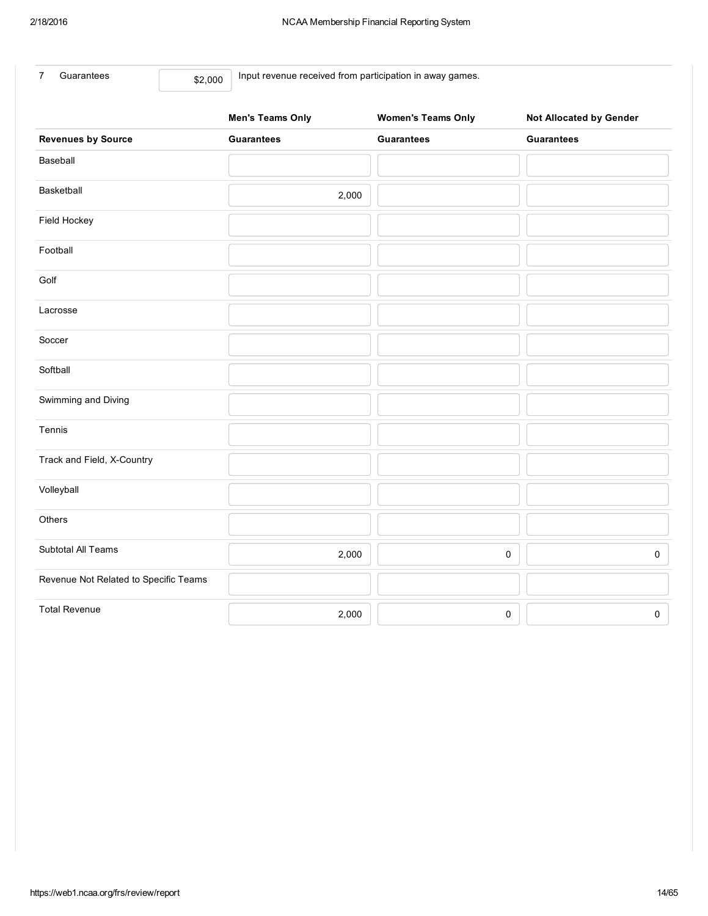7 Guarantees $2,000 Input revenue received from participation in away games.

| | Men's Teams Only | Women's Teams Only | Not Allocated by Gender |
|---|---|---|---|
| **Revenues by Source** | **Guarantees** | **Guarantees** | **Guarantees** |
| Baseball | | | |
| Basketball | 2,000 | | |
| Field Hockey | | | |
| Football | | | |
| Golf | | | |
| Lacrosse | | | |
| Soccer | | | |
| Softball | | | |
| Swimming and Diving | | | |
| Tennis | | | |
| Track and Field, X-Country | | | |
| Volleyball | | | |
| Others | | | |
| Subtotal All Teams | 2,000 | 0 | 0 |
| Revenue Not Related to Specific Teams | | | |
| Total Revenue | 2,000 | 0 | 0 |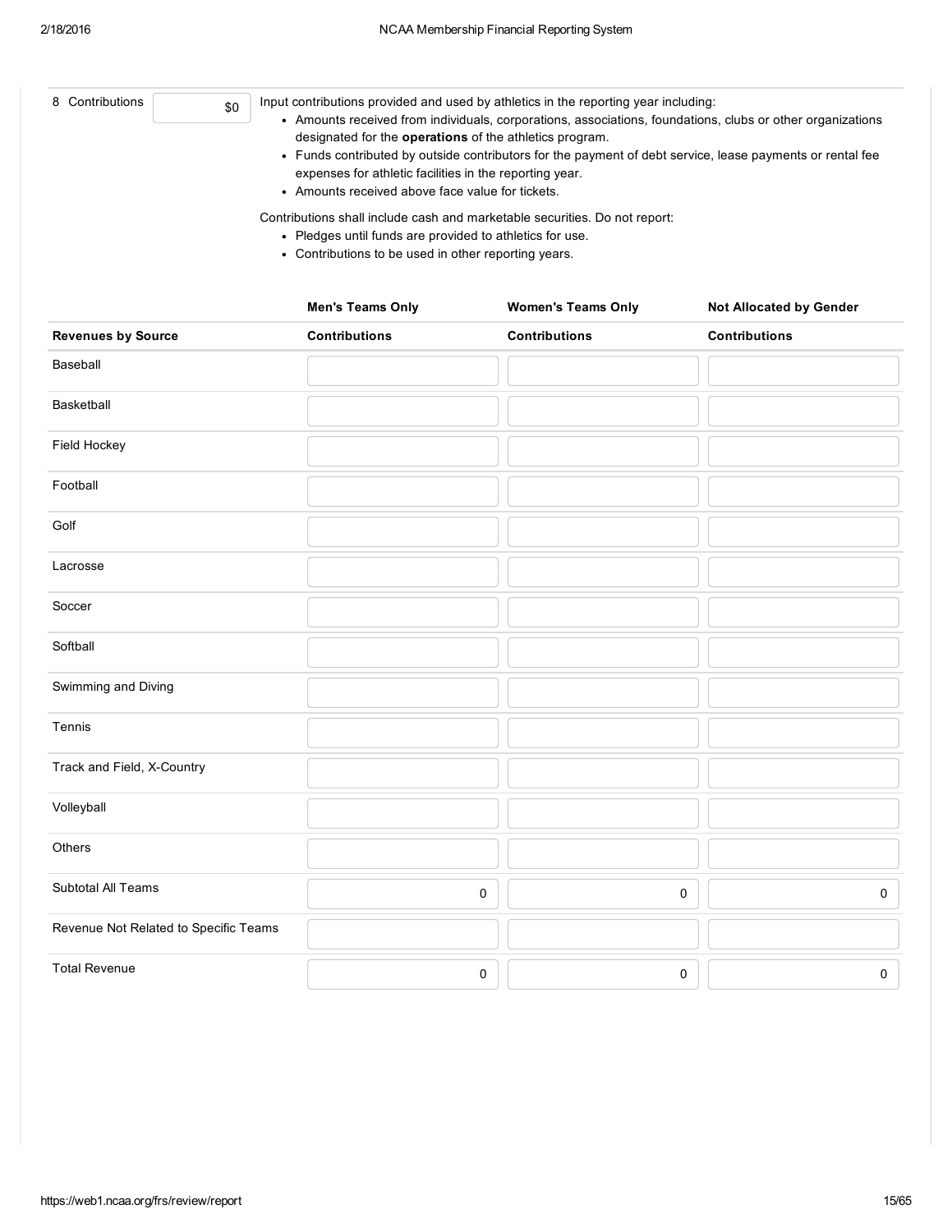8 Contributions $0

Input contributions provided and used by athletics in the reporting year including:

- Amounts received from individuals, corporations, associations, foundations, clubs or other organizations designated for the **operations** of the athletics program.
- Funds contributed by outside contributors for the payment of debt service, lease payments or rental fee expenses for athletic facilities in the reporting year.
- Amounts received above face value for tickets.

Contributions shall include cash and marketable securities. Do not report:

- Pledges until funds are provided to athletics for use.
- Contributions to be used in other reporting years.

| | Men's Teams Only | Women's Teams Only | Not Allocated by Gender |
|---|---|---|---|
| **Revenues by Source** | **Contributions** | **Contributions** | **Contributions** |
| Baseball | | | |
| Basketball | | | |
| Field Hockey | | | |
| Football | | | |
| Golf | | | |
| Lacrosse | | | |
| Soccer | | | |
| Softball | | | |
| Swimming and Diving | | | |
| Tennis | | | |
| Track and Field, X-Country | | | |
| Volleyball | | | |
| Others | | | |
| Subtotal All Teams | 0 | 0 | 0 |
| Revenue Not Related to Specific Teams | | | |
| Total Revenue | 0 | 0 | 0 |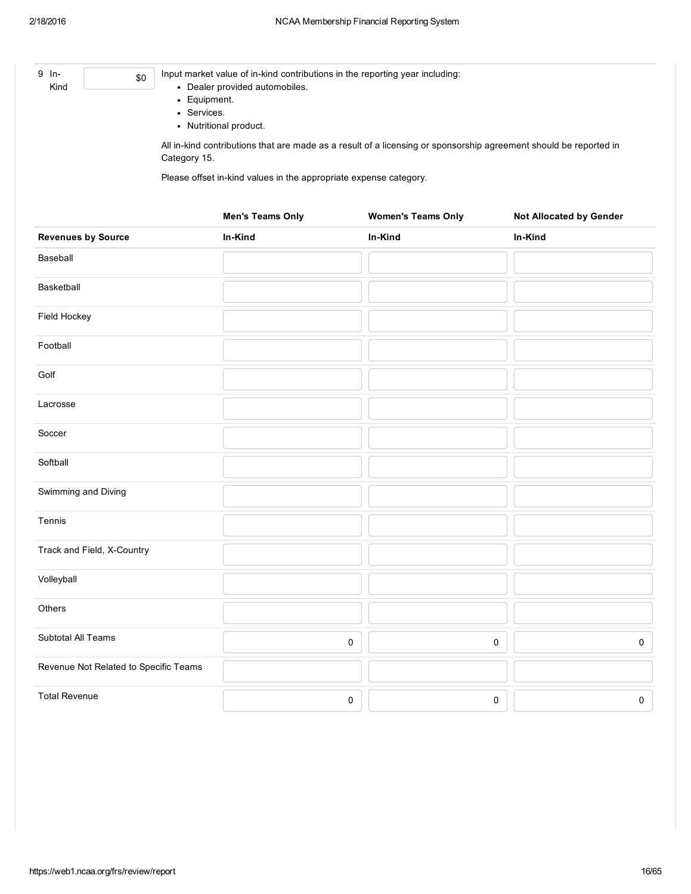9 In-Kind $0

Input market value of in-kind contributions in the reporting year including:

- Dealer provided automobiles.
- Equipment.
- Services.
- Nutritional product.

All in-kind contributions that are made as a result of a licensing or sponsorship agreement should be reported in Category 15.

Please offset in-kind values in the appropriate expense category.

| | Men's Teams Only | Women's Teams Only | Not Allocated by Gender |
|---|---|---|---|
| **Revenues by Source** | **In-Kind** | **In-Kind** | **In-Kind** |
| Baseball | | | |
| Basketball | | | |
| Field Hockey | | | |
| Football | | | |
| Golf | | | |
| Lacrosse | | | |
| Soccer | | | |
| Softball | | | |
| Swimming and Diving | | | |
| Tennis | | | |
| Track and Field, X-Country | | | |
| Volleyball | | | |
| Others | | | |
| Subtotal All Teams | 0 | 0 | 0 |
| Revenue Not Related to Specific Teams | | | |
| Total Revenue | 0 | 0 | 0 |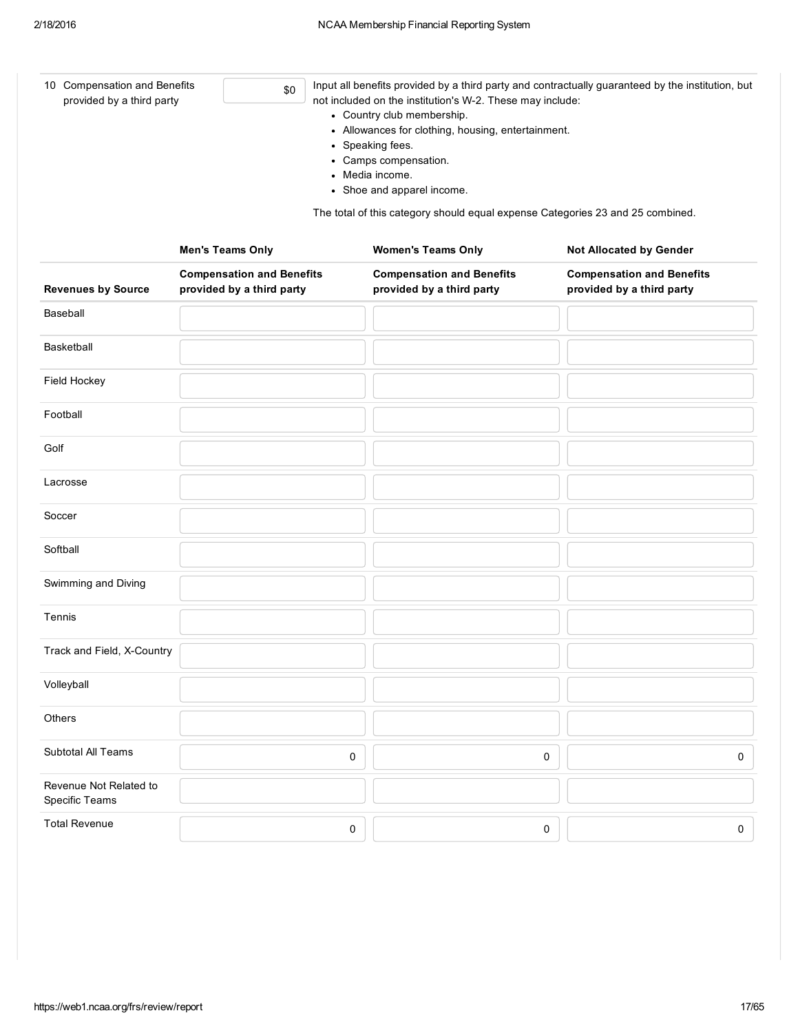10 Compensation and Benefits provided by a third party — $0

Input all benefits provided by a third party and contractually guaranteed by the institution, but not included on the institution's W-2. These may include:

- Country club membership.
- Allowances for clothing, housing, entertainment.
- Speaking fees.
- Camps compensation.
- Media income.
- Shoe and apparel income.

The total of this category should equal expense Categories 23 and 25 combined.

| | Men's Teams Only | Women's Teams Only | Not Allocated by Gender |
|---|---|---|---|
| **Revenues by Source** | **Compensation and Benefits provided by a third party** | **Compensation and Benefits provided by a third party** | **Compensation and Benefits provided by a third party** |
| Baseball | | | |
| Basketball | | | |
| Field Hockey | | | |
| Football | | | |
| Golf | | | |
| Lacrosse | | | |
| Soccer | | | |
| Softball | | | |
| Swimming and Diving | | | |
| Tennis | | | |
| Track and Field, X-Country | | | |
| Volleyball | | | |
| Others | | | |
| Subtotal All Teams | 0 | 0 | 0 |
| Revenue Not Related to Specific Teams | | | |
| Total Revenue | 0 | 0 | 0 |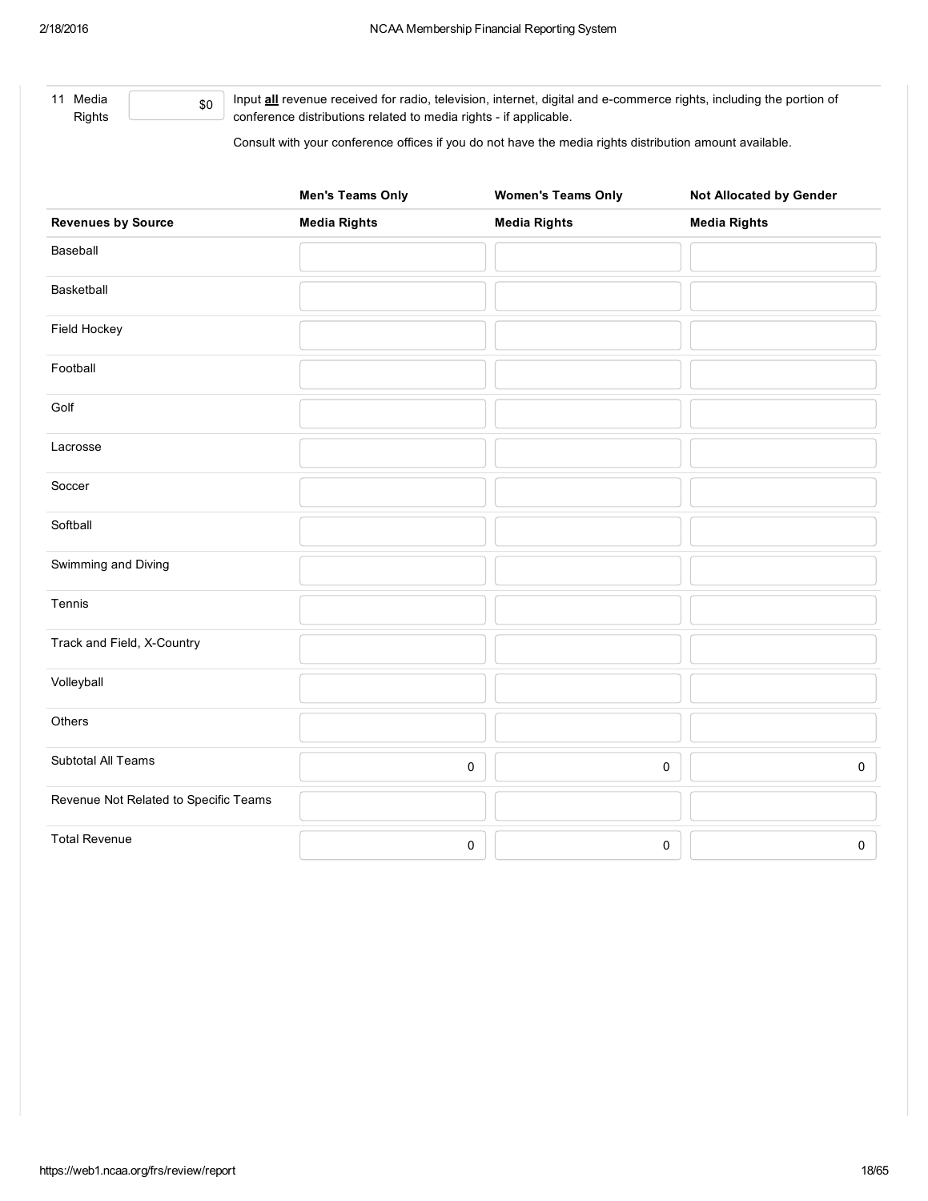11 Media Rights | $0

Input **all** revenue received for radio, television, internet, digital and e-commerce rights, including the portion of conference distributions related to media rights - if applicable.

Consult with your conference offices if you do not have the media rights distribution amount available.

| | Men's Teams Only | Women's Teams Only | Not Allocated by Gender |
|---|---|---|---|
| **Revenues by Source** | **Media Rights** | **Media Rights** | **Media Rights** |
| Baseball | | | |
| Basketball | | | |
| Field Hockey | | | |
| Football | | | |
| Golf | | | |
| Lacrosse | | | |
| Soccer | | | |
| Softball | | | |
| Swimming and Diving | | | |
| Tennis | | | |
| Track and Field, X-Country | | | |
| Volleyball | | | |
| Others | | | |
| Subtotal All Teams | 0 | 0 | 0 |
| Revenue Not Related to Specific Teams | | | |
| Total Revenue | 0 | 0 | 0 |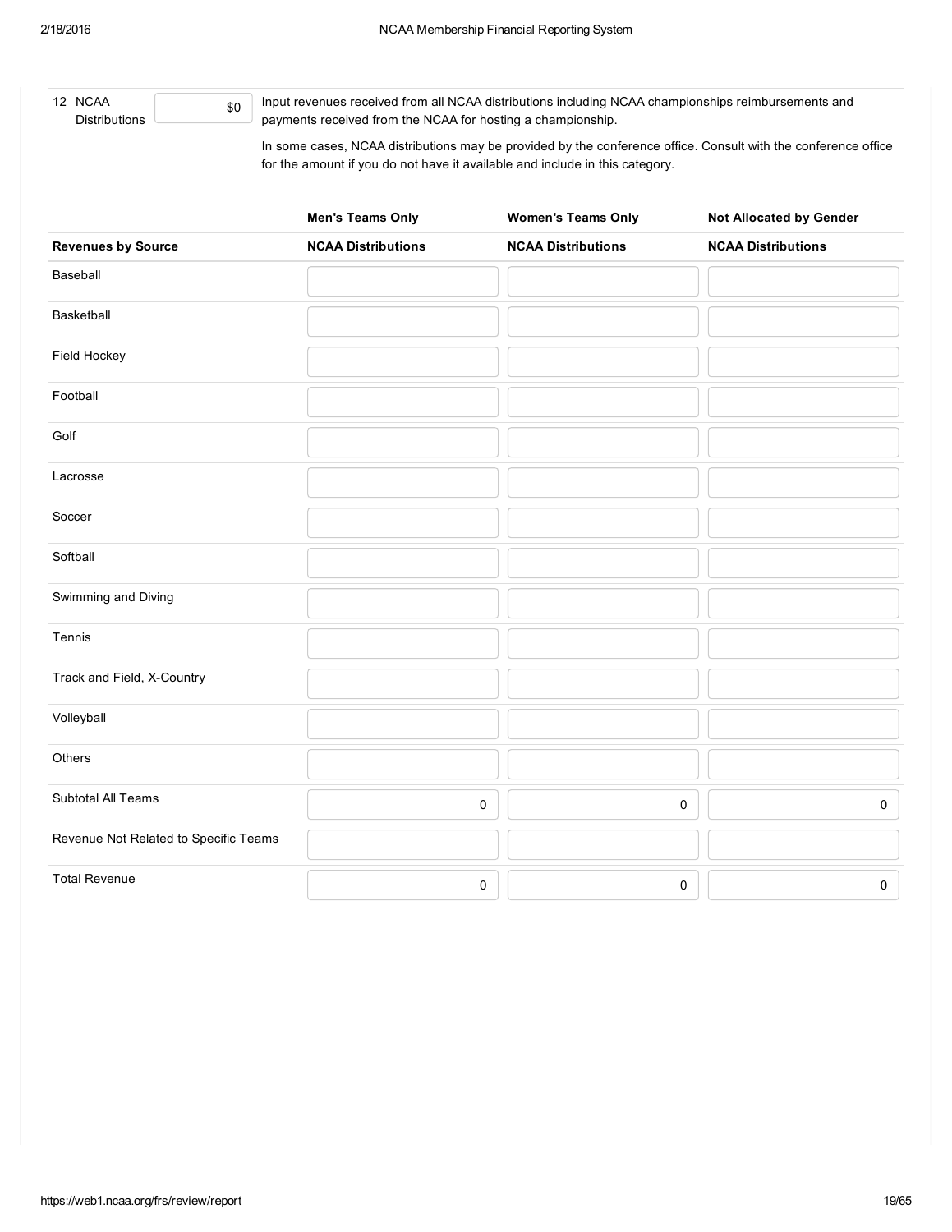12 NCAA Distributions $0

Input revenues received from all NCAA distributions including NCAA championships reimbursements and payments received from the NCAA for hosting a championship.

In some cases, NCAA distributions may be provided by the conference office. Consult with the conference office for the amount if you do not have it available and include in this category.

| | Men's Teams Only | Women's Teams Only | Not Allocated by Gender |
|---|---|---|---|
| **Revenues by Source** | **NCAA Distributions** | **NCAA Distributions** | **NCAA Distributions** |
| Baseball | | | |
| Basketball | | | |
| Field Hockey | | | |
| Football | | | |
| Golf | | | |
| Lacrosse | | | |
| Soccer | | | |
| Softball | | | |
| Swimming and Diving | | | |
| Tennis | | | |
| Track and Field, X-Country | | | |
| Volleyball | | | |
| Others | | | |
| Subtotal All Teams | 0 | 0 | 0 |
| Revenue Not Related to Specific Teams | | | |
| Total Revenue | 0 | 0 | 0 |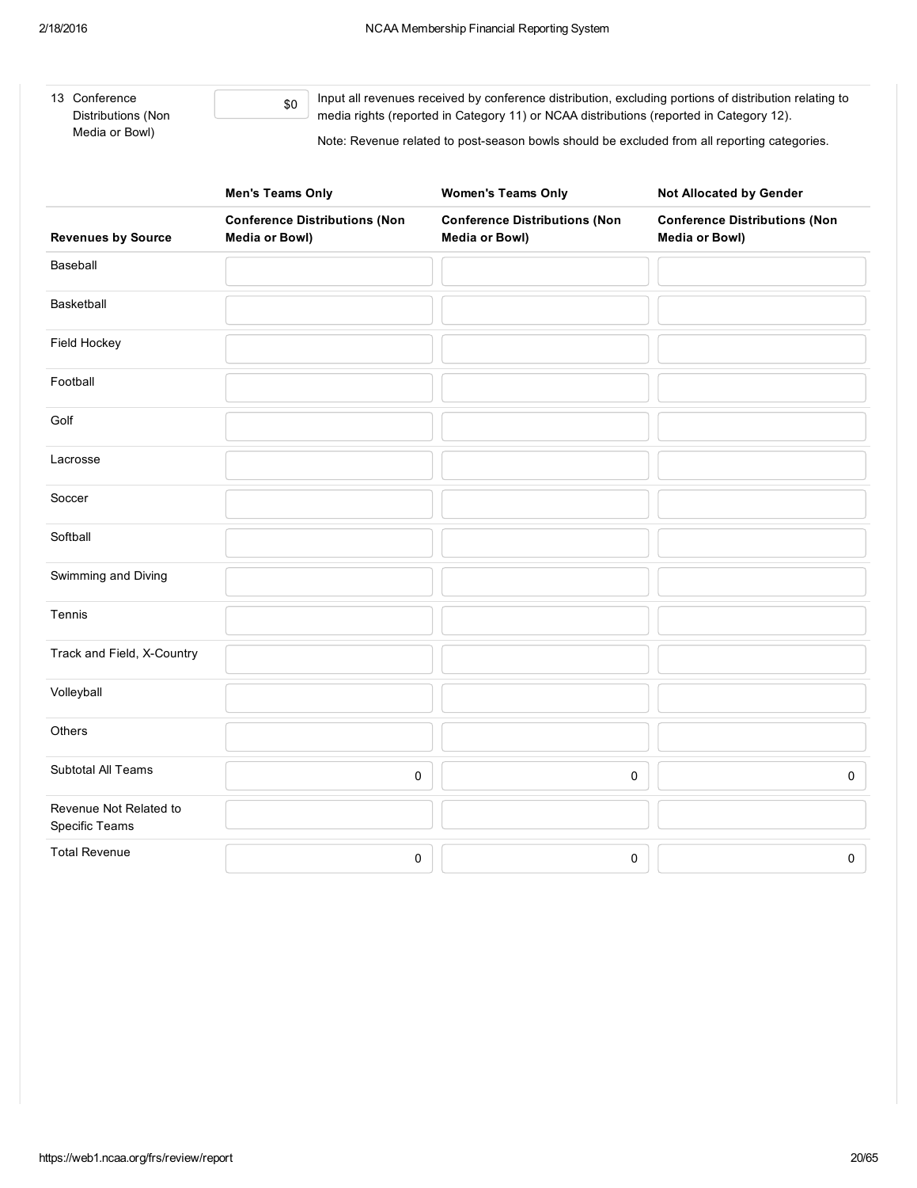| 13 Conference Distributions (Non Media or Bowl) | $0 | Input all revenues received by conference distribution, excluding portions of distribution relating to media rights (reported in Category 11) or NCAA distributions (reported in Category 12).<br><br>Note: Revenue related to post-season bowls should be excluded from all reporting categories. |
|---|---|---|

| | Men's Teams Only | Women's Teams Only | Not Allocated by Gender |
|---|---|---|---|
| **Revenues by Source** | **Conference Distributions (Non Media or Bowl)** | **Conference Distributions (Non Media or Bowl)** | **Conference Distributions (Non Media or Bowl)** |
| Baseball | | | |
| Basketball | | | |
| Field Hockey | | | |
| Football | | | |
| Golf | | | |
| Lacrosse | | | |
| Soccer | | | |
| Softball | | | |
| Swimming and Diving | | | |
| Tennis | | | |
| Track and Field, X-Country | | | |
| Volleyball | | | |
| Others | | | |
| Subtotal All Teams | 0 | 0 | 0 |
| Revenue Not Related to Specific Teams | | | |
| Total Revenue | 0 | 0 | 0 |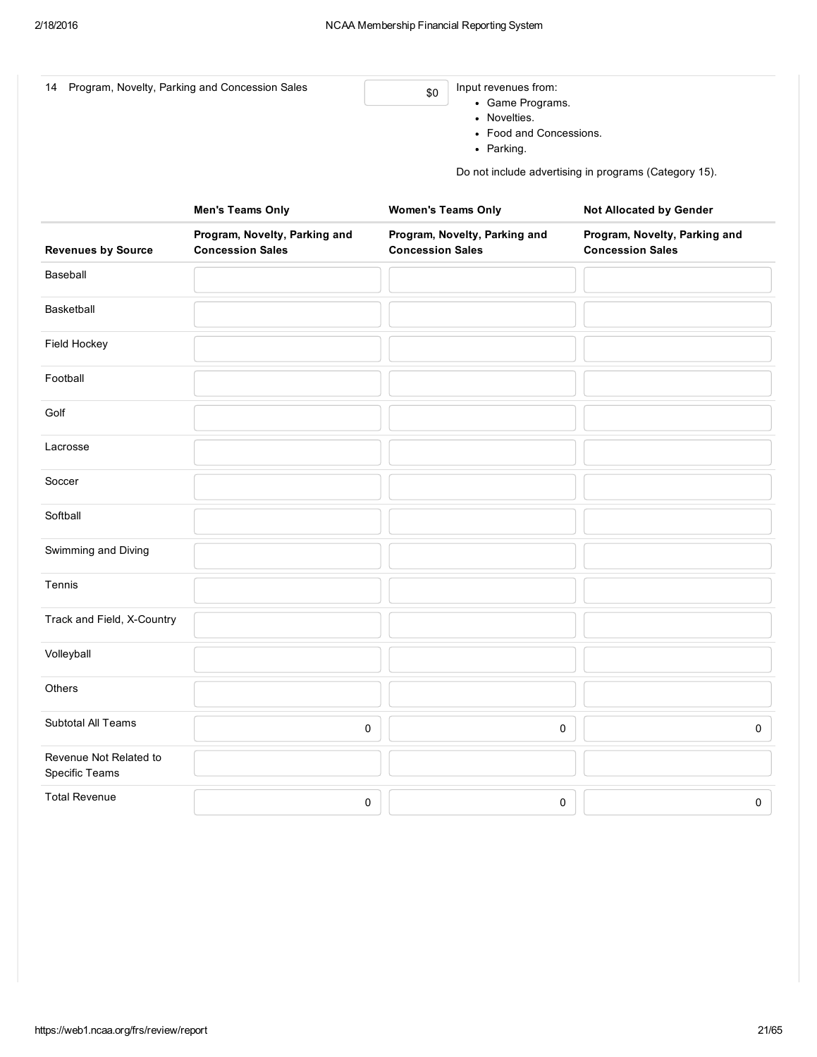14 Program, Novelty, Parking and Concession Sales

$0

Input revenues from:

- Game Programs.
- Novelties.
- Food and Concessions.
- Parking.

Do not include advertising in programs (Category 15).

| | Men's Teams Only | Women's Teams Only | Not Allocated by Gender |
|---|---|---|---|
| Revenues by Source | Program, Novelty, Parking and Concession Sales | Program, Novelty, Parking and Concession Sales | Program, Novelty, Parking and Concession Sales |
| Baseball | | | |
| Basketball | | | |
| Field Hockey | | | |
| Football | | | |
| Golf | | | |
| Lacrosse | | | |
| Soccer | | | |
| Softball | | | |
| Swimming and Diving | | | |
| Tennis | | | |
| Track and Field, X-Country | | | |
| Volleyball | | | |
| Others | | | |
| Subtotal All Teams | 0 | 0 | 0 |
| Revenue Not Related to Specific Teams | | | |
| Total Revenue | 0 | 0 | 0 |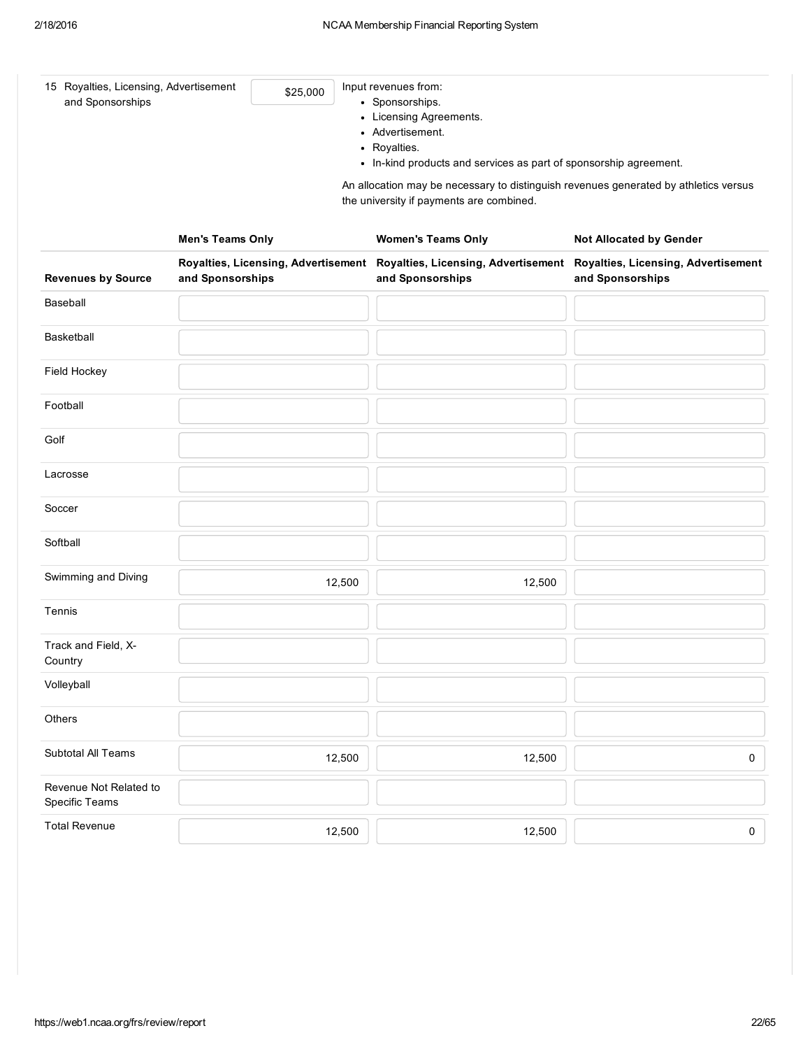15 Royalties, Licensing, Advertisement and Sponsorships — $25,000

Input revenues from:

- Sponsorships.
- Licensing Agreements.
- Advertisement.
- Royalties.
- In-kind products and services as part of sponsorship agreement.

An allocation may be necessary to distinguish revenues generated by athletics versus the university if payments are combined.

| | Men's Teams Only | Women's Teams Only | Not Allocated by Gender |
|---|---|---|---|
| **Revenues by Source** | **Royalties, Licensing, Advertisement and Sponsorships** | **Royalties, Licensing, Advertisement and Sponsorships** | **Royalties, Licensing, Advertisement and Sponsorships** |
| Baseball | | | |
| Basketball | | | |
| Field Hockey | | | |
| Football | | | |
| Golf | | | |
| Lacrosse | | | |
| Soccer | | | |
| Softball | | | |
| Swimming and Diving | 12,500 | 12,500 | |
| Tennis | | | |
| Track and Field, X-Country | | | |
| Volleyball | | | |
| Others | | | |
| Subtotal All Teams | 12,500 | 12,500 | 0 |
| Revenue Not Related to Specific Teams | | | |
| Total Revenue | 12,500 | 12,500 | 0 |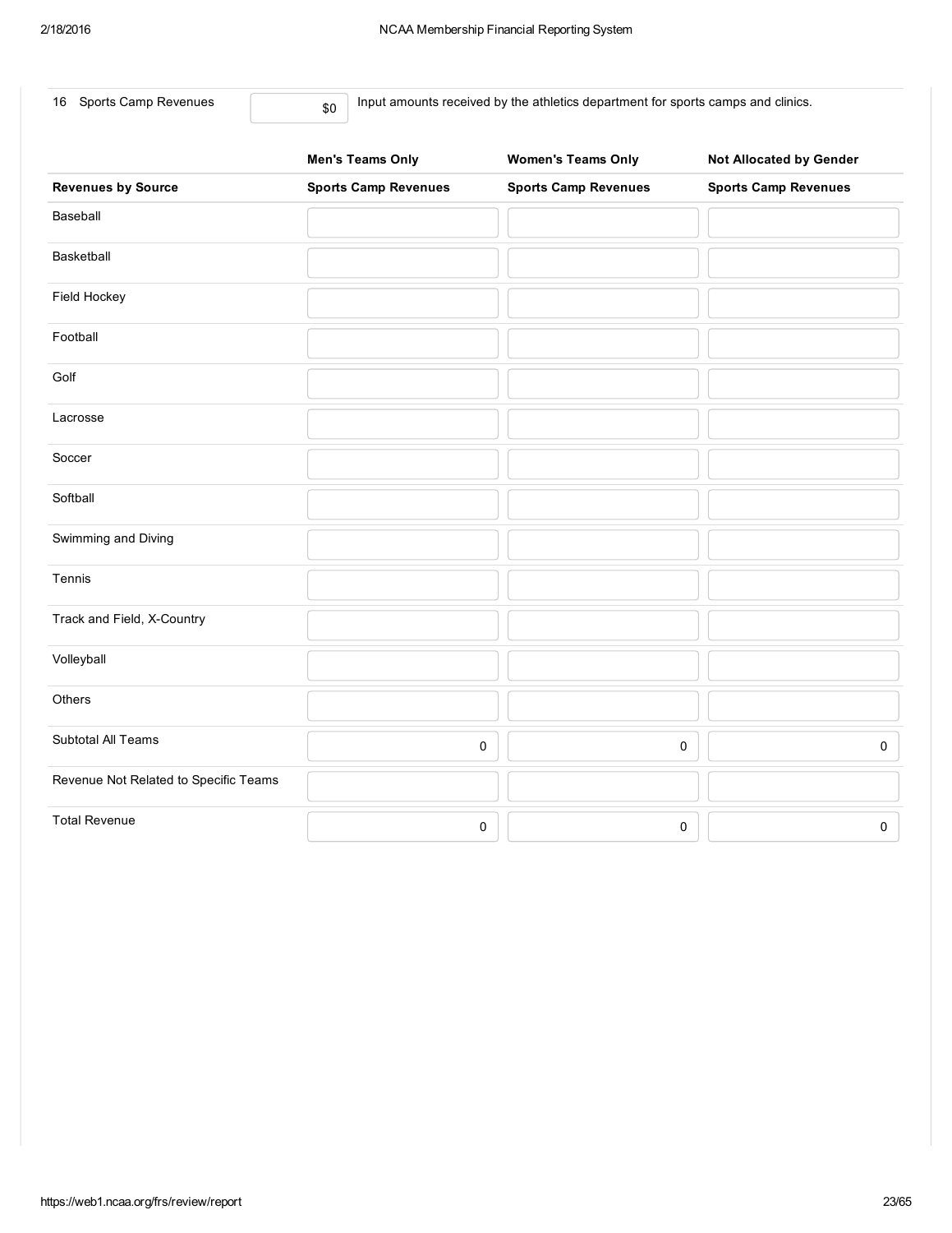16 Sports Camp Revenues $0 Input amounts received by the athletics department for sports camps and clinics.

| | Men's Teams Only | Women's Teams Only | Not Allocated by Gender |
|---|---|---|---|
| **Revenues by Source** | **Sports Camp Revenues** | **Sports Camp Revenues** | **Sports Camp Revenues** |
| Baseball | | | |
| Basketball | | | |
| Field Hockey | | | |
| Football | | | |
| Golf | | | |
| Lacrosse | | | |
| Soccer | | | |
| Softball | | | |
| Swimming and Diving | | | |
| Tennis | | | |
| Track and Field, X-Country | | | |
| Volleyball | | | |
| Others | | | |
| Subtotal All Teams | 0 | 0 | 0 |
| Revenue Not Related to Specific Teams | | | |
| Total Revenue | 0 | 0 | 0 |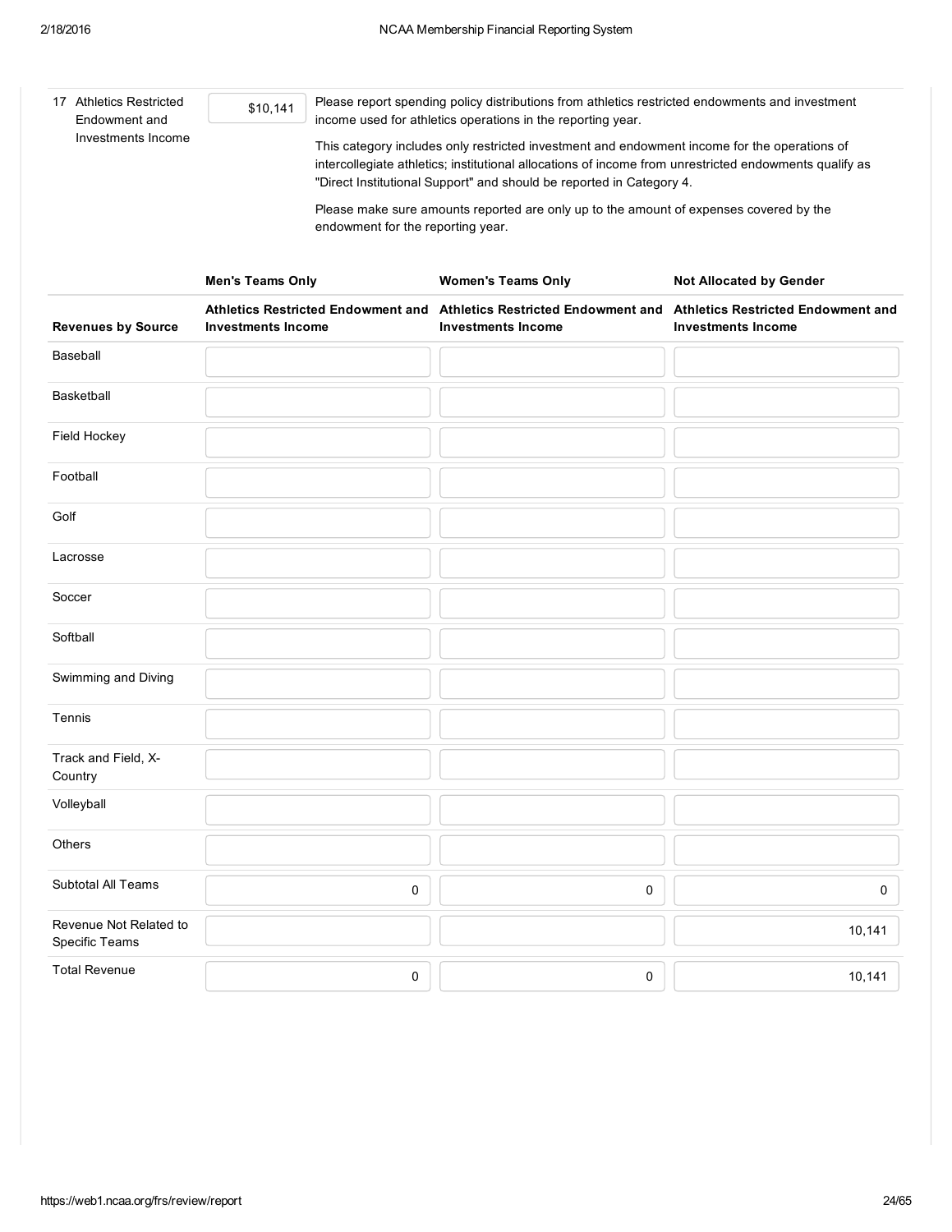17 Athletics Restricted Endowment and Investments Income

$10,141

Please report spending policy distributions from athletics restricted endowments and investment income used for athletics operations in the reporting year.

This category includes only restricted investment and endowment income for the operations of intercollegiate athletics; institutional allocations of income from unrestricted endowments qualify as "Direct Institutional Support" and should be reported in Category 4.

Please make sure amounts reported are only up to the amount of expenses covered by the endowment for the reporting year.

| | Men's Teams Only | Women's Teams Only | Not Allocated by Gender |
|---|---|---|---|
| **Revenues by Source** | **Athletics Restricted Endowment and Investments Income** | **Athletics Restricted Endowment and Investments Income** | **Athletics Restricted Endowment and Investments Income** |
| Baseball | | | |
| Basketball | | | |
| Field Hockey | | | |
| Football | | | |
| Golf | | | |
| Lacrosse | | | |
| Soccer | | | |
| Softball | | | |
| Swimming and Diving | | | |
| Tennis | | | |
| Track and Field, X-Country | | | |
| Volleyball | | | |
| Others | | | |
| Subtotal All Teams | 0 | 0 | 0 |
| Revenue Not Related to Specific Teams | | | 10,141 |
| Total Revenue | 0 | 0 | 10,141 |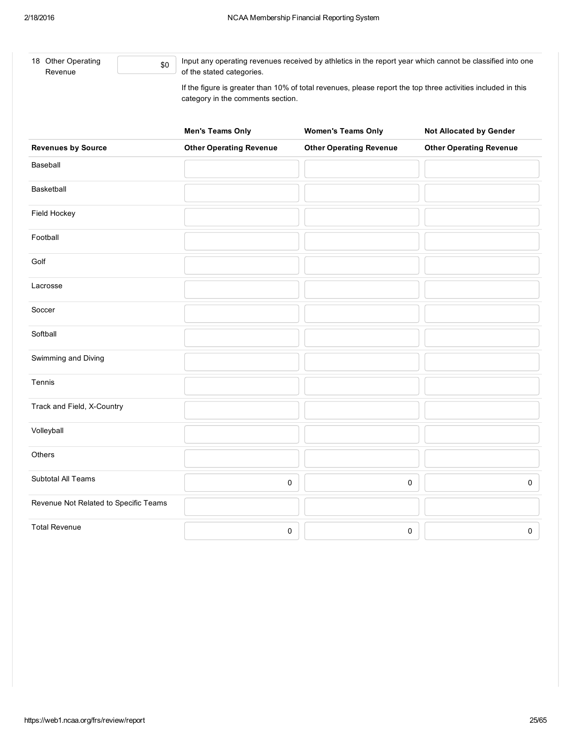18 Other Operating Revenue $0

Input any operating revenues received by athletics in the report year which cannot be classified into one of the stated categories.

If the figure is greater than 10% of total revenues, please report the top three activities included in this category in the comments section.

| | **Men's Teams Only** | **Women's Teams Only** | **Not Allocated by Gender** |
|---|---|---|---|
| **Revenues by Source** | **Other Operating Revenue** | **Other Operating Revenue** | **Other Operating Revenue** |
| Baseball | | | |
| Basketball | | | |
| Field Hockey | | | |
| Football | | | |
| Golf | | | |
| Lacrosse | | | |
| Soccer | | | |
| Softball | | | |
| Swimming and Diving | | | |
| Tennis | | | |
| Track and Field, X-Country | | | |
| Volleyball | | | |
| Others | | | |
| Subtotal All Teams | 0 | 0 | 0 |
| Revenue Not Related to Specific Teams | | | |
| Total Revenue | 0 | 0 | 0 |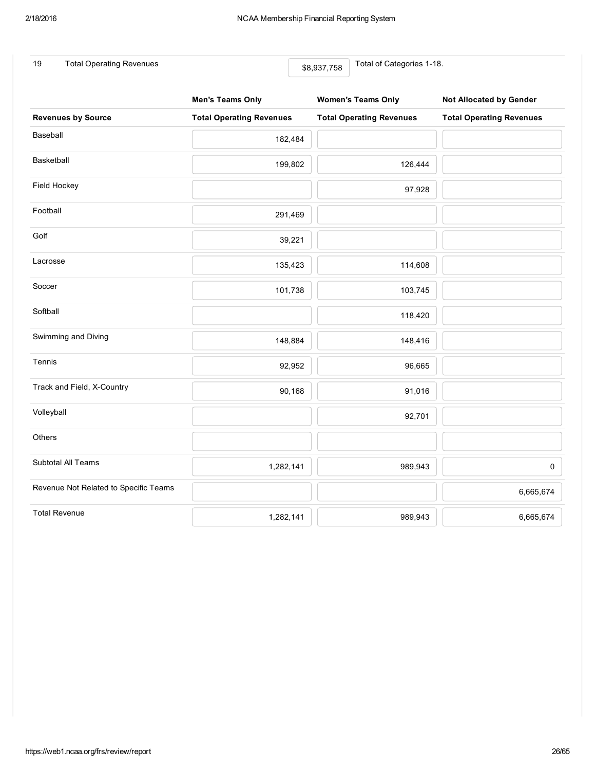| 19 | Total Operating Revenues | $8,937,758 | Total of Categories 1-18. |
|---|---|---|---|

| | Men's Teams Only | Women's Teams Only | Not Allocated by Gender |
|---|---|---|---|
| **Revenues by Source** | **Total Operating Revenues** | **Total Operating Revenues** | **Total Operating Revenues** |
| Baseball | 182,484 | | |
| Basketball | 199,802 | 126,444 | |
| Field Hockey | | 97,928 | |
| Football | 291,469 | | |
| Golf | 39,221 | | |
| Lacrosse | 135,423 | 114,608 | |
| Soccer | 101,738 | 103,745 | |
| Softball | | 118,420 | |
| Swimming and Diving | 148,884 | 148,416 | |
| Tennis | 92,952 | 96,665 | |
| Track and Field, X-Country | 90,168 | 91,016 | |
| Volleyball | | 92,701 | |
| Others | | | |
| Subtotal All Teams | 1,282,141 | 989,943 | 0 |
| Revenue Not Related to Specific Teams | | | 6,665,674 |
| Total Revenue | 1,282,141 | 989,943 | 6,665,674 |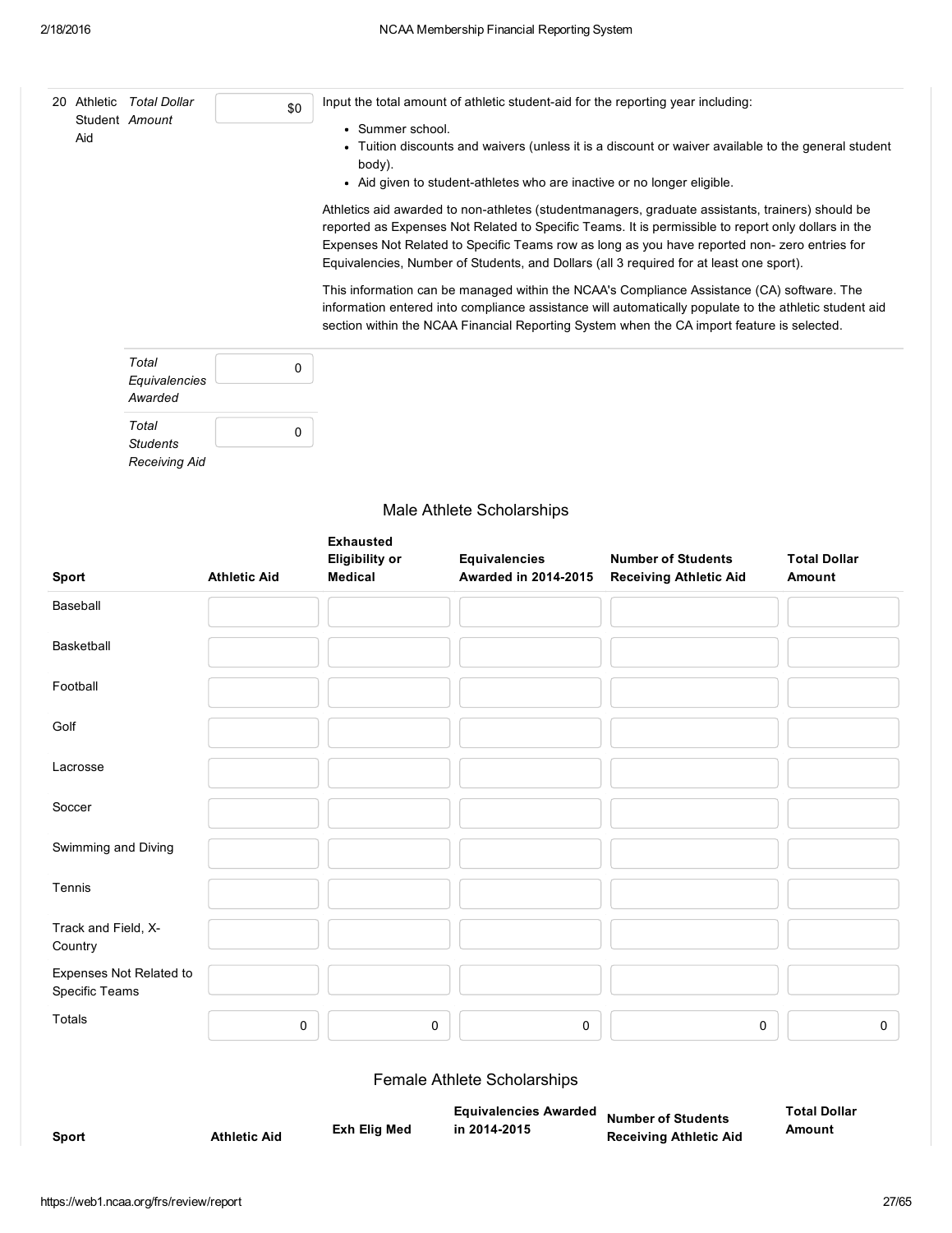| 20 | Athletic Student Aid | *Total Dollar Amount* | $0 | Input the total amount of athletic student-aid for the reporting year including: |
|---|---|---|---|---|
| | | *Total Equivalencies Awarded* | 0 | |
| | | *Total Students Receiving Aid* | 0 | |

Input the total amount of athletic student-aid for the reporting year including:

- Summer school.
- Tuition discounts and waivers (unless it is a discount or waiver available to the general student body).
- Aid given to student-athletes who are inactive or no longer eligible.

Athletics aid awarded to non-athletes (studentmanagers, graduate assistants, trainers) should be reported as Expenses Not Related to Specific Teams. It is permissible to report only dollars in the Expenses Not Related to Specific Teams row as long as you have reported non- zero entries for Equivalencies, Number of Students, and Dollars (all 3 required for at least one sport).

This information can be managed within the NCAA's Compliance Assistance (CA) software. The information entered into compliance assistance will automatically populate to the athletic student aid section within the NCAA Financial Reporting System when the CA import feature is selected.

## Male Athlete Scholarships

| Sport | Athletic Aid | Exhausted Eligibility or Medical | Equivalencies Awarded in 2014-2015 | Number of Students Receiving Athletic Aid | Total Dollar Amount |
|---|---|---|---|---|---|
| Baseball | | | | | |
| Basketball | | | | | |
| Football | | | | | |
| Golf | | | | | |
| Lacrosse | | | | | |
| Soccer | | | | | |
| Swimming and Diving | | | | | |
| Tennis | | | | | |
| Track and Field, X-Country | | | | | |
| Expenses Not Related to Specific Teams | | | | | |
| Totals | 0 | 0 | 0 | 0 | 0 |

## Female Athlete Scholarships

| Sport | Athletic Aid | Exh Elig Med | Equivalencies Awarded in 2014-2015 | Number of Students Receiving Athletic Aid | Total Dollar Amount |
|---|---|---|---|---|---|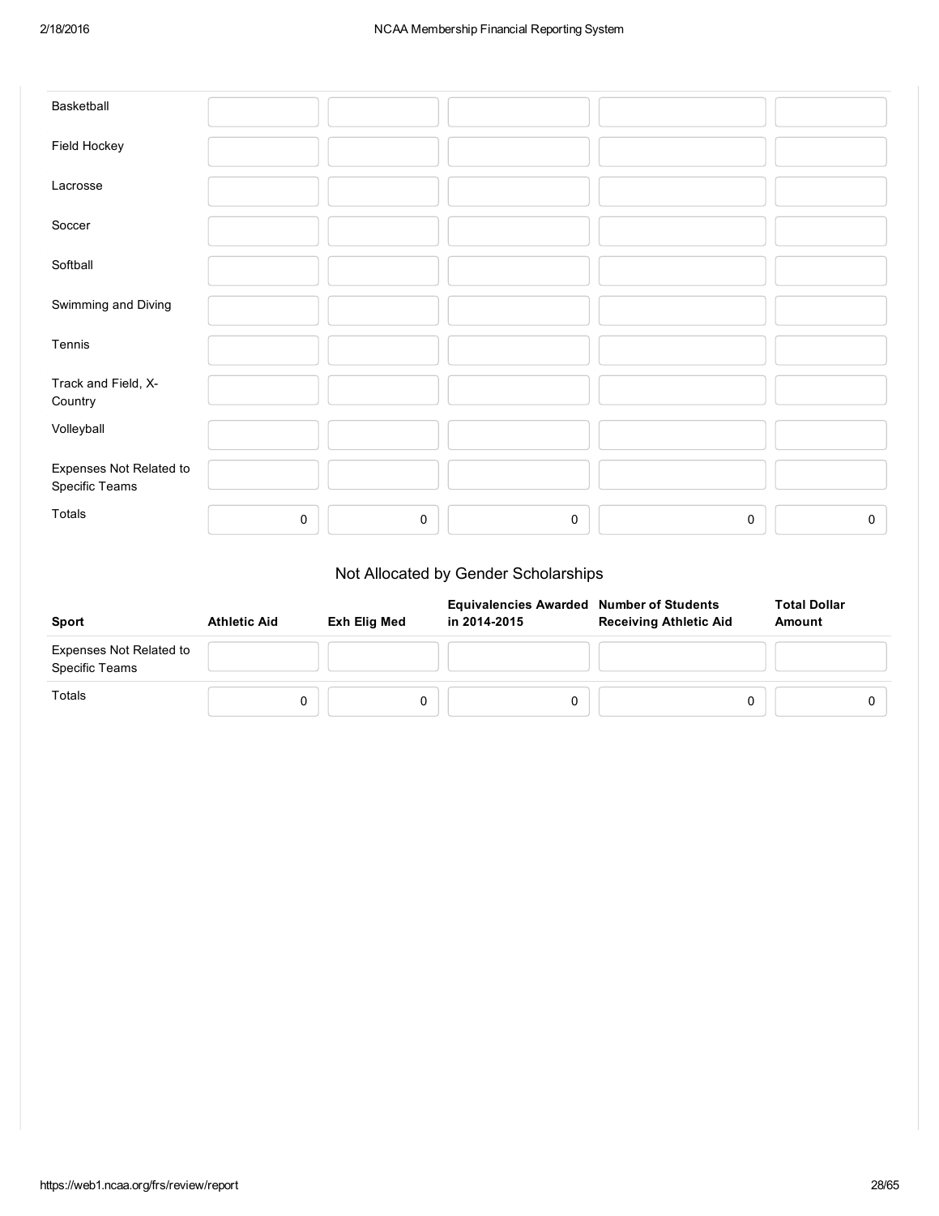| | | | | | |
|---|---|---|---|---|---|
| Basketball | | | | | |
| Field Hockey | | | | | |
| Lacrosse | | | | | |
| Soccer | | | | | |
| Softball | | | | | |
| Swimming and Diving | | | | | |
| Tennis | | | | | |
| Track and Field, X-Country | | | | | |
| Volleyball | | | | | |
| Expenses Not Related to Specific Teams | | | | | |
| Totals | 0 | 0 | 0 | 0 | 0 |

## Not Allocated by Gender Scholarships

| Sport | Athletic Aid | Exh Elig Med | Equivalencies Awarded in 2014-2015 | Number of Students Receiving Athletic Aid | Total Dollar Amount |
|---|---|---|---|---|---|
| Expenses Not Related to Specific Teams | | | | | |
| Totals | 0 | 0 | 0 | 0 | 0 |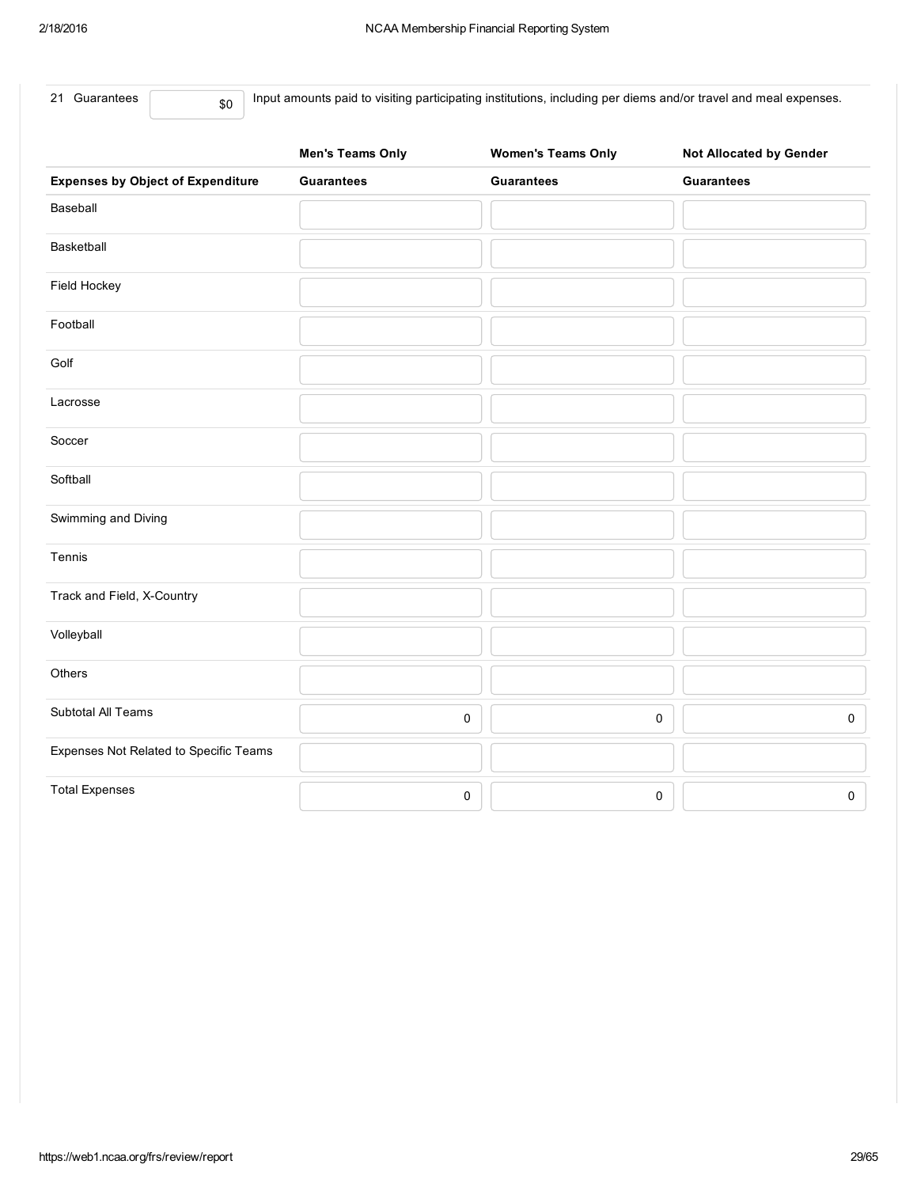21 Guarantees $0 Input amounts paid to visiting participating institutions, including per diems and/or travel and meal expenses.

| | Men's Teams Only | Women's Teams Only | Not Allocated by Gender |
|---|---|---|---|
| **Expenses by Object of Expenditure** | **Guarantees** | **Guarantees** | **Guarantees** |
| Baseball | | | |
| Basketball | | | |
| Field Hockey | | | |
| Football | | | |
| Golf | | | |
| Lacrosse | | | |
| Soccer | | | |
| Softball | | | |
| Swimming and Diving | | | |
| Tennis | | | |
| Track and Field, X-Country | | | |
| Volleyball | | | |
| Others | | | |
| Subtotal All Teams | 0 | 0 | 0 |
| Expenses Not Related to Specific Teams | | | |
| Total Expenses | 0 | 0 | 0 |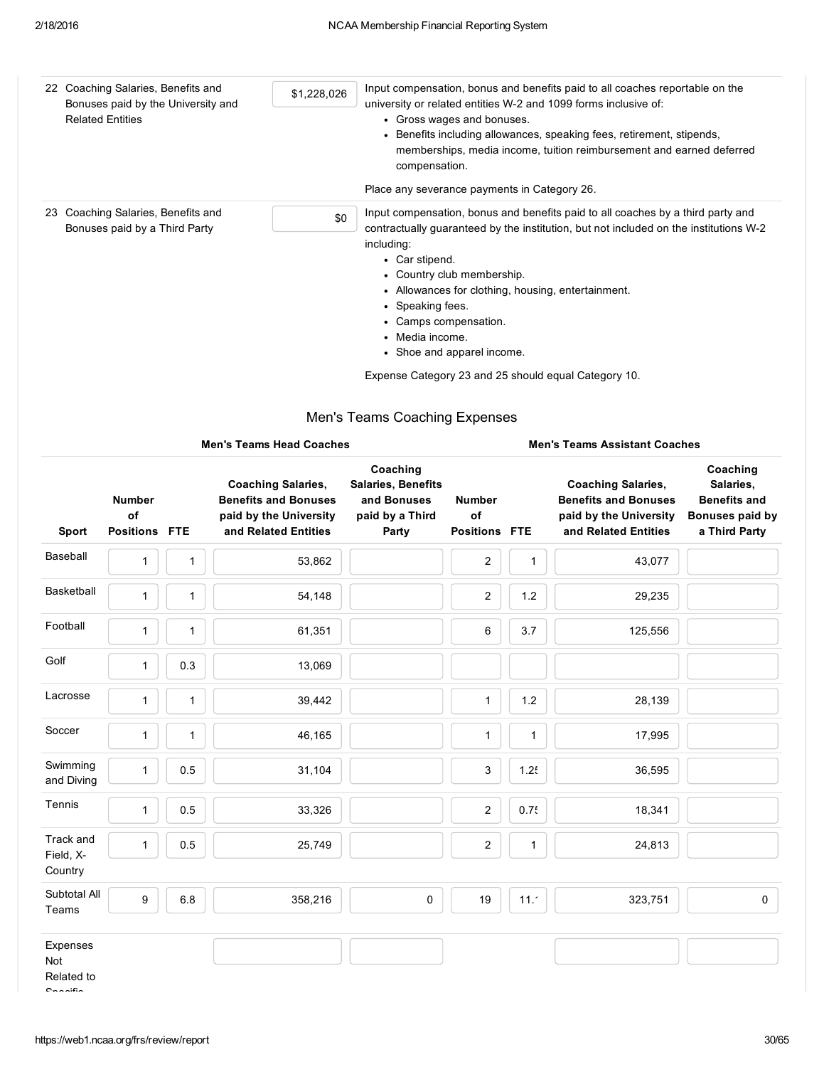| | | |
|---|---|---|
| 22 Coaching Salaries, Benefits and Bonuses paid by the University and Related Entities | $1,228,026 | Input compensation, bonus and benefits paid to all coaches reportable on the university or related entities W-2 and 1099 forms inclusive of:<br>• Gross wages and bonuses.<br>• Benefits including allowances, speaking fees, retirement, stipends, memberships, media income, tuition reimbursement and earned deferred compensation.<br><br>Place any severance payments in Category 26. |
| 23 Coaching Salaries, Benefits and Bonuses paid by a Third Party | $0 | Input compensation, bonus and benefits paid to all coaches by a third party and contractually guaranteed by the institution, but not included on the institutions W-2 including:<br>• Car stipend.<br>• Country club membership.<br>• Allowances for clothing, housing, entertainment.<br>• Speaking fees.<br>• Camps compensation.<br>• Media income.<br>• Shoe and apparel income.<br><br>Expense Category 23 and 25 should equal Category 10. |

## Men's Teams Coaching Expenses

| | Men's Teams Head Coaches | | | | Men's Teams Assistant Coaches | | | |
|---|---|---|---|---|---|---|---|---|
| Sport | Number of Positions | FTE | Coaching Salaries, Benefits and Bonuses paid by the University and Related Entities | Coaching Salaries, Benefits and Bonuses paid by a Third Party | Number of Positions | FTE | Coaching Salaries, Benefits and Bonuses paid by the University and Related Entities | Coaching Salaries, Benefits and Bonuses paid by a Third Party |
| Baseball | 1 | 1 | 53,862 | | 2 | 1 | 43,077 | |
| Basketball | 1 | 1 | 54,148 | | 2 | 1.2 | 29,235 | |
| Football | 1 | 1 | 61,351 | | 6 | 3.7 | 125,556 | |
| Golf | 1 | 0.3 | 13,069 | | | | | |
| Lacrosse | 1 | 1 | 39,442 | | 1 | 1.2 | 28,139 | |
| Soccer | 1 | 1 | 46,165 | | 1 | 1 | 17,995 | |
| Swimming and Diving | 1 | 0.5 | 31,104 | | 3 | 1.2! | 36,595 | |
| Tennis | 1 | 0.5 | 33,326 | | 2 | 0.7! | 18,341 | |
| Track and Field, X-Country | 1 | 0.5 | 25,749 | | 2 | 1 | 24,813 | |
| Subtotal All Teams | 9 | 6.8 | 358,216 | 0 | 19 | 11.' | 323,751 | 0 |
| Expenses Not Related to Specific | | | | | | | | |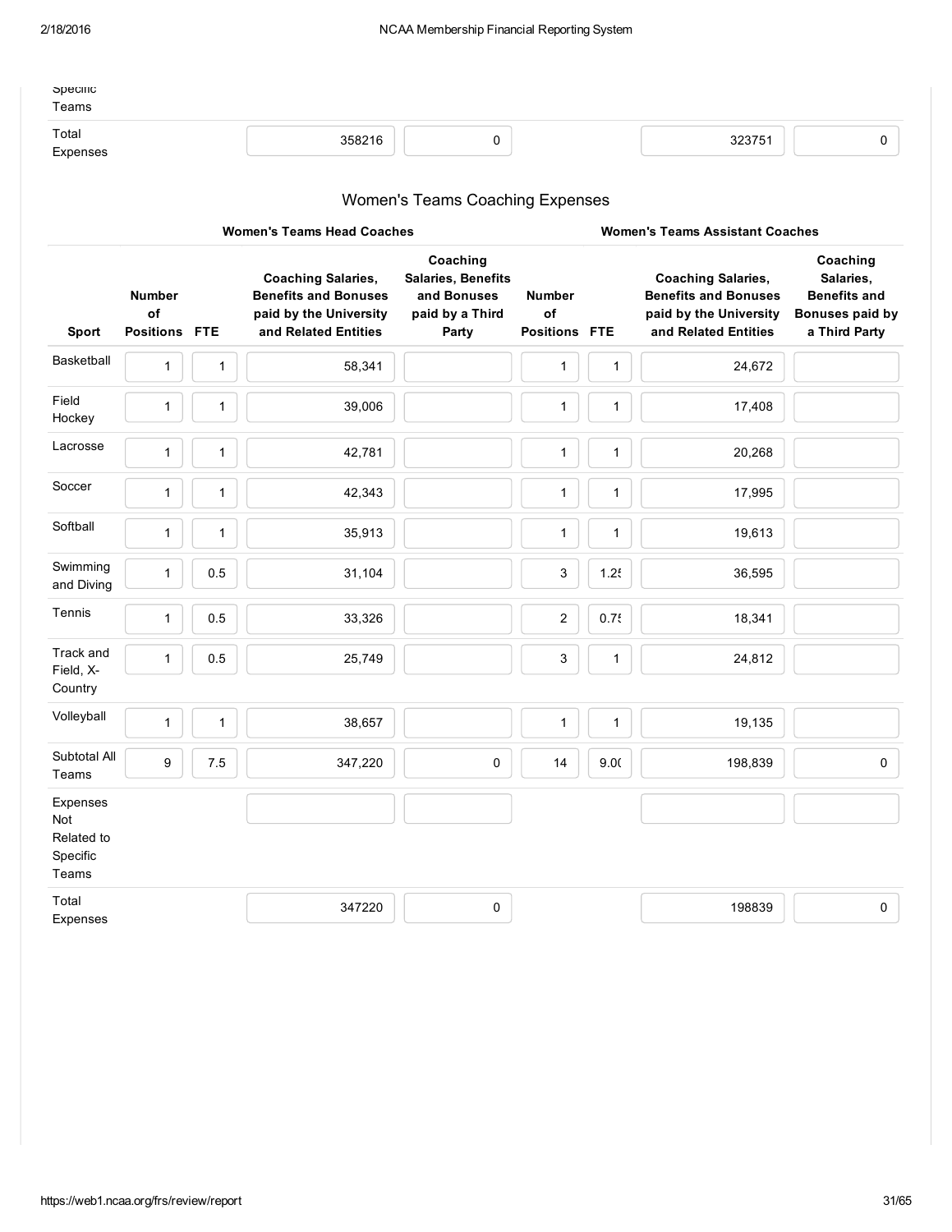| | | | | | | | | |
|---|---|---|---|---|---|---|---|---|
| Specific Teams | | | | | | | | |
| Total Expenses | | | 358216 | 0 | | | 323751 | 0 |

## Women's Teams Coaching Expenses

| | Women's Teams Head Coaches | | | | Women's Teams Assistant Coaches | | | |
|---|---|---|---|---|---|---|---|---|
| **Sport** | **Number of Positions** | **FTE** | **Coaching Salaries, Benefits and Bonuses paid by the University and Related Entities** | **Coaching Salaries, Benefits and Bonuses paid by a Third Party** | **Number of Positions** | **FTE** | **Coaching Salaries, Benefits and Bonuses paid by the University and Related Entities** | **Coaching Salaries, Benefits and Bonuses paid by a Third Party** |
| Basketball | 1 | 1 | 58,341 | | 1 | 1 | 24,672 | |
| Field Hockey | 1 | 1 | 39,006 | | 1 | 1 | 17,408 | |
| Lacrosse | 1 | 1 | 42,781 | | 1 | 1 | 20,268 | |
| Soccer | 1 | 1 | 42,343 | | 1 | 1 | 17,995 | |
| Softball | 1 | 1 | 35,913 | | 1 | 1 | 19,613 | |
| Swimming and Diving | 1 | 0.5 | 31,104 | | 3 | 1.25 | 36,595 | |
| Tennis | 1 | 0.5 | 33,326 | | 2 | 0.75 | 18,341 | |
| Track and Field, X-Country | 1 | 0.5 | 25,749 | | 3 | 1 | 24,812 | |
| Volleyball | 1 | 1 | 38,657 | | 1 | 1 | 19,135 | |
| Subtotal All Teams | 9 | 7.5 | 347,220 | 0 | 14 | 9.00 | 198,839 | 0 |
| Expenses Not Related to Specific Teams | | | | | | | | |
| Total Expenses | | | 347220 | 0 | | | 198839 | 0 |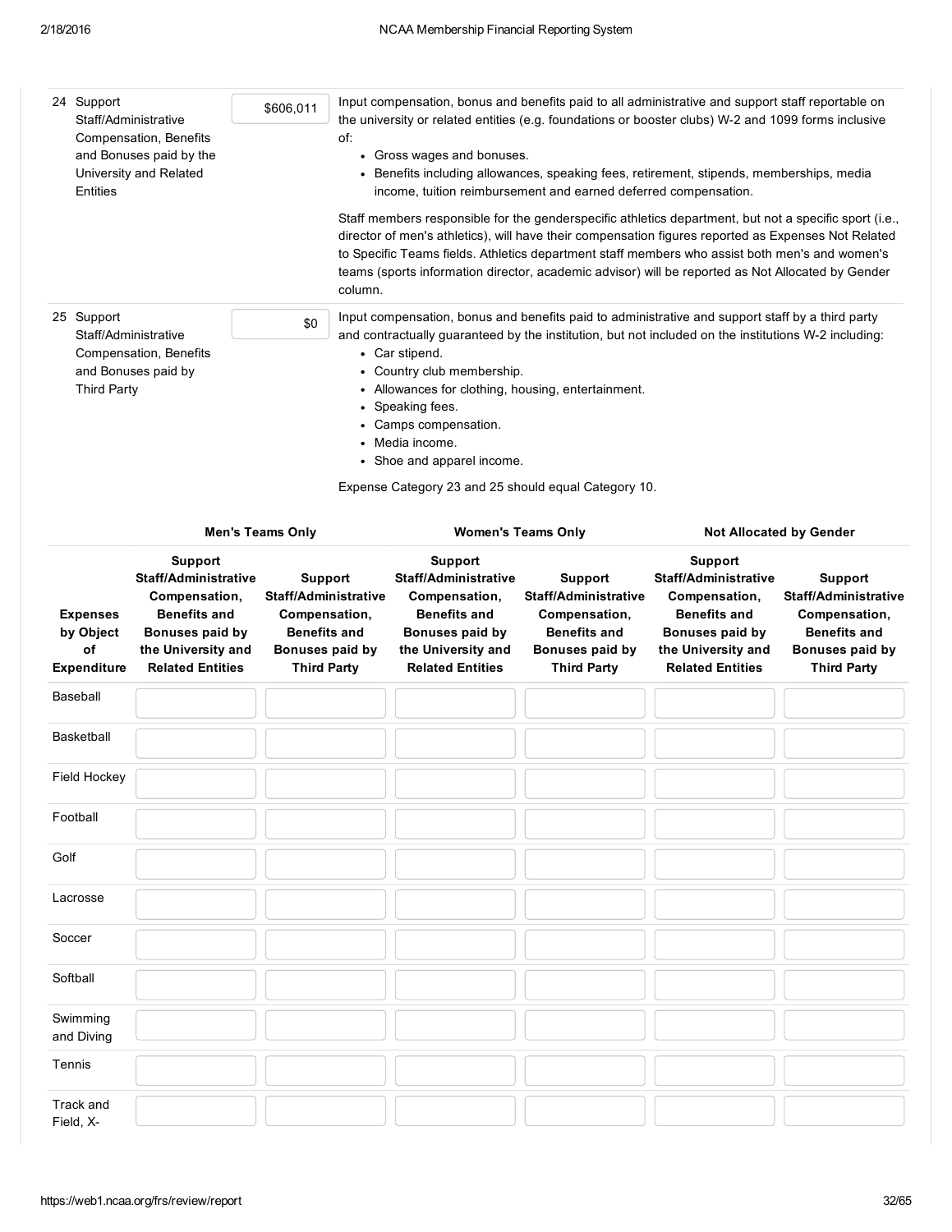| | | | |
|---|---|---|---|
| 24 | Support Staff/Administrative Compensation, Benefits and Bonuses paid by the University and Related Entities | $606,011 | Input compensation, bonus and benefits paid to all administrative and support staff reportable on the university or related entities (e.g. foundations or booster clubs) W-2 and 1099 forms inclusive of:<br>• Gross wages and bonuses.<br>• Benefits including allowances, speaking fees, retirement, stipends, memberships, media income, tuition reimbursement and earned deferred compensation.<br><br>Staff members responsible for the genderspecific athletics department, but not a specific sport (i.e., director of men's athletics), will have their compensation figures reported as Expenses Not Related to Specific Teams fields. Athletics department staff members who assist both men's and women's teams (sports information director, academic advisor) will be reported as Not Allocated by Gender column. |
| 25 | Support Staff/Administrative Compensation, Benefits and Bonuses paid by Third Party | $0 | Input compensation, bonus and benefits paid to administrative and support staff by a third party and contractually guaranteed by the institution, but not included on the institutions W-2 including:<br>• Car stipend.<br>• Country club membership.<br>• Allowances for clothing, housing, entertainment.<br>• Speaking fees.<br>• Camps compensation.<br>• Media income.<br>• Shoe and apparel income.<br><br>Expense Category 23 and 25 should equal Category 10. |

| | Men's Teams Only | | Women's Teams Only | | Not Allocated by Gender | |
|---|---|---|---|---|---|---|
| **Expenses by Object of Expenditure** | **Support Staff/Administrative Compensation, Benefits and Bonuses paid by the University and Related Entities** | **Support Staff/Administrative Compensation, Benefits and Bonuses paid by Third Party** | **Support Staff/Administrative Compensation, Benefits and Bonuses paid by the University and Related Entities** | **Support Staff/Administrative Compensation, Benefits and Bonuses paid by Third Party** | **Support Staff/Administrative Compensation, Benefits and Bonuses paid by the University and Related Entities** | **Support Staff/Administrative Compensation, Benefits and Bonuses paid by Third Party** |
| Baseball | | | | | | |
| Basketball | | | | | | |
| Field Hockey | | | | | | |
| Football | | | | | | |
| Golf | | | | | | |
| Lacrosse | | | | | | |
| Soccer | | | | | | |
| Softball | | | | | | |
| Swimming and Diving | | | | | | |
| Tennis | | | | | | |
| Track and Field, X- | | | | | | |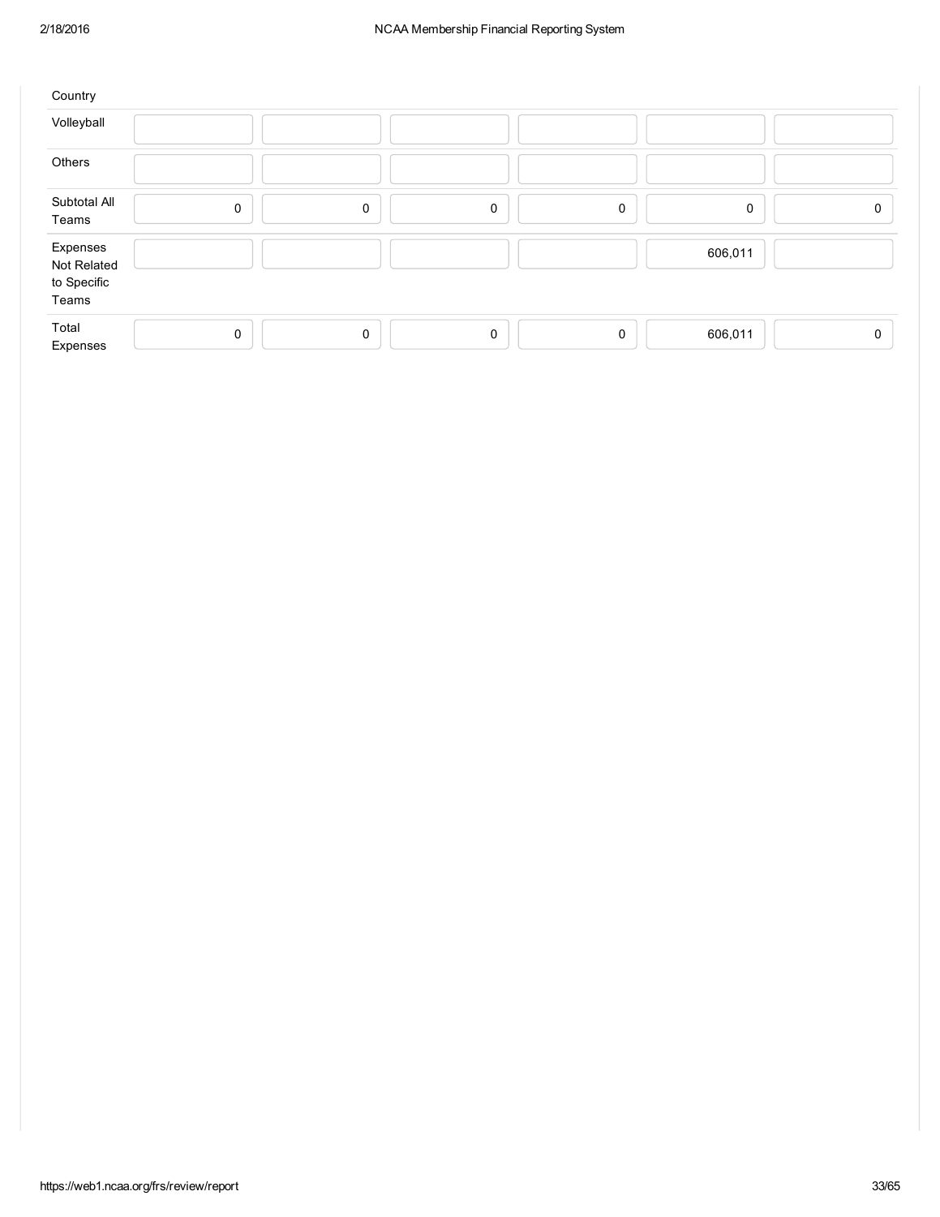| Country | | | | | | |
|---|---|---|---|---|---|---|
| Volleyball | | | | | | |
| Others | | | | | | |
| Subtotal All Teams | 0 | 0 | 0 | 0 | 0 | 0 |
| Expenses Not Related to Specific Teams | | | | | 606,011 | |
| Total Expenses | 0 | 0 | 0 | 0 | 606,011 | 0 |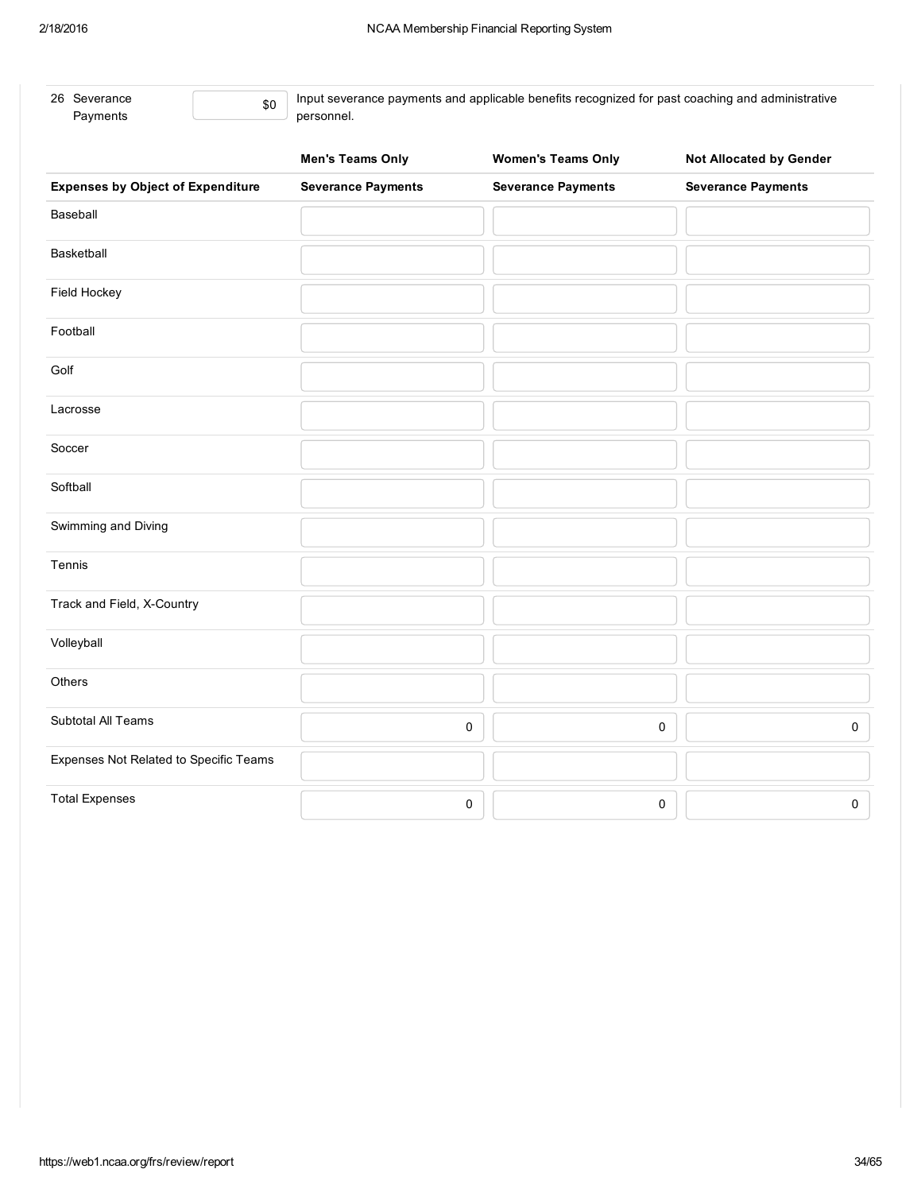26 Severance Payments | $0 | Input severance payments and applicable benefits recognized for past coaching and administrative personnel.

| | Men's Teams Only | Women's Teams Only | Not Allocated by Gender |
|---|---|---|---|
| **Expenses by Object of Expenditure** | **Severance Payments** | **Severance Payments** | **Severance Payments** |
| Baseball | | | |
| Basketball | | | |
| Field Hockey | | | |
| Football | | | |
| Golf | | | |
| Lacrosse | | | |
| Soccer | | | |
| Softball | | | |
| Swimming and Diving | | | |
| Tennis | | | |
| Track and Field, X-Country | | | |
| Volleyball | | | |
| Others | | | |
| Subtotal All Teams | 0 | 0 | 0 |
| Expenses Not Related to Specific Teams | | | |
| Total Expenses | 0 | 0 | 0 |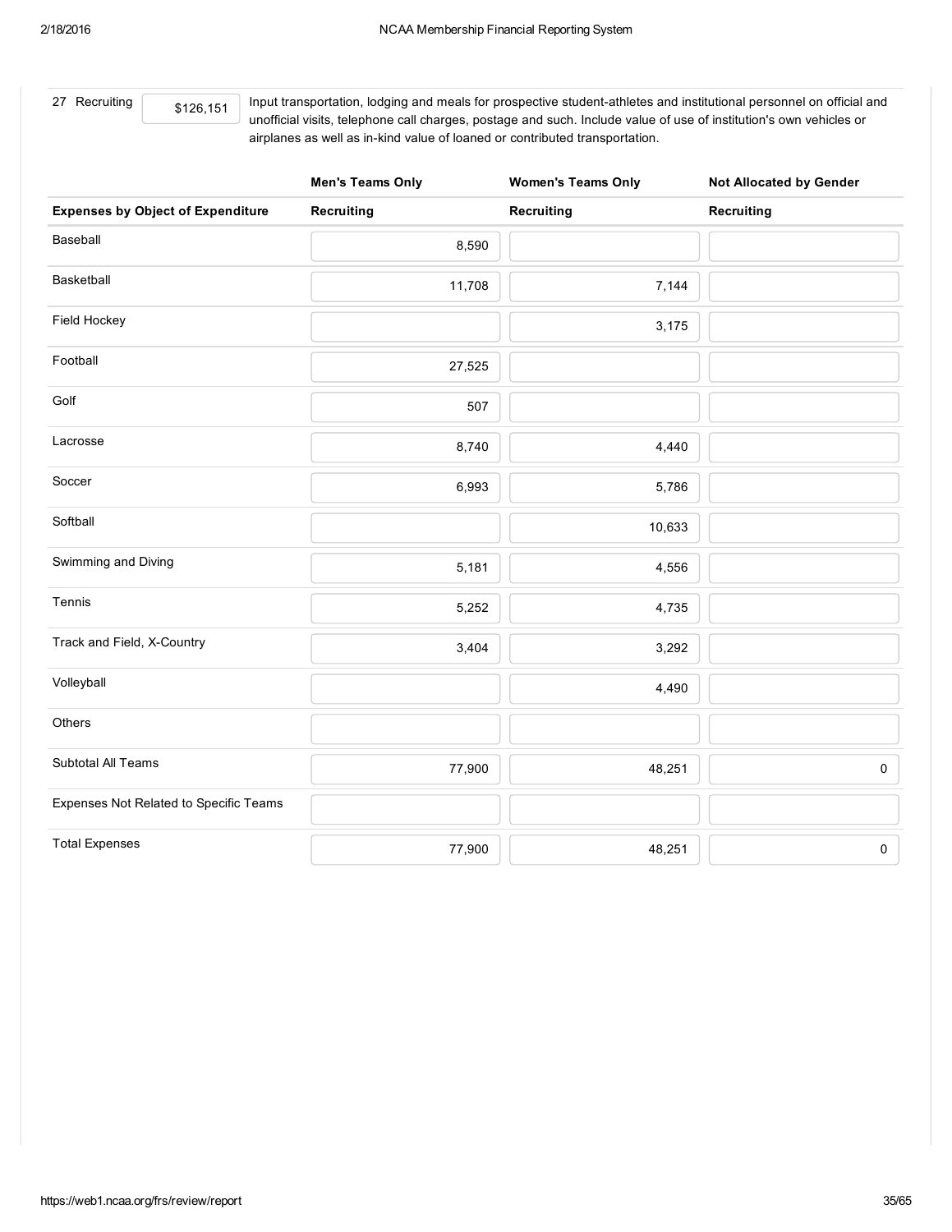27 Recruiting $126,151

Input transportation, lodging and meals for prospective student-athletes and institutional personnel on official and unofficial visits, telephone call charges, postage and such. Include value of use of institution's own vehicles or airplanes as well as in-kind value of loaned or contributed transportation.

| | Men's Teams Only | Women's Teams Only | Not Allocated by Gender |
|---|---|---|---|
| Expenses by Object of Expenditure | Recruiting | Recruiting | Recruiting |
| Baseball | 8,590 | | |
| Basketball | 11,708 | 7,144 | |
| Field Hockey | | 3,175 | |
| Football | 27,525 | | |
| Golf | 507 | | |
| Lacrosse | 8,740 | 4,440 | |
| Soccer | 6,993 | 5,786 | |
| Softball | | 10,633 | |
| Swimming and Diving | 5,181 | 4,556 | |
| Tennis | 5,252 | 4,735 | |
| Track and Field, X-Country | 3,404 | 3,292 | |
| Volleyball | | 4,490 | |
| Others | | | |
| Subtotal All Teams | 77,900 | 48,251 | 0 |
| Expenses Not Related to Specific Teams | | | |
| Total Expenses | 77,900 | 48,251 | 0 |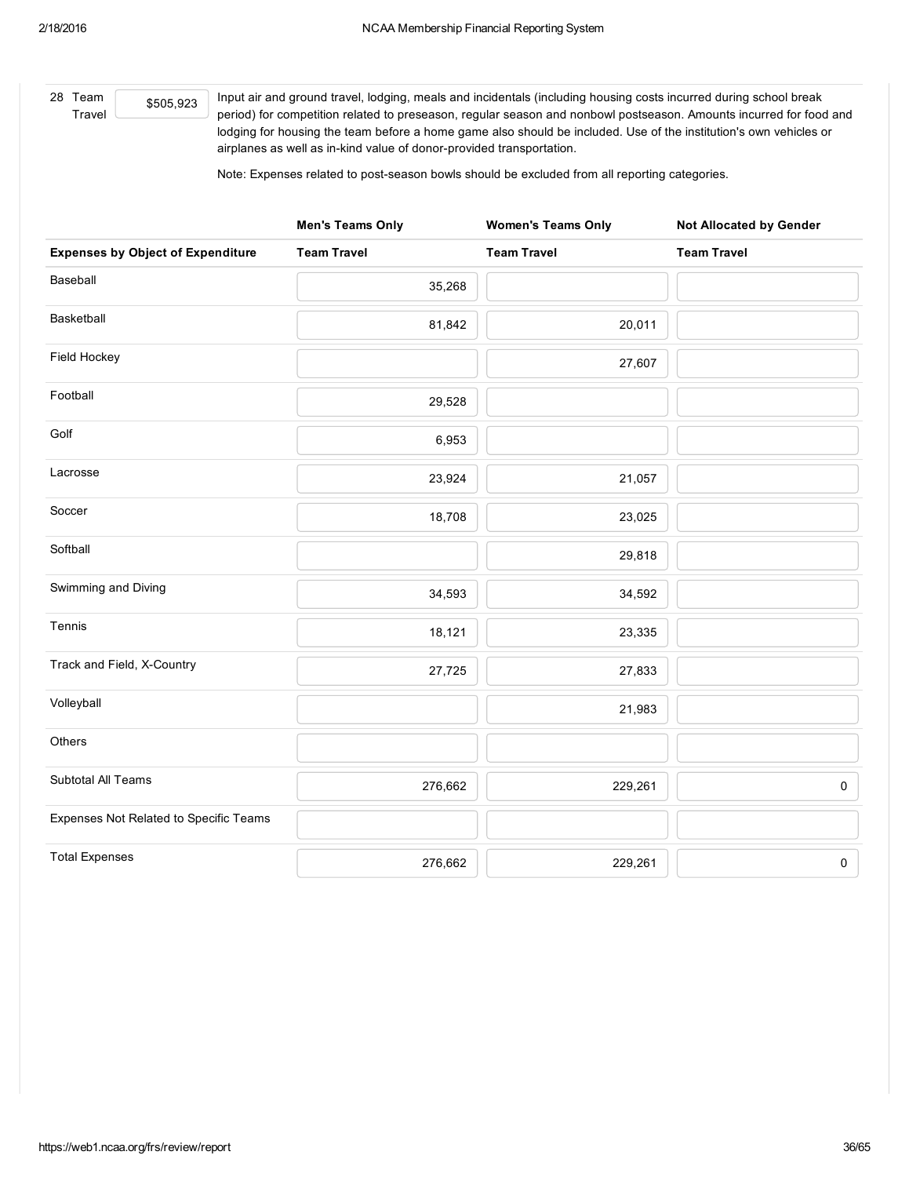28 Team Travel $505,923

Input air and ground travel, lodging, meals and incidentals (including housing costs incurred during school break period) for competition related to preseason, regular season and nonbowl postseason. Amounts incurred for food and lodging for housing the team before a home game also should be included. Use of the institution's own vehicles or airplanes as well as in-kind value of donor-provided transportation.

Note: Expenses related to post-season bowls should be excluded from all reporting categories.

| | **Men's Teams Only** | **Women's Teams Only** | **Not Allocated by Gender** |
|---|---|---|---|
| **Expenses by Object of Expenditure** | **Team Travel** | **Team Travel** | **Team Travel** |
| Baseball | 35,268 | | |
| Basketball | 81,842 | 20,011 | |
| Field Hockey | | 27,607 | |
| Football | 29,528 | | |
| Golf | 6,953 | | |
| Lacrosse | 23,924 | 21,057 | |
| Soccer | 18,708 | 23,025 | |
| Softball | | 29,818 | |
| Swimming and Diving | 34,593 | 34,592 | |
| Tennis | 18,121 | 23,335 | |
| Track and Field, X-Country | 27,725 | 27,833 | |
| Volleyball | | 21,983 | |
| Others | | | |
| Subtotal All Teams | 276,662 | 229,261 | 0 |
| Expenses Not Related to Specific Teams | | | |
| Total Expenses | 276,662 | 229,261 | 0 |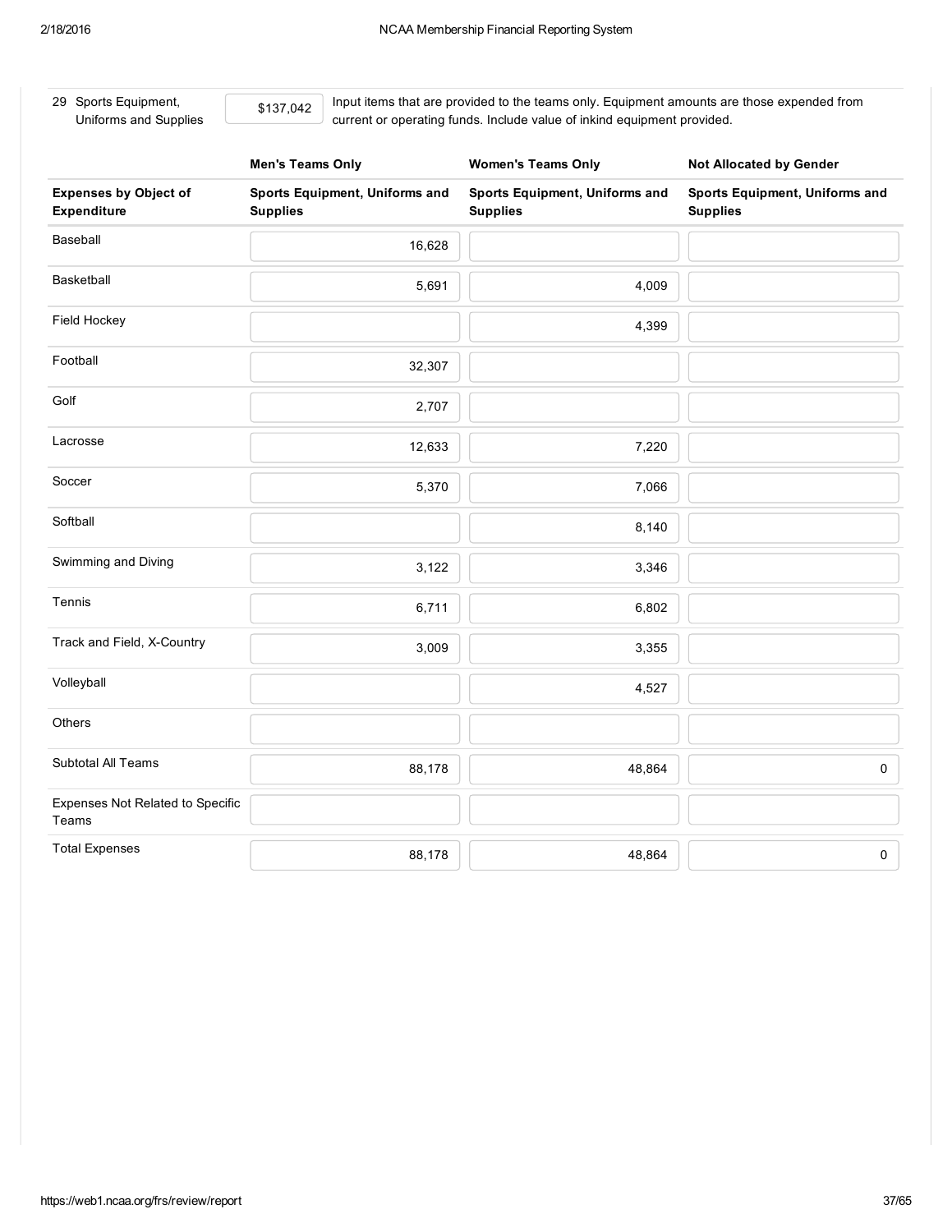29 Sports Equipment, Uniforms and Supplies — $137,042

Input items that are provided to the teams only. Equipment amounts are those expended from current or operating funds. Include value of inkind equipment provided.

| | Men's Teams Only | Women's Teams Only | Not Allocated by Gender |
|---|---|---|---|
| **Expenses by Object of Expenditure** | **Sports Equipment, Uniforms and Supplies** | **Sports Equipment, Uniforms and Supplies** | **Sports Equipment, Uniforms and Supplies** |
| Baseball | 16,628 | | |
| Basketball | 5,691 | 4,009 | |
| Field Hockey | | 4,399 | |
| Football | 32,307 | | |
| Golf | 2,707 | | |
| Lacrosse | 12,633 | 7,220 | |
| Soccer | 5,370 | 7,066 | |
| Softball | | 8,140 | |
| Swimming and Diving | 3,122 | 3,346 | |
| Tennis | 6,711 | 6,802 | |
| Track and Field, X-Country | 3,009 | 3,355 | |
| Volleyball | | 4,527 | |
| Others | | | |
| Subtotal All Teams | 88,178 | 48,864 | 0 |
| Expenses Not Related to Specific Teams | | | |
| Total Expenses | 88,178 | 48,864 | 0 |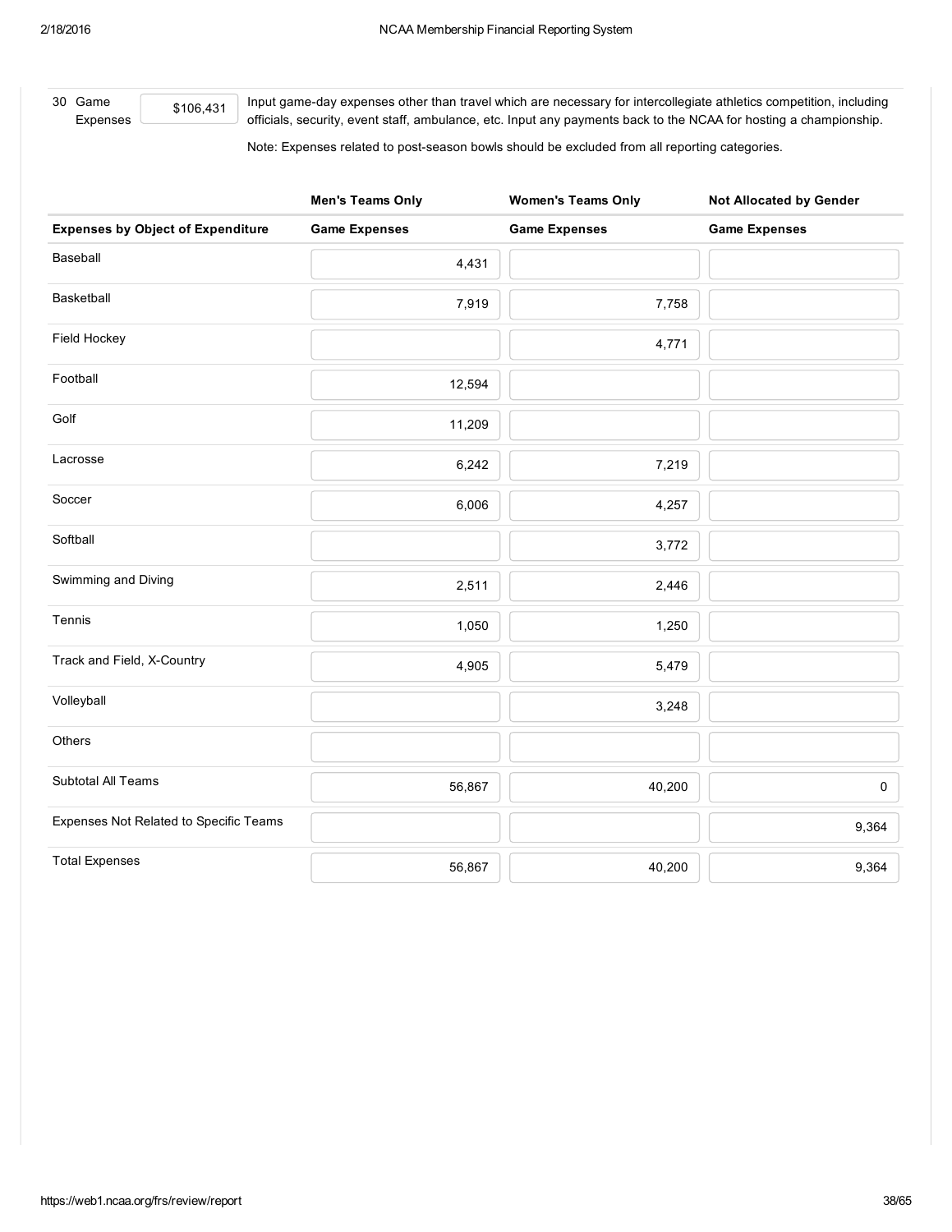30 Game Expenses $106,431

Input game-day expenses other than travel which are necessary for intercollegiate athletics competition, including officials, security, event staff, ambulance, etc. Input any payments back to the NCAA for hosting a championship.

Note: Expenses related to post-season bowls should be excluded from all reporting categories.

| | Men's Teams Only | Women's Teams Only | Not Allocated by Gender |
|---|---|---|---|
| **Expenses by Object of Expenditure** | **Game Expenses** | **Game Expenses** | **Game Expenses** |
| Baseball | 4,431 | | |
| Basketball | 7,919 | 7,758 | |
| Field Hockey | | 4,771 | |
| Football | 12,594 | | |
| Golf | 11,209 | | |
| Lacrosse | 6,242 | 7,219 | |
| Soccer | 6,006 | 4,257 | |
| Softball | | 3,772 | |
| Swimming and Diving | 2,511 | 2,446 | |
| Tennis | 1,050 | 1,250 | |
| Track and Field, X-Country | 4,905 | 5,479 | |
| Volleyball | | 3,248 | |
| Others | | | |
| Subtotal All Teams | 56,867 | 40,200 | 0 |
| Expenses Not Related to Specific Teams | | | 9,364 |
| Total Expenses | 56,867 | 40,200 | 9,364 |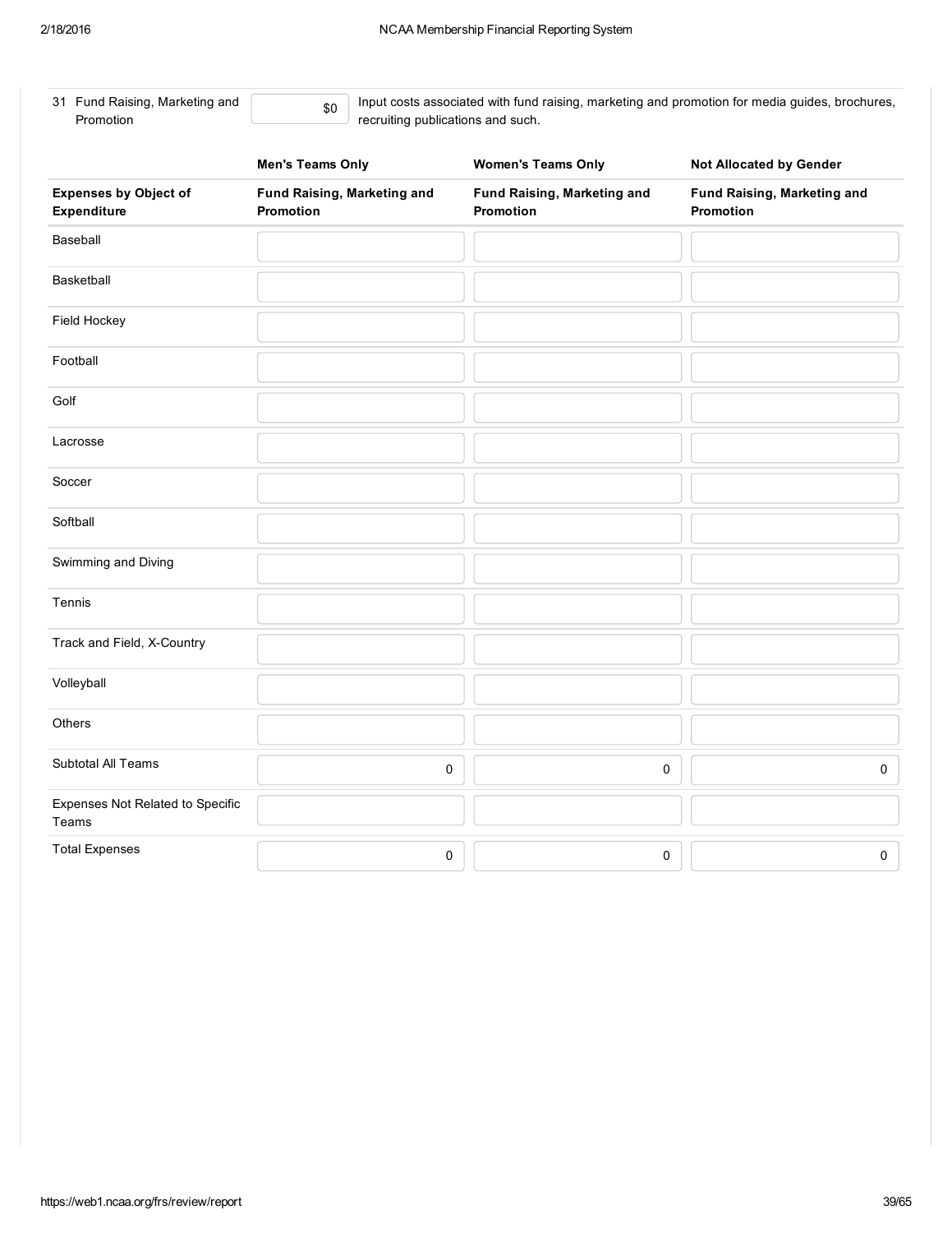31 Fund Raising, Marketing and Promotion | $0 | Input costs associated with fund raising, marketing and promotion for media guides, brochures, recruiting publications and such.

| | Men's Teams Only | Women's Teams Only | Not Allocated by Gender |
|---|---|---|---|
| **Expenses by Object of Expenditure** | **Fund Raising, Marketing and Promotion** | **Fund Raising, Marketing and Promotion** | **Fund Raising, Marketing and Promotion** |
| Baseball | | | |
| Basketball | | | |
| Field Hockey | | | |
| Football | | | |
| Golf | | | |
| Lacrosse | | | |
| Soccer | | | |
| Softball | | | |
| Swimming and Diving | | | |
| Tennis | | | |
| Track and Field, X-Country | | | |
| Volleyball | | | |
| Others | | | |
| Subtotal All Teams | 0 | 0 | 0 |
| Expenses Not Related to Specific Teams | | | |
| Total Expenses | 0 | 0 | 0 |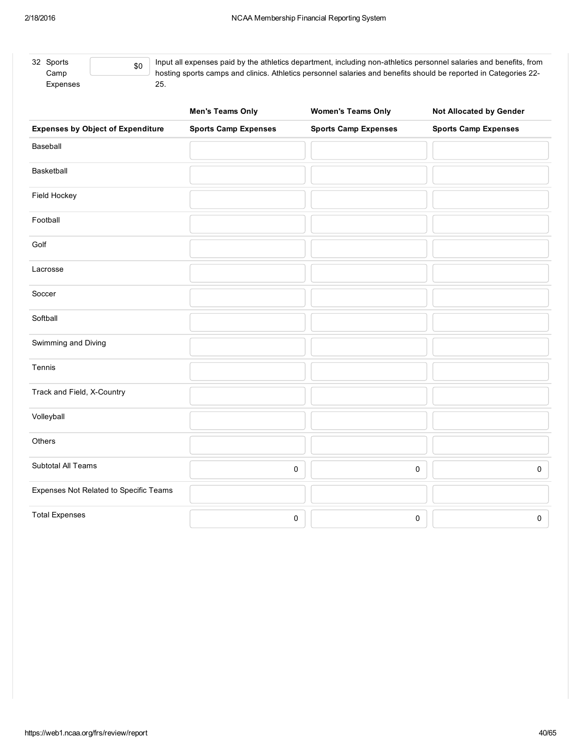32 Sports Camp Expenses $0

Input all expenses paid by the athletics department, including non-athletics personnel salaries and benefits, from hosting sports camps and clinics. Athletics personnel salaries and benefits should be reported in Categories 22-25.

| | Men's Teams Only | Women's Teams Only | Not Allocated by Gender |
|---|---|---|---|
| **Expenses by Object of Expenditure** | **Sports Camp Expenses** | **Sports Camp Expenses** | **Sports Camp Expenses** |
| Baseball | | | |
| Basketball | | | |
| Field Hockey | | | |
| Football | | | |
| Golf | | | |
| Lacrosse | | | |
| Soccer | | | |
| Softball | | | |
| Swimming and Diving | | | |
| Tennis | | | |
| Track and Field, X-Country | | | |
| Volleyball | | | |
| Others | | | |
| Subtotal All Teams | 0 | 0 | 0 |
| Expenses Not Related to Specific Teams | | | |
| Total Expenses | 0 | 0 | 0 |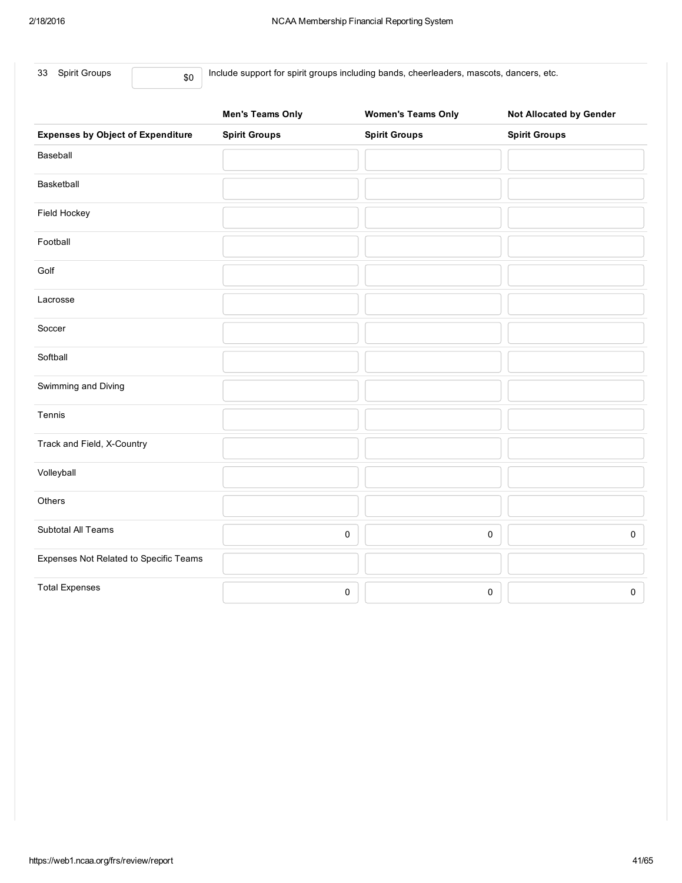| 33 | Spirit Groups | $0 | Include support for spirit groups including bands, cheerleaders, mascots, dancers, etc. |
|---|---|---|---|

| | Men's Teams Only | Women's Teams Only | Not Allocated by Gender |
|---|---|---|---|
| **Expenses by Object of Expenditure** | **Spirit Groups** | **Spirit Groups** | **Spirit Groups** |
| Baseball | | | |
| Basketball | | | |
| Field Hockey | | | |
| Football | | | |
| Golf | | | |
| Lacrosse | | | |
| Soccer | | | |
| Softball | | | |
| Swimming and Diving | | | |
| Tennis | | | |
| Track and Field, X-Country | | | |
| Volleyball | | | |
| Others | | | |
| Subtotal All Teams | 0 | 0 | 0 |
| Expenses Not Related to Specific Teams | | | |
| Total Expenses | 0 | 0 | 0 |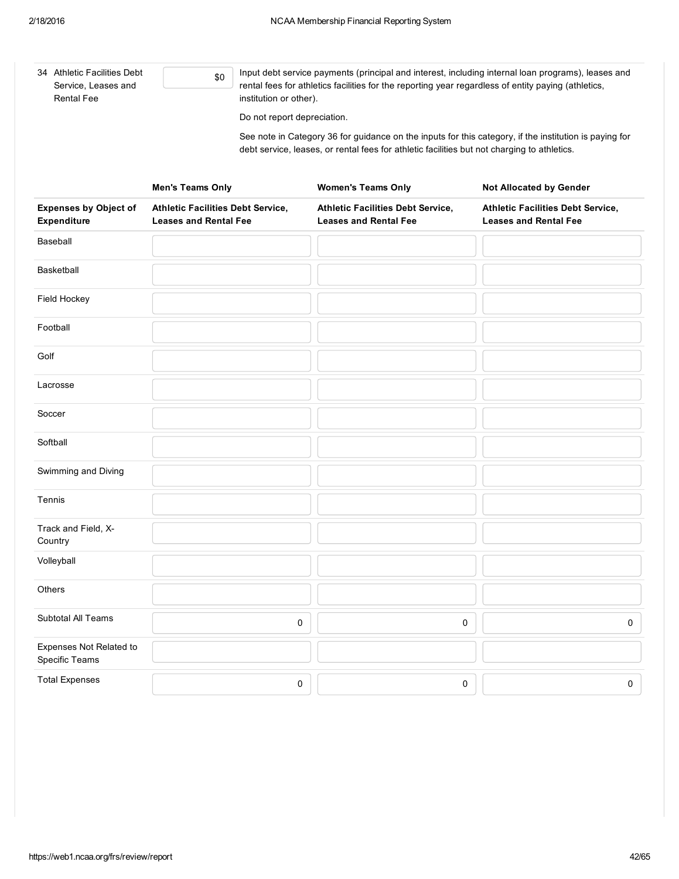| 34 Athletic Facilities Debt Service, Leases and Rental Fee | $0 | Input debt service payments (principal and interest, including internal loan programs), leases and rental fees for athletics facilities for the reporting year regardless of entity paying (athletics, institution or other).<br><br>Do not report depreciation.<br><br>See note in Category 36 for guidance on the inputs for this category, if the institution is paying for debt service, leases, or rental fees for athletic facilities but not charging to athletics. |
|---|---|---|

| | Men's Teams Only | Women's Teams Only | Not Allocated by Gender |
|---|---|---|---|
| **Expenses by Object of Expenditure** | **Athletic Facilities Debt Service, Leases and Rental Fee** | **Athletic Facilities Debt Service, Leases and Rental Fee** | **Athletic Facilities Debt Service, Leases and Rental Fee** |
| Baseball | | | |
| Basketball | | | |
| Field Hockey | | | |
| Football | | | |
| Golf | | | |
| Lacrosse | | | |
| Soccer | | | |
| Softball | | | |
| Swimming and Diving | | | |
| Tennis | | | |
| Track and Field, X-Country | | | |
| Volleyball | | | |
| Others | | | |
| Subtotal All Teams | 0 | 0 | 0 |
| Expenses Not Related to Specific Teams | | | |
| Total Expenses | 0 | 0 | 0 |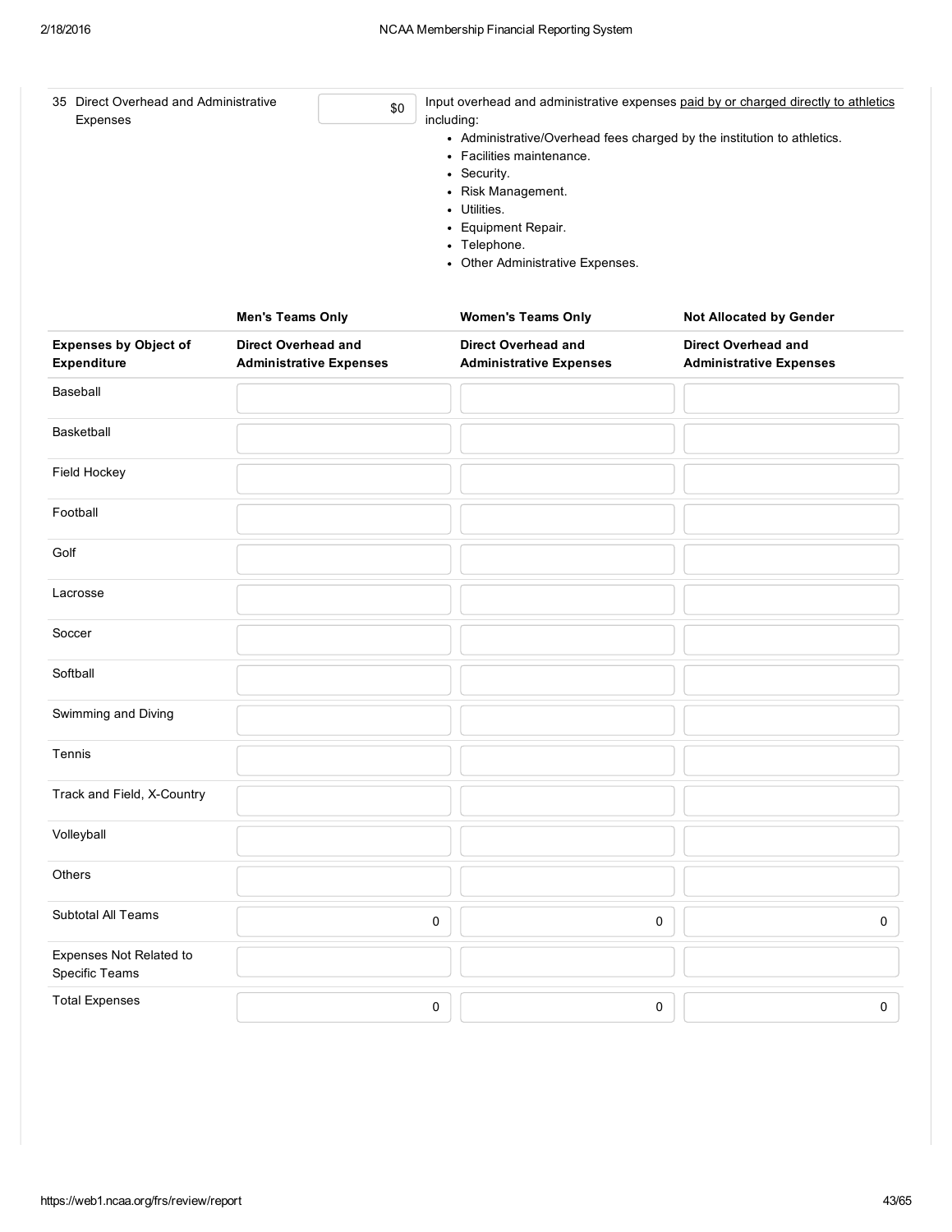35 Direct Overhead and Administrative Expenses

$0

Input overhead and administrative expenses paid by or charged directly to athletics including:

- Administrative/Overhead fees charged by the institution to athletics.
- Facilities maintenance.
- Security.
- Risk Management.
- Utilities.
- Equipment Repair.
- Telephone.
- Other Administrative Expenses.

| | Men's Teams Only | Women's Teams Only | Not Allocated by Gender |
|---|---|---|---|
| **Expenses by Object of Expenditure** | **Direct Overhead and Administrative Expenses** | **Direct Overhead and Administrative Expenses** | **Direct Overhead and Administrative Expenses** |
| Baseball | | | |
| Basketball | | | |
| Field Hockey | | | |
| Football | | | |
| Golf | | | |
| Lacrosse | | | |
| Soccer | | | |
| Softball | | | |
| Swimming and Diving | | | |
| Tennis | | | |
| Track and Field, X-Country | | | |
| Volleyball | | | |
| Others | | | |
| Subtotal All Teams | 0 | 0 | 0 |
| Expenses Not Related to Specific Teams | | | |
| Total Expenses | 0 | 0 | 0 |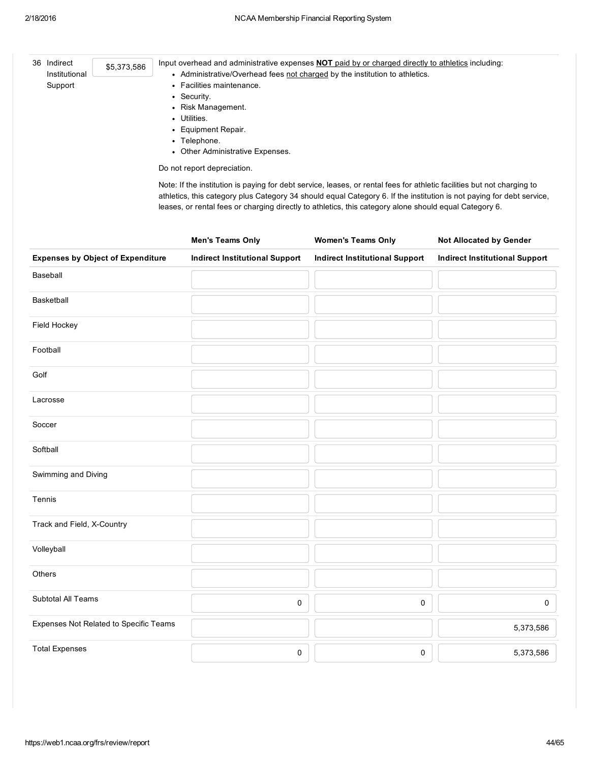36 Indirect Institutional Support $5,373,586

Input overhead and administrative expenses **NOT** paid by or charged directly to athletics including:

- Administrative/Overhead fees not charged by the institution to athletics.
- Facilities maintenance.
- Security.
- Risk Management.
- Utilities.
- Equipment Repair.
- Telephone.
- Other Administrative Expenses.

Do not report depreciation.

Note: If the institution is paying for debt service, leases, or rental fees for athletic facilities but not charging to athletics, this category plus Category 34 should equal Category 6. If the institution is not paying for debt service, leases, or rental fees or charging directly to athletics, this category alone should equal Category 6.

| | Men's Teams Only | Women's Teams Only | Not Allocated by Gender |
|---|---|---|---|
| **Expenses by Object of Expenditure** | **Indirect Institutional Support** | **Indirect Institutional Support** | **Indirect Institutional Support** |
| Baseball | | | |
| Basketball | | | |
| Field Hockey | | | |
| Football | | | |
| Golf | | | |
| Lacrosse | | | |
| Soccer | | | |
| Softball | | | |
| Swimming and Diving | | | |
| Tennis | | | |
| Track and Field, X-Country | | | |
| Volleyball | | | |
| Others | | | |
| Subtotal All Teams | 0 | 0 | 0 |
| Expenses Not Related to Specific Teams | | | 5,373,586 |
| Total Expenses | 0 | 0 | 5,373,586 |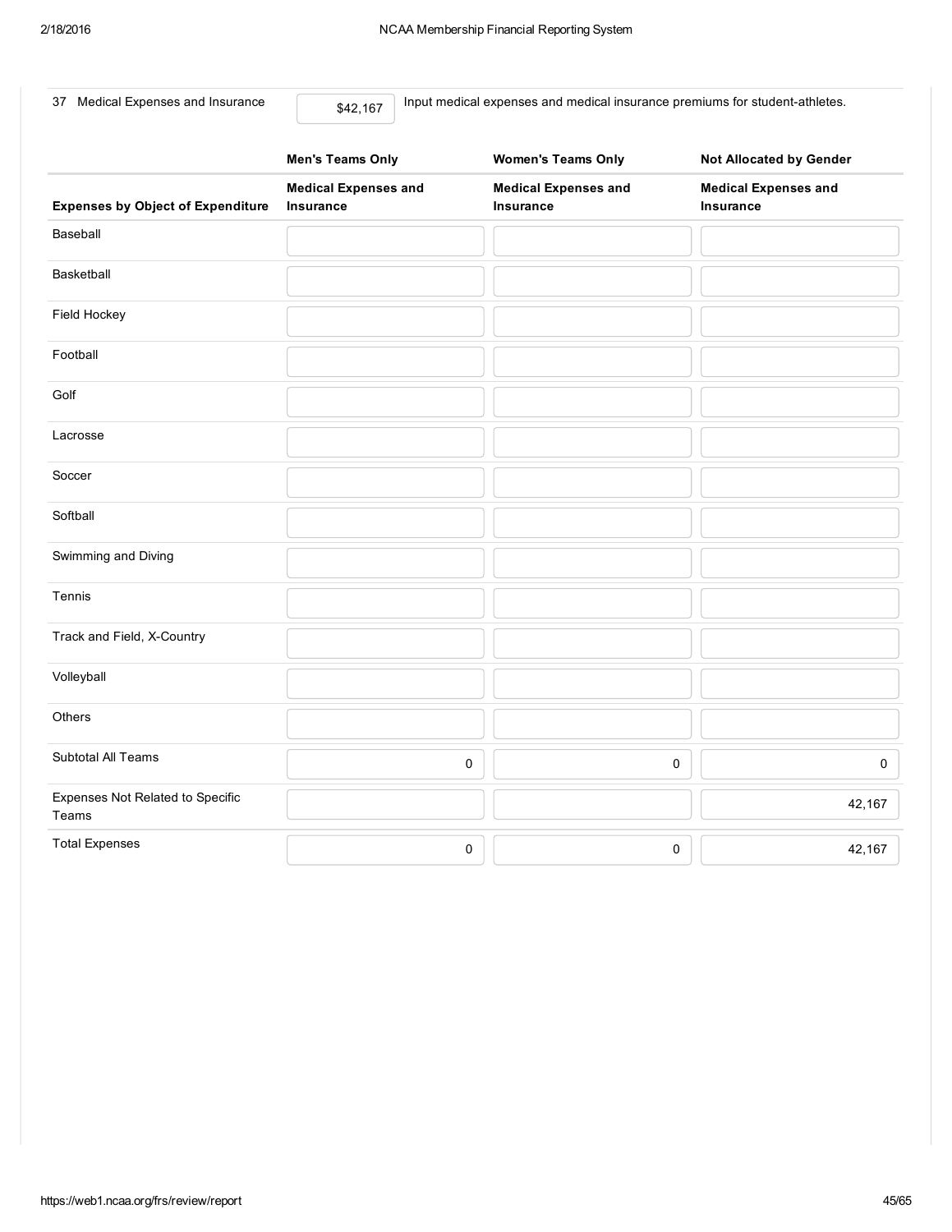37 Medical Expenses and Insurance $42,167 Input medical expenses and medical insurance premiums for student-athletes.

| | Men's Teams Only | Women's Teams Only | Not Allocated by Gender |
|---|---|---|---|
| **Expenses by Object of Expenditure** | **Medical Expenses and Insurance** | **Medical Expenses and Insurance** | **Medical Expenses and Insurance** |
| Baseball | | | |
| Basketball | | | |
| Field Hockey | | | |
| Football | | | |
| Golf | | | |
| Lacrosse | | | |
| Soccer | | | |
| Softball | | | |
| Swimming and Diving | | | |
| Tennis | | | |
| Track and Field, X-Country | | | |
| Volleyball | | | |
| Others | | | |
| Subtotal All Teams | 0 | 0 | 0 |
| Expenses Not Related to Specific Teams | | | 42,167 |
| Total Expenses | 0 | 0 | 42,167 |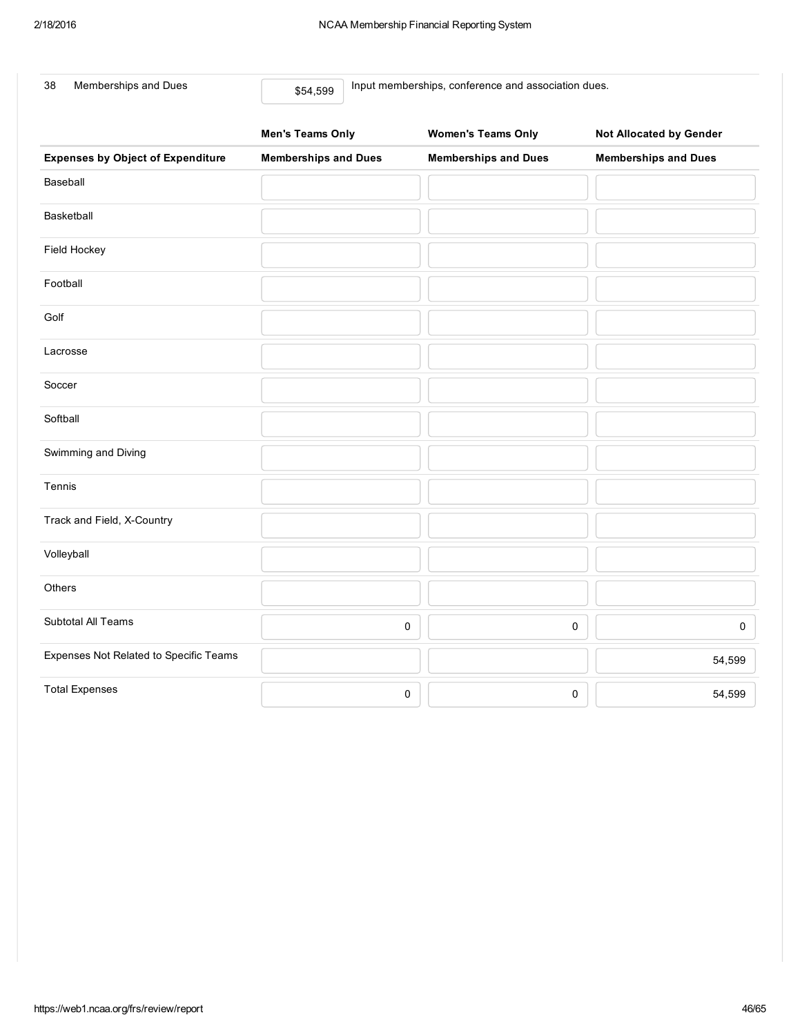38 Memberships and Dues $54,599 Input memberships, conference and association dues.

| | Men's Teams Only | Women's Teams Only | Not Allocated by Gender |
|---|---|---|---|
| **Expenses by Object of Expenditure** | **Memberships and Dues** | **Memberships and Dues** | **Memberships and Dues** |
| Baseball | | | |
| Basketball | | | |
| Field Hockey | | | |
| Football | | | |
| Golf | | | |
| Lacrosse | | | |
| Soccer | | | |
| Softball | | | |
| Swimming and Diving | | | |
| Tennis | | | |
| Track and Field, X-Country | | | |
| Volleyball | | | |
| Others | | | |
| Subtotal All Teams | 0 | 0 | 0 |
| Expenses Not Related to Specific Teams | | | 54,599 |
| Total Expenses | 0 | 0 | 54,599 |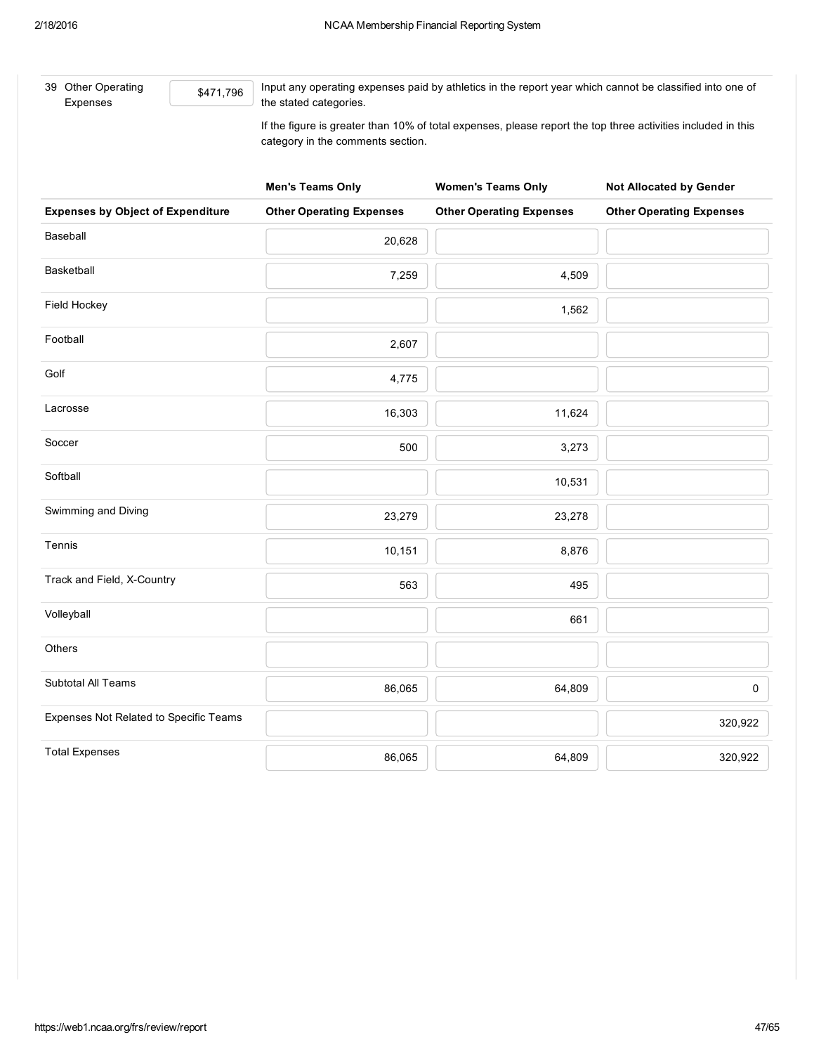39 Other Operating Expenses $471,796

Input any operating expenses paid by athletics in the report year which cannot be classified into one of the stated categories.

If the figure is greater than 10% of total expenses, please report the top three activities included in this category in the comments section.

| | Men's Teams Only | Women's Teams Only | Not Allocated by Gender |
|---|---|---|---|
| **Expenses by Object of Expenditure** | **Other Operating Expenses** | **Other Operating Expenses** | **Other Operating Expenses** |
| Baseball | 20,628 | | |
| Basketball | 7,259 | 4,509 | |
| Field Hockey | | 1,562 | |
| Football | 2,607 | | |
| Golf | 4,775 | | |
| Lacrosse | 16,303 | 11,624 | |
| Soccer | 500 | 3,273 | |
| Softball | | 10,531 | |
| Swimming and Diving | 23,279 | 23,278 | |
| Tennis | 10,151 | 8,876 | |
| Track and Field, X-Country | 563 | 495 | |
| Volleyball | | 661 | |
| Others | | | |
| Subtotal All Teams | 86,065 | 64,809 | 0 |
| Expenses Not Related to Specific Teams | | | 320,922 |
| Total Expenses | 86,065 | 64,809 | 320,922 |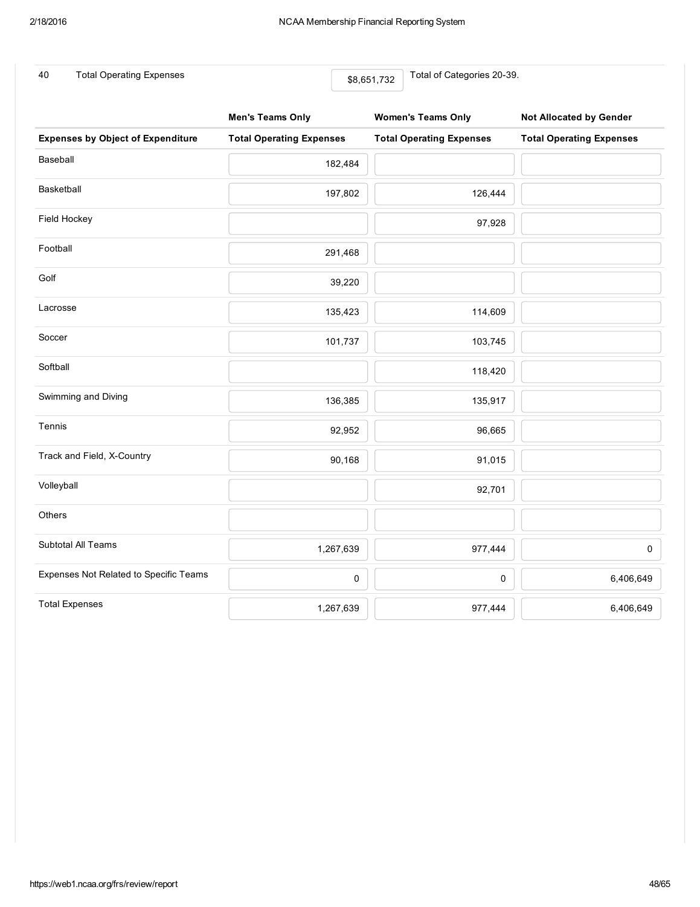| 40 | Total Operating Expenses | $8,651,732 | Total of Categories 20-39. |
|---|---|---|---|

| | Men's Teams Only | Women's Teams Only | Not Allocated by Gender |
|---|---|---|---|
| **Expenses by Object of Expenditure** | **Total Operating Expenses** | **Total Operating Expenses** | **Total Operating Expenses** |
| Baseball | 182,484 | | |
| Basketball | 197,802 | 126,444 | |
| Field Hockey | | 97,928 | |
| Football | 291,468 | | |
| Golf | 39,220 | | |
| Lacrosse | 135,423 | 114,609 | |
| Soccer | 101,737 | 103,745 | |
| Softball | | 118,420 | |
| Swimming and Diving | 136,385 | 135,917 | |
| Tennis | 92,952 | 96,665 | |
| Track and Field, X-Country | 90,168 | 91,015 | |
| Volleyball | | 92,701 | |
| Others | | | |
| Subtotal All Teams | 1,267,639 | 977,444 | 0 |
| Expenses Not Related to Specific Teams | 0 | 0 | 6,406,649 |
| Total Expenses | 1,267,639 | 977,444 | 6,406,649 |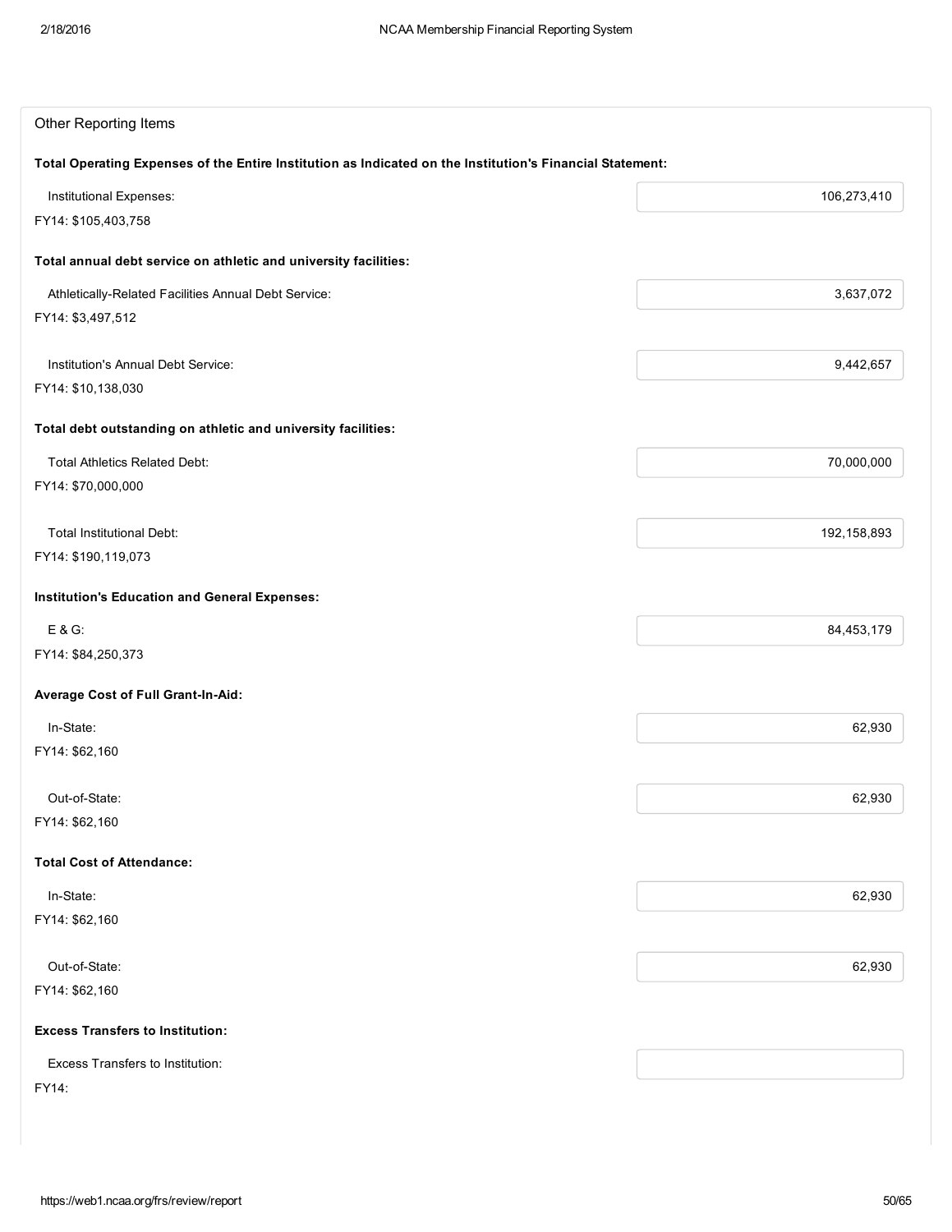## Other Reporting Items

**Total Operating Expenses of the Entire Institution as Indicated on the Institution's Financial Statement:**

Institutional Expenses: 106,273,410

FY14: $105,403,758

**Total annual debt service on athletic and university facilities:**

Athletically-Related Facilities Annual Debt Service: 3,637,072

FY14: $3,497,512

Institution's Annual Debt Service: 9,442,657

FY14: $10,138,030

**Total debt outstanding on athletic and university facilities:**

Total Athletics Related Debt: 70,000,000

FY14: $70,000,000

Total Institutional Debt: 192,158,893

FY14: $190,119,073

**Institution's Education and General Expenses:**

E & G: 84,453,179

FY14: $84,250,373

**Average Cost of Full Grant-In-Aid:**

In-State: 62,930

FY14: $62,160

Out-of-State: 62,930

FY14: $62,160

**Total Cost of Attendance:**

In-State: 62,930

FY14: $62,160

Out-of-State: 62,930

FY14: $62,160

**Excess Transfers to Institution:**

Excess Transfers to Institution:

FY14: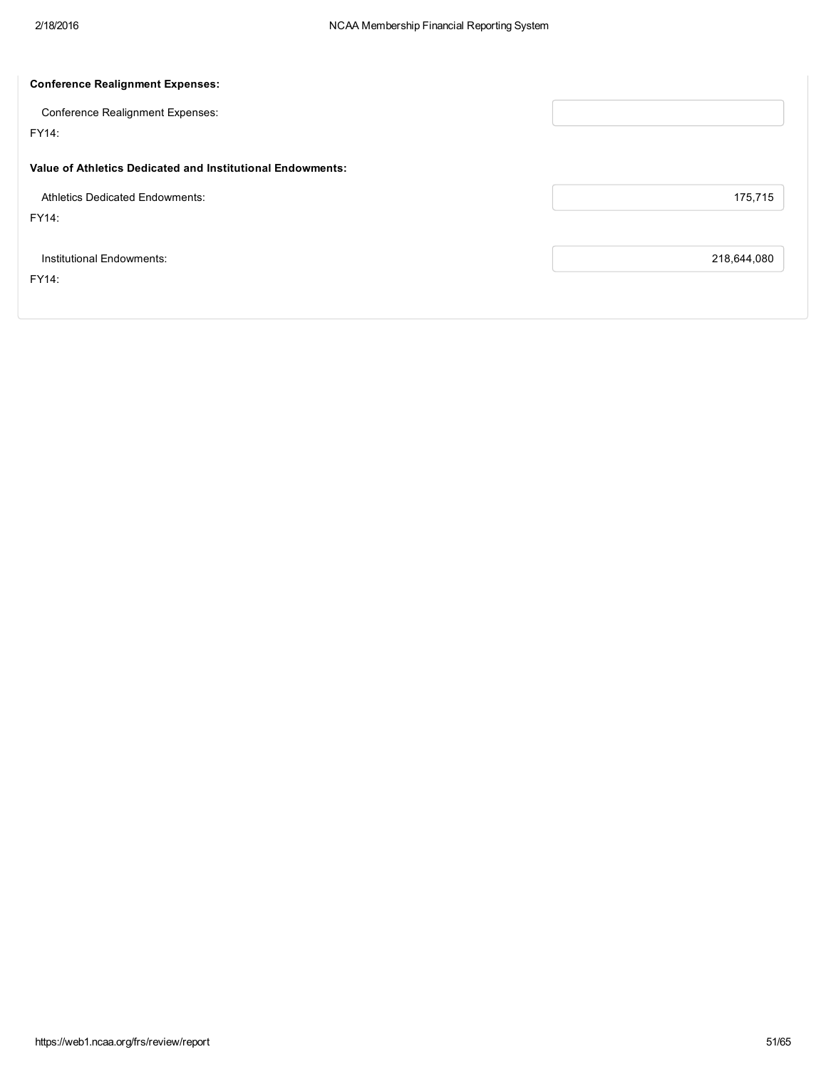**Conference Realignment Expenses:**

Conference Realignment Expenses:

FY14:

**Value of Athletics Dedicated and Institutional Endowments:**

Athletics Dedicated Endowments: 175,715

FY14:

Institutional Endowments: 218,644,080

FY14: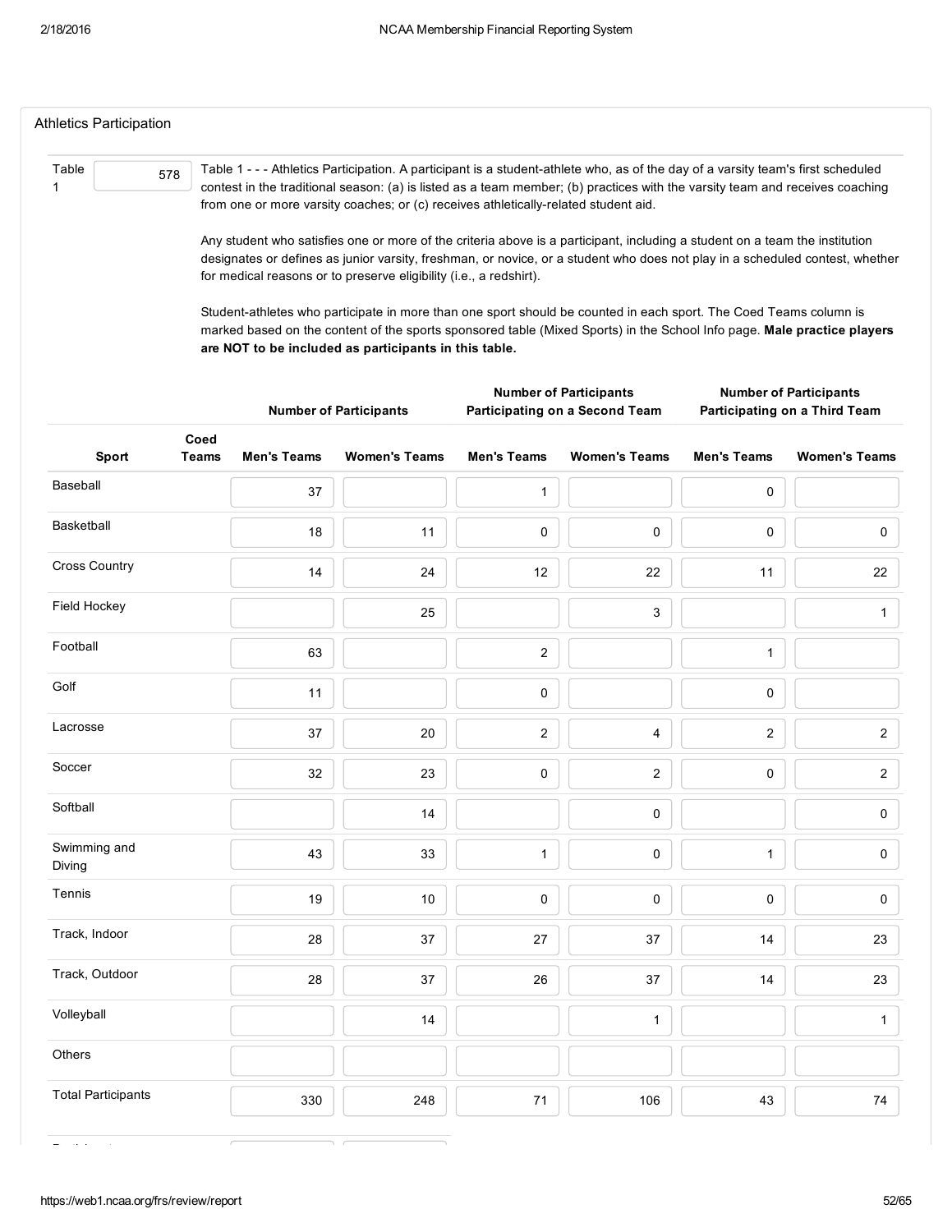## Athletics Participation

Table 1: 578

Table 1 - - - Athletics Participation. A participant is a student-athlete who, as of the day of a varsity team's first scheduled contest in the traditional season: (a) is listed as a team member; (b) practices with the varsity team and receives coaching from one or more varsity coaches; or (c) receives athletically-related student aid.

Any student who satisfies one or more of the criteria above is a participant, including a student on a team the institution designates or defines as junior varsity, freshman, or novice, or a student who does not play in a scheduled contest, whether for medical reasons or to preserve eligibility (i.e., a redshirt).

Student-athletes who participate in more than one sport should be counted in each sport. The Coed Teams column is marked based on the content of the sports sponsored table (Mixed Sports) in the School Info page. **Male practice players are NOT to be included as participants in this table.**

| | | Number of Participants | | Number of Participants Participating on a Second Team | | Number of Participants Participating on a Third Team | |
|---|---|---|---|---|---|---|---|
| Sport | Coed Teams | Men's Teams | Women's Teams | Men's Teams | Women's Teams | Men's Teams | Women's Teams |
| Baseball | | 37 | | 1 | | 0 | |
| Basketball | | 18 | 11 | 0 | 0 | 0 | 0 |
| Cross Country | | 14 | 24 | 12 | 22 | 11 | 22 |
| Field Hockey | | | 25 | | 3 | | 1 |
| Football | | 63 | | 2 | | 1 | |
| Golf | | 11 | | 0 | | 0 | |
| Lacrosse | | 37 | 20 | 2 | 4 | 2 | 2 |
| Soccer | | 32 | 23 | 0 | 2 | 0 | 2 |
| Softball | | | 14 | | 0 | | 0 |
| Swimming and Diving | | 43 | 33 | 1 | 0 | 1 | 0 |
| Tennis | | 19 | 10 | 0 | 0 | 0 | 0 |
| Track, Indoor | | 28 | 37 | 27 | 37 | 14 | 23 |
| Track, Outdoor | | 28 | 37 | 26 | 37 | 14 | 23 |
| Volleyball | | | 14 | | 1 | | 1 |
| Others | | | | | | | |
| Total Participants | | 330 | 248 | 71 | 106 | 43 | 74 |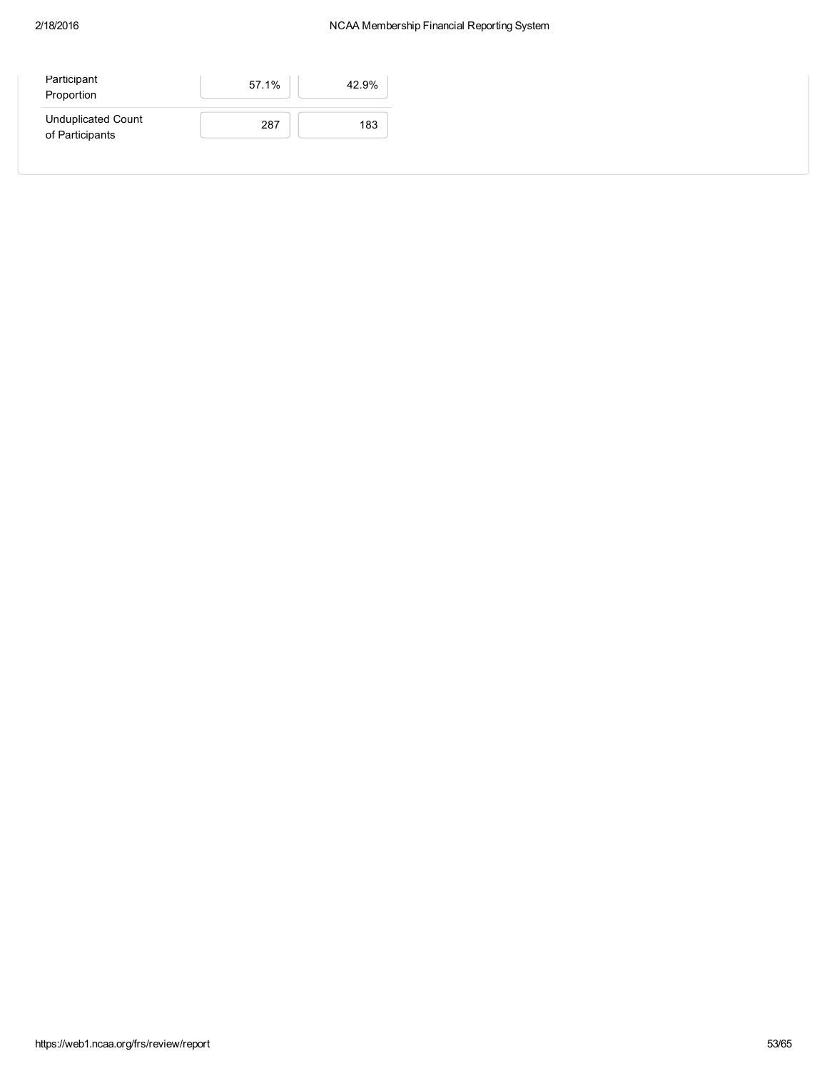| | | |
|---|---|---|
| Participant Proportion | 57.1% | 42.9% |
| Unduplicated Count of Participants | 287 | 183 |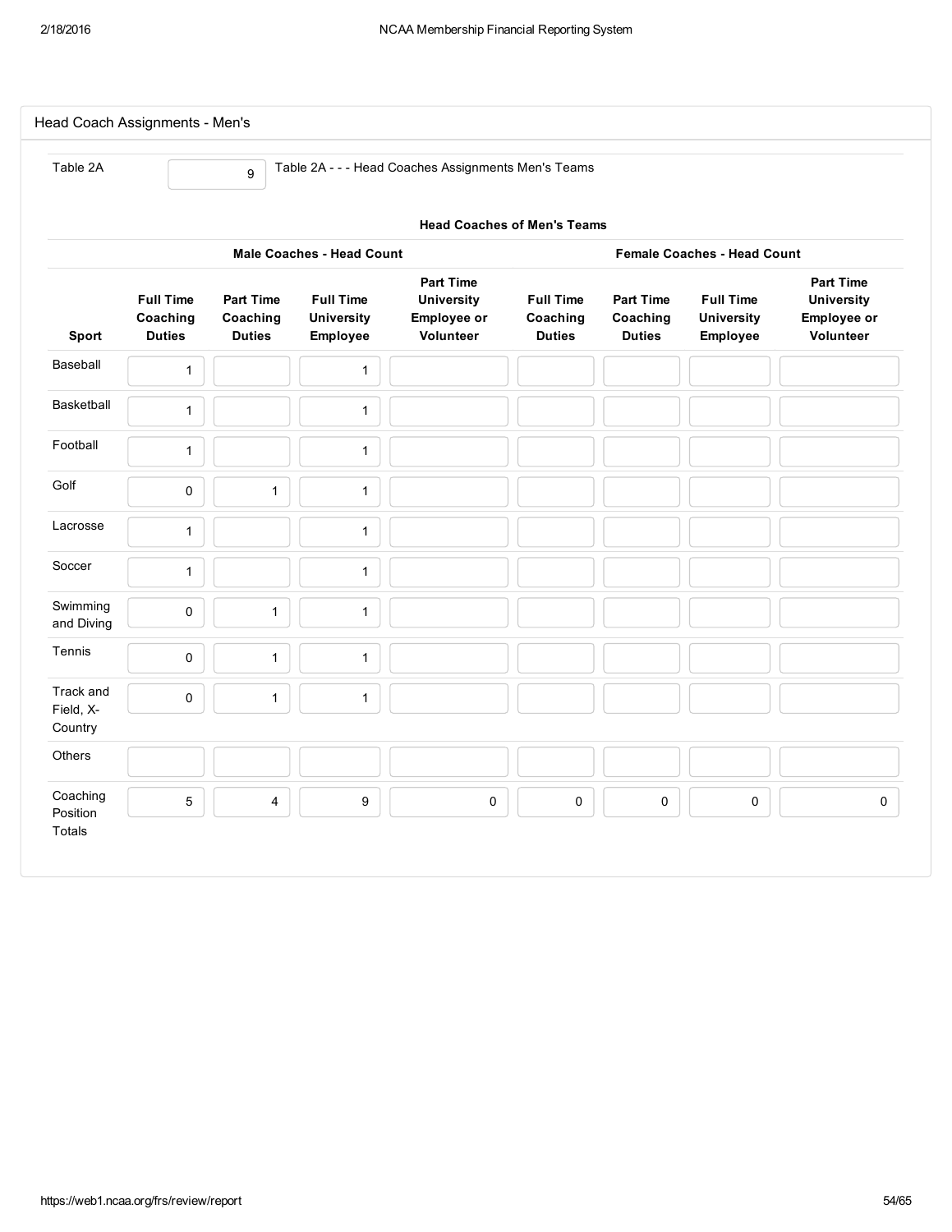## Head Coach Assignments - Men's

Table 2A: 9

Table 2A - - - Head Coaches Assignments Men's Teams

| | Head Coaches of Men's Teams | | | | | | | |
|---|---|---|---|---|---|---|---|---|
| | Male Coaches - Head Count | | | | Female Coaches - Head Count | | | |
| Sport | Full Time Coaching Duties | Part Time Coaching Duties | Full Time University Employee | Part Time University Employee or Volunteer | Full Time Coaching Duties | Part Time Coaching Duties | Full Time University Employee | Part Time University Employee or Volunteer |
| Baseball | 1 | | 1 | | | | | |
| Basketball | 1 | | 1 | | | | | |
| Football | 1 | | 1 | | | | | |
| Golf | 0 | 1 | 1 | | | | | |
| Lacrosse | 1 | | 1 | | | | | |
| Soccer | 1 | | 1 | | | | | |
| Swimming and Diving | 0 | 1 | 1 | | | | | |
| Tennis | 0 | 1 | 1 | | | | | |
| Track and Field, X-Country | 0 | 1 | 1 | | | | | |
| Others | | | | | | | | |
| Coaching Position Totals | 5 | 4 | 9 | 0 | 0 | 0 | 0 | 0 |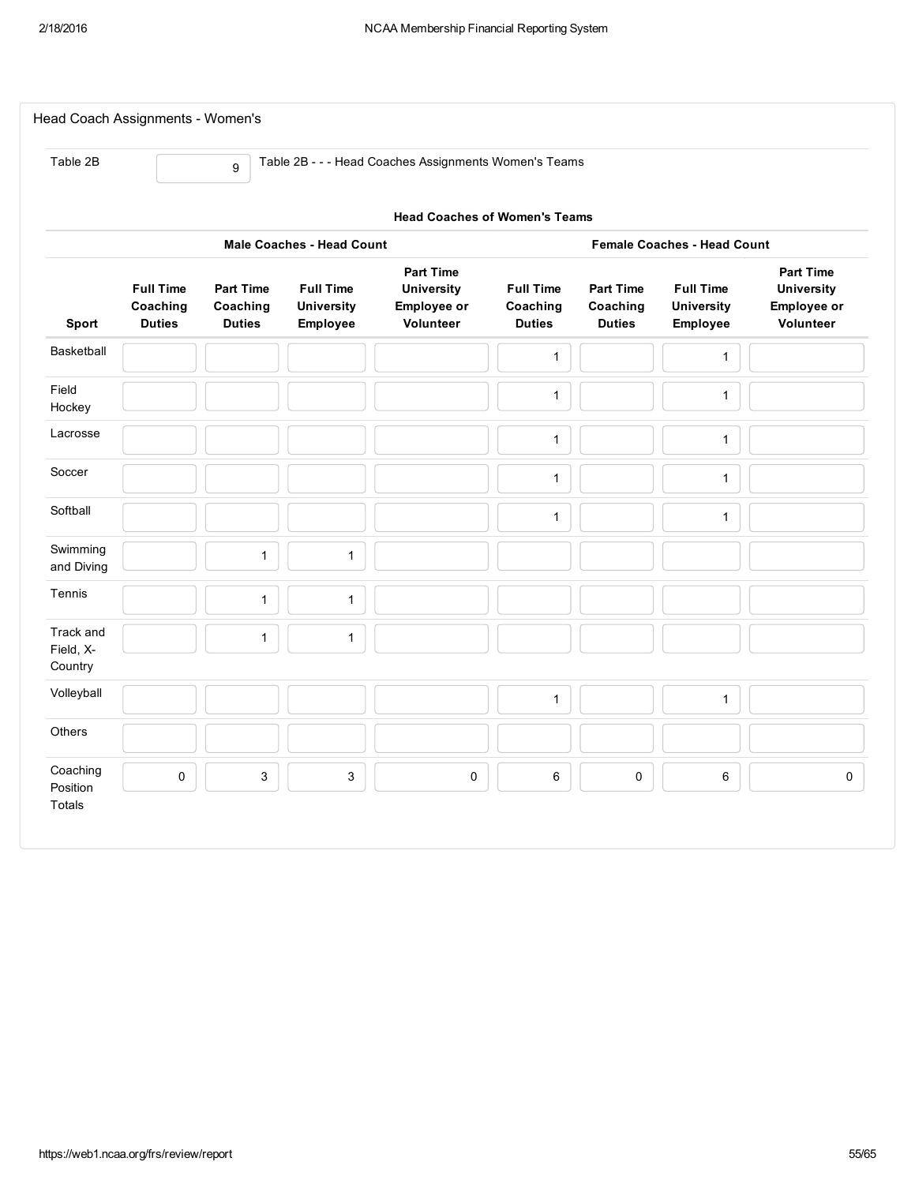## Head Coach Assignments - Women's

Table 2B | 9 | Table 2B - - - Head Coaches Assignments Women's Teams

| | Head Coaches of Women's Teams | | | | | | | |
|---|---|---|---|---|---|---|---|---|
| | Male Coaches - Head Count | | | | Female Coaches - Head Count | | | |
| Sport | Full Time Coaching Duties | Part Time Coaching Duties | Full Time University Employee | Part Time University Employee or Volunteer | Full Time Coaching Duties | Part Time Coaching Duties | Full Time University Employee | Part Time University Employee or Volunteer |
| Basketball | | | | | 1 | | 1 | |
| Field Hockey | | | | | 1 | | 1 | |
| Lacrosse | | | | | 1 | | 1 | |
| Soccer | | | | | 1 | | 1 | |
| Softball | | | | | 1 | | 1 | |
| Swimming and Diving | | 1 | 1 | | | | | |
| Tennis | | 1 | 1 | | | | | |
| Track and Field, X-Country | | 1 | 1 | | | | | |
| Volleyball | | | | | 1 | | 1 | |
| Others | | | | | | | | |
| Coaching Position Totals | 0 | 3 | 3 | 0 | 6 | 0 | 6 | 0 |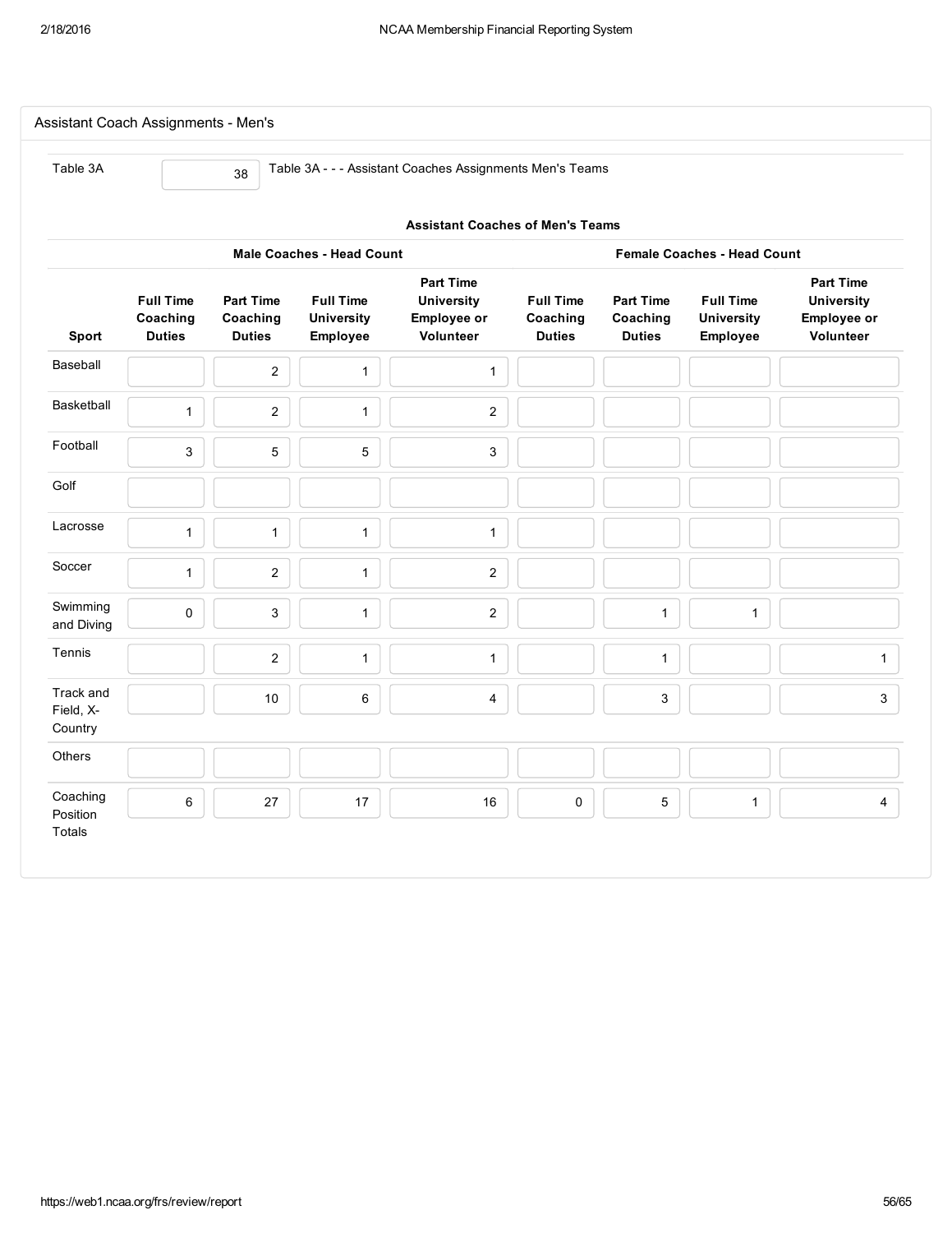## Assistant Coach Assignments - Men's

Table 3A: 38 — Table 3A - - - Assistant Coaches Assignments Men's Teams

| | Assistant Coaches of Men's Teams | | | | | | | |
|---|---|---|---|---|---|---|---|---|
| | Male Coaches - Head Count | | | | Female Coaches - Head Count | | | |
| Sport | Full Time Coaching Duties | Part Time Coaching Duties | Full Time University Employee | Part Time University Employee or Volunteer | Full Time Coaching Duties | Part Time Coaching Duties | Full Time University Employee | Part Time University Employee or Volunteer |
| Baseball | | 2 | 1 | 1 | | | | |
| Basketball | 1 | 2 | 1 | 2 | | | | |
| Football | 3 | 5 | 5 | 3 | | | | |
| Golf | | | | | | | | |
| Lacrosse | 1 | 1 | 1 | 1 | | | | |
| Soccer | 1 | 2 | 1 | 2 | | | | |
| Swimming and Diving | 0 | 3 | 1 | 2 | | 1 | 1 | |
| Tennis | | 2 | 1 | 1 | | 1 | | 1 |
| Track and Field, X-Country | | 10 | 6 | 4 | | 3 | | 3 |
| Others | | | | | | | | |
| Coaching Position Totals | 6 | 27 | 17 | 16 | 0 | 5 | 1 | 4 |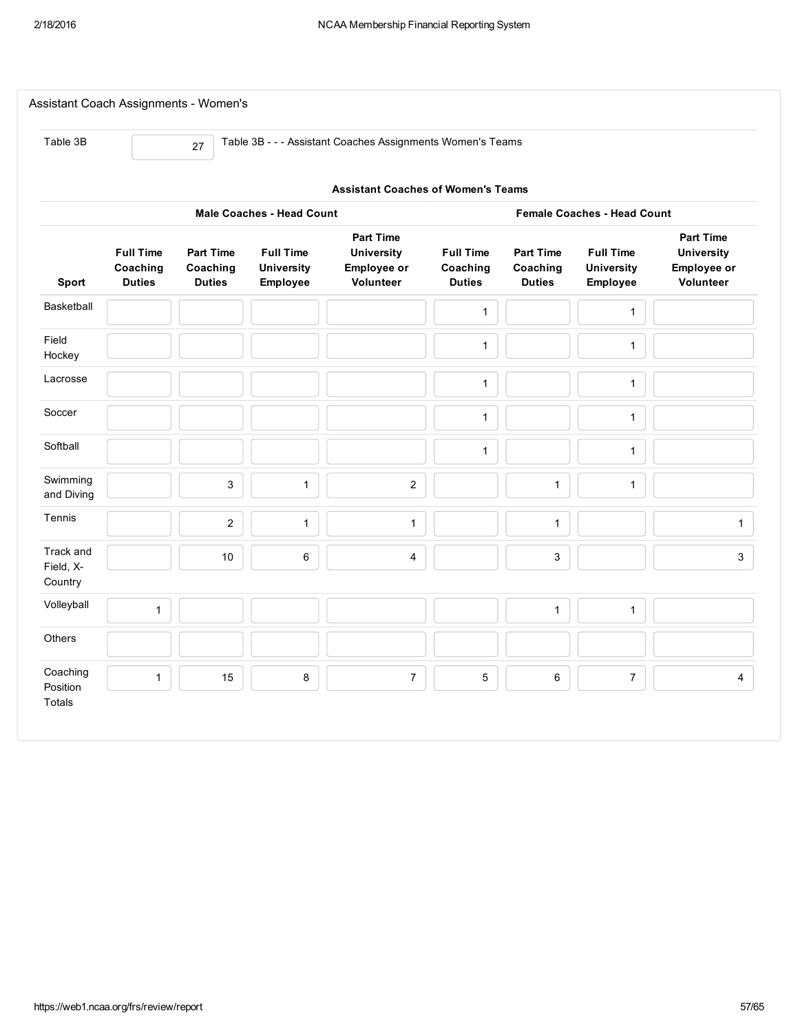## Assistant Coach Assignments - Women's

Table 3B | 27 | Table 3B - - - Assistant Coaches Assignments Women's Teams

**Assistant Coaches of Women's Teams**

| | **Male Coaches - Head Count** | | | | **Female Coaches - Head Count** | | | |
|---|---|---|---|---|---|---|---|---|
| **Sport** | **Full Time Coaching Duties** | **Part Time Coaching Duties** | **Full Time University Employee** | **Part Time University Employee or Volunteer** | **Full Time Coaching Duties** | **Part Time Coaching Duties** | **Full Time University Employee** | **Part Time University Employee or Volunteer** |
| Basketball | | | | | 1 | | 1 | |
| Field Hockey | | | | | 1 | | 1 | |
| Lacrosse | | | | | 1 | | 1 | |
| Soccer | | | | | 1 | | 1 | |
| Softball | | | | | 1 | | 1 | |
| Swimming and Diving | | 3 | 1 | 2 | | 1 | 1 | |
| Tennis | | 2 | 1 | 1 | | 1 | | 1 |
| Track and Field, X-Country | | 10 | 6 | 4 | | 3 | | 3 |
| Volleyball | 1 | | | | | 1 | 1 | |
| Others | | | | | | | | |
| Coaching Position Totals | 1 | 15 | 8 | 7 | 5 | 6 | 7 | 4 |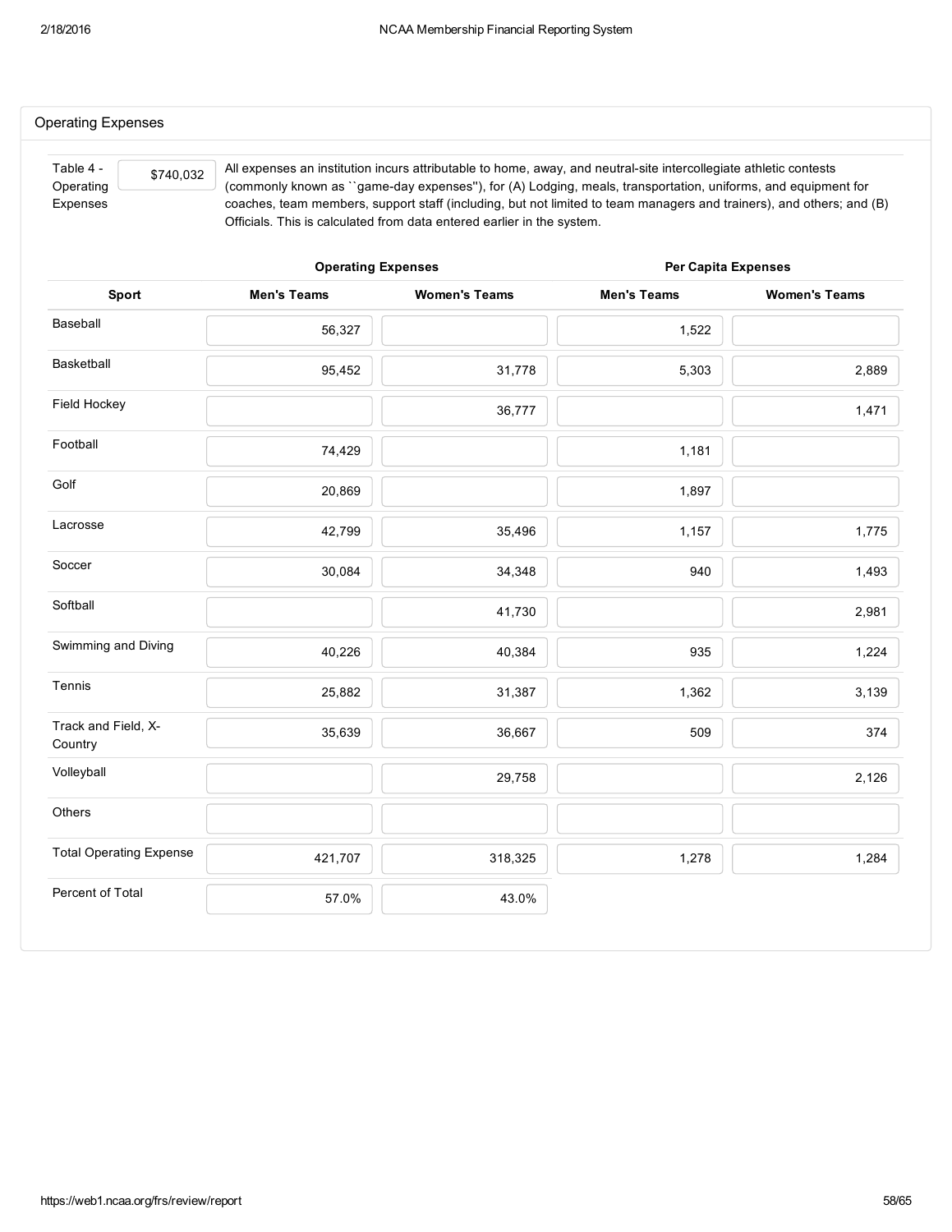## Operating Expenses

**Table 4 - Operating Expenses** — $740,032

All expenses an institution incurs attributable to home, away, and neutral-site intercollegiate athletic contests (commonly known as ``game-day expenses''), for (A) Lodging, meals, transportation, uniforms, and equipment for coaches, team members, support staff (including, but not limited to team managers and trainers), and others; and (B) Officials. This is calculated from data entered earlier in the system.

| | Operating Expenses | | Per Capita Expenses | |
|---|---|---|---|---|
| **Sport** | **Men's Teams** | **Women's Teams** | **Men's Teams** | **Women's Teams** |
| Baseball | 56,327 | | 1,522 | |
| Basketball | 95,452 | 31,778 | 5,303 | 2,889 |
| Field Hockey | | 36,777 | | 1,471 |
| Football | 74,429 | | 1,181 | |
| Golf | 20,869 | | 1,897 | |
| Lacrosse | 42,799 | 35,496 | 1,157 | 1,775 |
| Soccer | 30,084 | 34,348 | 940 | 1,493 |
| Softball | | 41,730 | | 2,981 |
| Swimming and Diving | 40,226 | 40,384 | 935 | 1,224 |
| Tennis | 25,882 | 31,387 | 1,362 | 3,139 |
| Track and Field, X-Country | 35,639 | 36,667 | 509 | 374 |
| Volleyball | | 29,758 | | 2,126 |
| Others | | | | |
| Total Operating Expense | 421,707 | 318,325 | 1,278 | 1,284 |
| Percent of Total | 57.0% | 43.0% | | |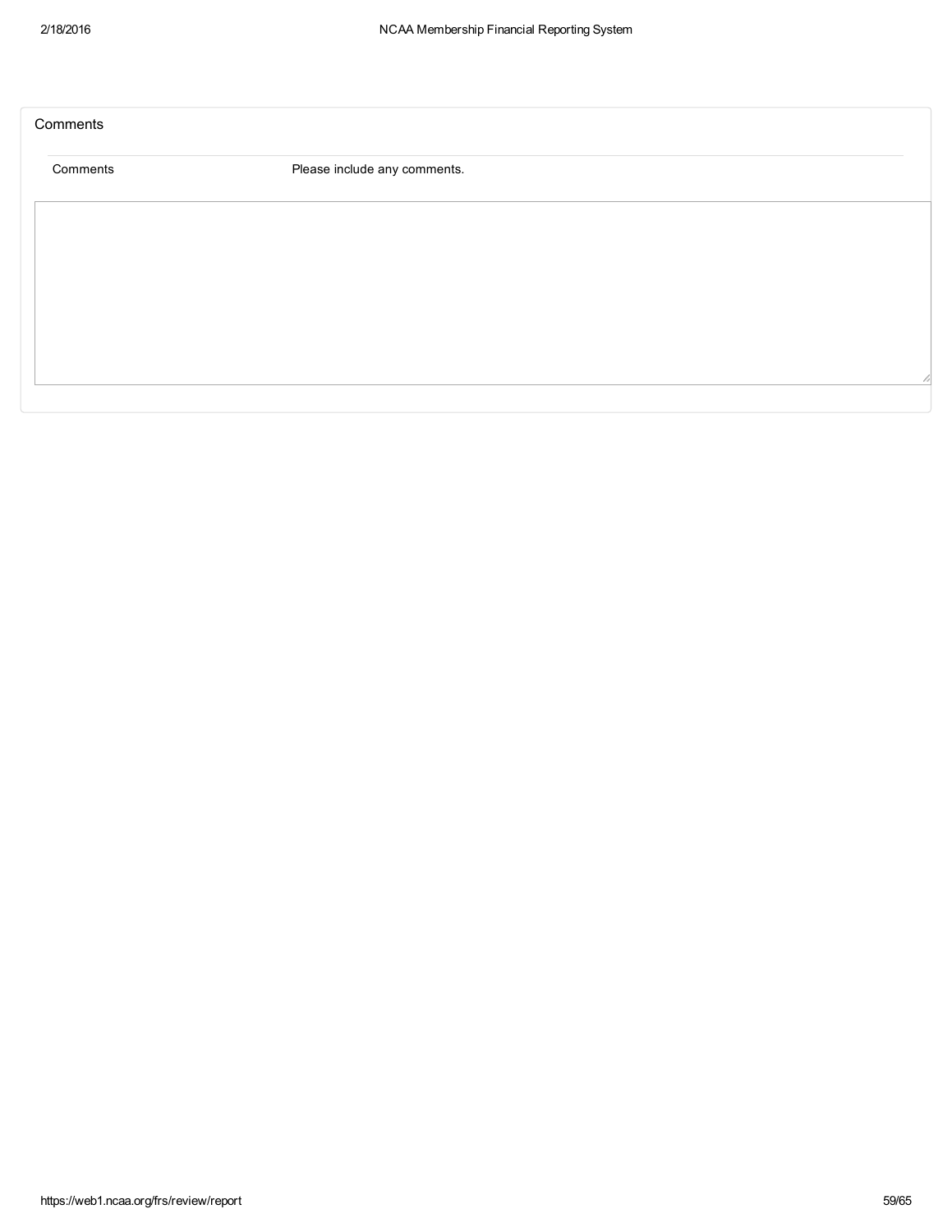## Comments

| Comments | Please include any comments. |
| --- | --- |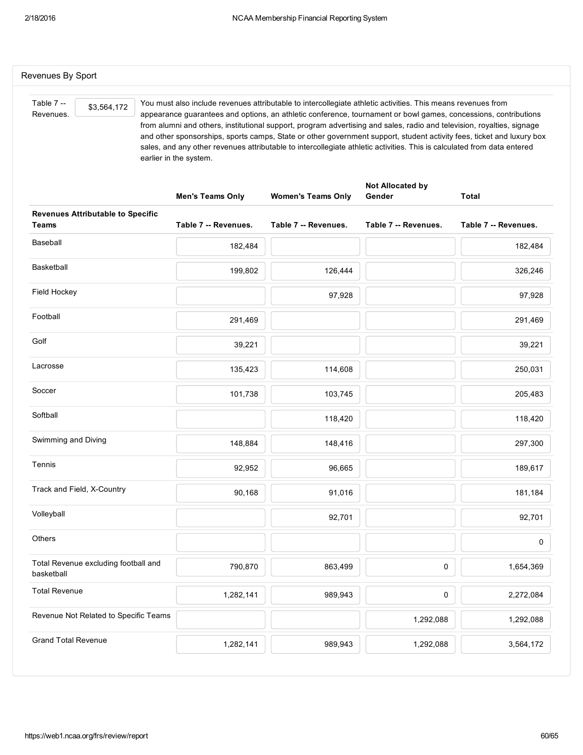## Revenues By Sport

Table 7 -- Revenues. $3,564,172

You must also include revenues attributable to intercollegiate athletic activities. This means revenues from appearance guarantees and options, an athletic conference, tournament or bowl games, concessions, contributions from alumni and others, institutional support, program advertising and sales, radio and television, royalties, signage and other sponsorships, sports camps, State or other government support, student activity fees, ticket and luxury box sales, and any other revenues attributable to intercollegiate athletic activities. This is calculated from data entered earlier in the system.

| | Men's Teams Only | Women's Teams Only | Not Allocated by Gender | Total |
|---|---|---|---|---|
| **Revenues Attributable to Specific Teams** | **Table 7 -- Revenues.** | **Table 7 -- Revenues.** | **Table 7 -- Revenues.** | **Table 7 -- Revenues.** |
| Baseball | 182,484 | | | 182,484 |
| Basketball | 199,802 | 126,444 | | 326,246 |
| Field Hockey | | 97,928 | | 97,928 |
| Football | 291,469 | | | 291,469 |
| Golf | 39,221 | | | 39,221 |
| Lacrosse | 135,423 | 114,608 | | 250,031 |
| Soccer | 101,738 | 103,745 | | 205,483 |
| Softball | | 118,420 | | 118,420 |
| Swimming and Diving | 148,884 | 148,416 | | 297,300 |
| Tennis | 92,952 | 96,665 | | 189,617 |
| Track and Field, X-Country | 90,168 | 91,016 | | 181,184 |
| Volleyball | | 92,701 | | 92,701 |
| Others | | | | 0 |
| Total Revenue excluding football and basketball | 790,870 | 863,499 | 0 | 1,654,369 |
| Total Revenue | 1,282,141 | 989,943 | 0 | 2,272,084 |
| Revenue Not Related to Specific Teams | | | 1,292,088 | 1,292,088 |
| Grand Total Revenue | 1,282,141 | 989,943 | 1,292,088 | 3,564,172 |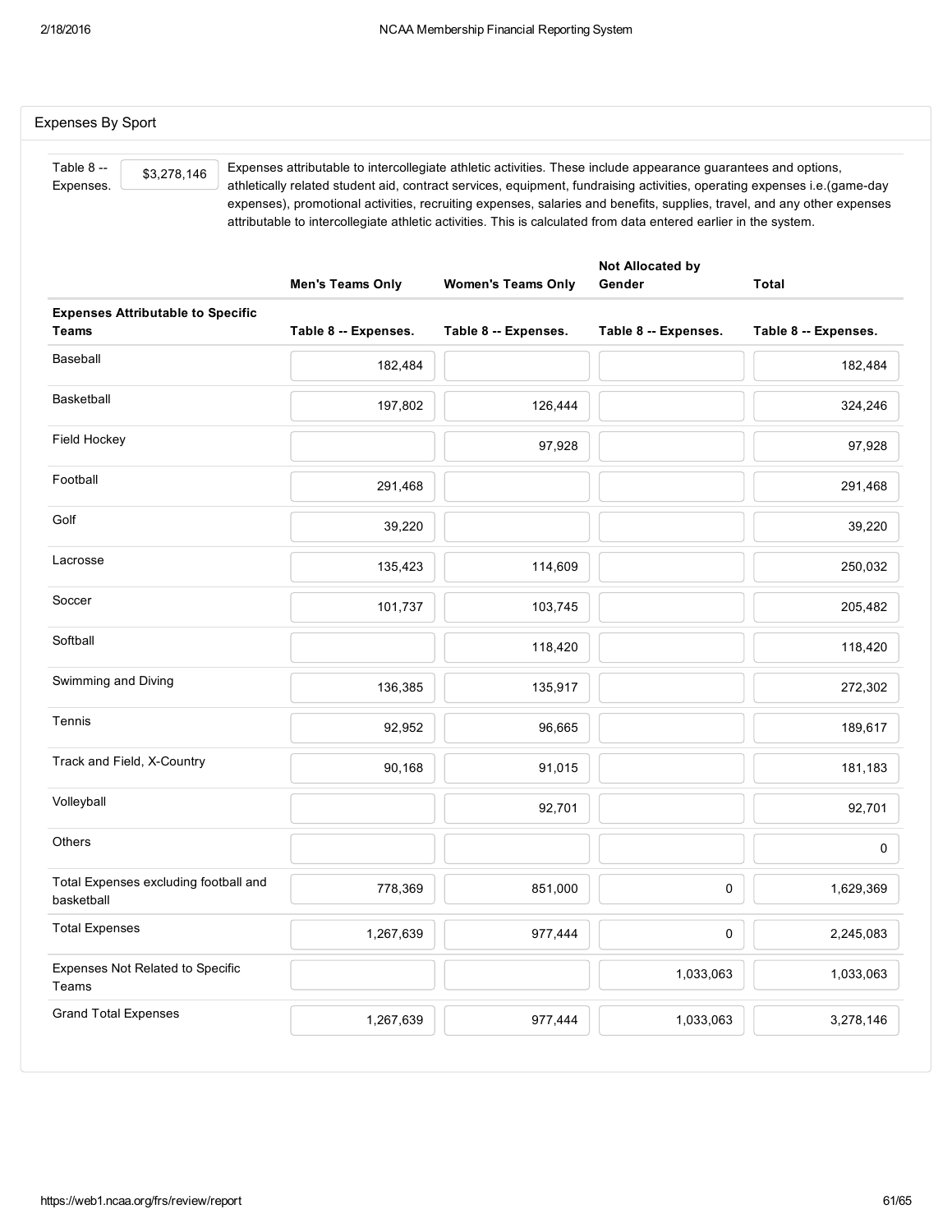## Expenses By Sport

Table 8 -- Expenses. $3,278,146

Expenses attributable to intercollegiate athletic activities. These include appearance guarantees and options, athletically related student aid, contract services, equipment, fundraising activities, operating expenses i.e.(game-day expenses), promotional activities, recruiting expenses, salaries and benefits, supplies, travel, and any other expenses attributable to intercollegiate athletic activities. This is calculated from data entered earlier in the system.

| | **Men's Teams Only** | **Women's Teams Only** | **Not Allocated by Gender** | **Total** |
|---|---|---|---|---|
| **Expenses Attributable to Specific Teams** | **Table 8 -- Expenses.** | **Table 8 -- Expenses.** | **Table 8 -- Expenses.** | **Table 8 -- Expenses.** |
| Baseball | 182,484 | | | 182,484 |
| Basketball | 197,802 | 126,444 | | 324,246 |
| Field Hockey | | 97,928 | | 97,928 |
| Football | 291,468 | | | 291,468 |
| Golf | 39,220 | | | 39,220 |
| Lacrosse | 135,423 | 114,609 | | 250,032 |
| Soccer | 101,737 | 103,745 | | 205,482 |
| Softball | | 118,420 | | 118,420 |
| Swimming and Diving | 136,385 | 135,917 | | 272,302 |
| Tennis | 92,952 | 96,665 | | 189,617 |
| Track and Field, X-Country | 90,168 | 91,015 | | 181,183 |
| Volleyball | | 92,701 | | 92,701 |
| Others | | | | 0 |
| Total Expenses excluding football and basketball | 778,369 | 851,000 | 0 | 1,629,369 |
| Total Expenses | 1,267,639 | 977,444 | 0 | 2,245,083 |
| Expenses Not Related to Specific Teams | | | 1,033,063 | 1,033,063 |
| Grand Total Expenses | 1,267,639 | 977,444 | 1,033,063 | 3,278,146 |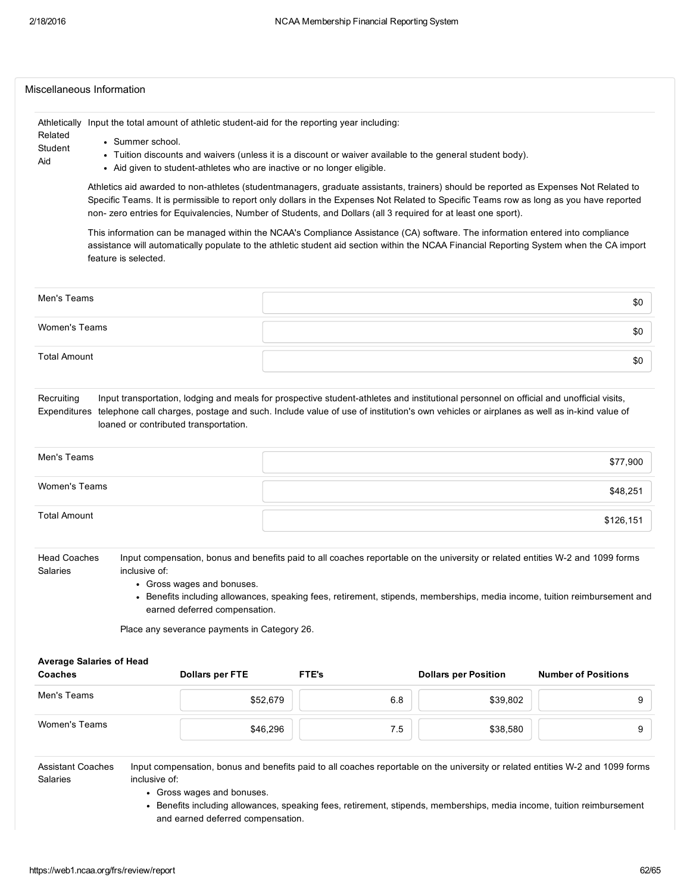## Miscellaneous Information

**Athletically Related Student Aid**

Input the total amount of athletic student-aid for the reporting year including:

- Summer school.
- Tuition discounts and waivers (unless it is a discount or waiver available to the general student body).
- Aid given to student-athletes who are inactive or no longer eligible.

Athletics aid awarded to non-athletes (studentmanagers, graduate assistants, trainers) should be reported as Expenses Not Related to Specific Teams. It is permissible to report only dollars in the Expenses Not Related to Specific Teams row as long as you have reported non- zero entries for Equivalencies, Number of Students, and Dollars (all 3 required for at least one sport).

This information can be managed within the NCAA's Compliance Assistance (CA) software. The information entered into compliance assistance will automatically populate to the athletic student aid section within the NCAA Financial Reporting System when the CA import feature is selected.

| | |
|---|---|
| Men's Teams | $0 |
| Women's Teams | $0 |
| Total Amount | $0 |

**Recruiting Expenditures**

Input transportation, lodging and meals for prospective student-athletes and institutional personnel on official and unofficial visits, telephone call charges, postage and such. Include value of use of institution's own vehicles or airplanes as well as in-kind value of loaned or contributed transportation.

| | |
|---|---|
| Men's Teams | $77,900 |
| Women's Teams | $48,251 |
| Total Amount | $126,151 |

**Head Coaches Salaries**

Input compensation, bonus and benefits paid to all coaches reportable on the university or related entities W-2 and 1099 forms inclusive of:

- Gross wages and bonuses.
- Benefits including allowances, speaking fees, retirement, stipends, memberships, media income, tuition reimbursement and earned deferred compensation.

Place any severance payments in Category 26.

| Average Salaries of Head Coaches | Dollars per FTE | FTE's | Dollars per Position | Number of Positions |
|---|---|---|---|---|
| Men's Teams | $52,679 | 6.8 | $39,802 | 9 |
| Women's Teams | $46,296 | 7.5 | $38,580 | 9 |

**Assistant Coaches Salaries**

Input compensation, bonus and benefits paid to all coaches reportable on the university or related entities W-2 and 1099 forms inclusive of:

- Gross wages and bonuses.
- Benefits including allowances, speaking fees, retirement, stipends, memberships, media income, tuition reimbursement and earned deferred compensation.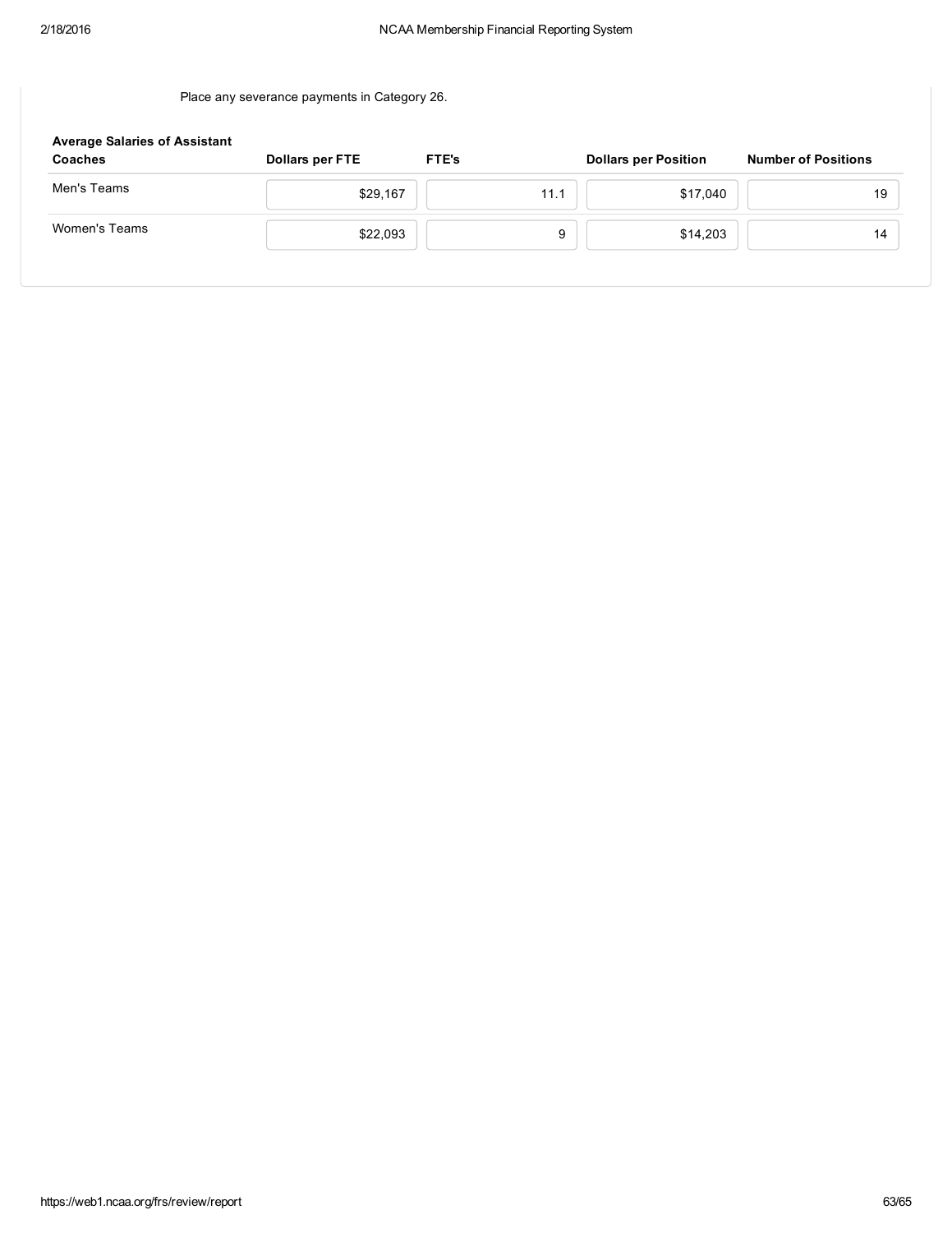Place any severance payments in Category 26.

| Average Salaries of Assistant Coaches | Dollars per FTE | FTE's | Dollars per Position | Number of Positions |
|---|---|---|---|---|
| Men's Teams | $29,167 | 11.1 | $17,040 | 19 |
| Women's Teams | $22,093 | 9 | $14,203 | 14 |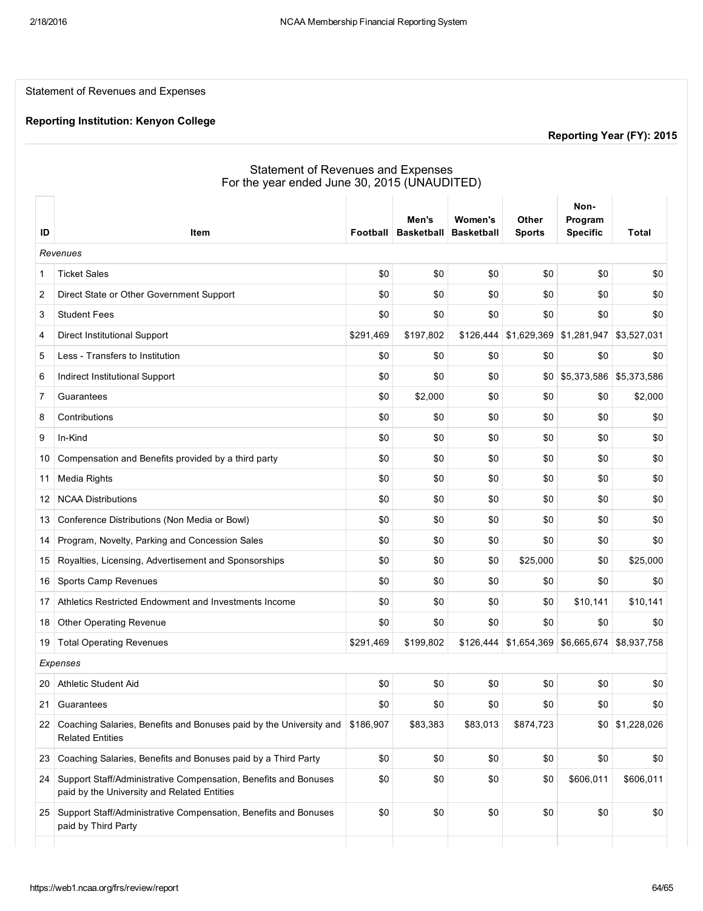Statement of Revenues and Expenses

**Reporting Institution: Kenyon College**

**Reporting Year (FY): 2015**

Statement of Revenues and Expenses
For the year ended June 30, 2015 (UNAUDITED)

| ID | Item | Football | Men's Basketball | Women's Basketball | Other Sports | Non-Program Specific | Total |
|---|---|---|---|---|---|---|---|
| *Revenues* | | | | | | | |
| 1 | Ticket Sales | $0 | $0 | $0 | $0 | $0 | $0 |
| 2 | Direct State or Other Government Support | $0 | $0 | $0 | $0 | $0 | $0 |
| 3 | Student Fees | $0 | $0 | $0 | $0 | $0 | $0 |
| 4 | Direct Institutional Support | $291,469 | $197,802 | $126,444 | $1,629,369 | $1,281,947 | $3,527,031 |
| 5 | Less - Transfers to Institution | $0 | $0 | $0 | $0 | $0 | $0 |
| 6 | Indirect Institutional Support | $0 | $0 | $0 | $0 | $5,373,586 | $5,373,586 |
| 7 | Guarantees | $0 | $2,000 | $0 | $0 | $0 | $2,000 |
| 8 | Contributions | $0 | $0 | $0 | $0 | $0 | $0 |
| 9 | In-Kind | $0 | $0 | $0 | $0 | $0 | $0 |
| 10 | Compensation and Benefits provided by a third party | $0 | $0 | $0 | $0 | $0 | $0 |
| 11 | Media Rights | $0 | $0 | $0 | $0 | $0 | $0 |
| 12 | NCAA Distributions | $0 | $0 | $0 | $0 | $0 | $0 |
| 13 | Conference Distributions (Non Media or Bowl) | $0 | $0 | $0 | $0 | $0 | $0 |
| 14 | Program, Novelty, Parking and Concession Sales | $0 | $0 | $0 | $0 | $0 | $0 |
| 15 | Royalties, Licensing, Advertisement and Sponsorships | $0 | $0 | $0 | $25,000 | $0 | $25,000 |
| 16 | Sports Camp Revenues | $0 | $0 | $0 | $0 | $0 | $0 |
| 17 | Athletics Restricted Endowment and Investments Income | $0 | $0 | $0 | $0 | $10,141 | $10,141 |
| 18 | Other Operating Revenue | $0 | $0 | $0 | $0 | $0 | $0 |
| 19 | Total Operating Revenues | $291,469 | $199,802 | $126,444 | $1,654,369 | $6,665,674 | $8,937,758 |
| *Expenses* | | | | | | | |
| 20 | Athletic Student Aid | $0 | $0 | $0 | $0 | $0 | $0 |
| 21 | Guarantees | $0 | $0 | $0 | $0 | $0 | $0 |
| 22 | Coaching Salaries, Benefits and Bonuses paid by the University and Related Entities | $186,907 | $83,383 | $83,013 | $874,723 | $0 | $1,228,026 |
| 23 | Coaching Salaries, Benefits and Bonuses paid by a Third Party | $0 | $0 | $0 | $0 | $0 | $0 |
| 24 | Support Staff/Administrative Compensation, Benefits and Bonuses paid by the University and Related Entities | $0 | $0 | $0 | $0 | $606,011 | $606,011 |
| 25 | Support Staff/Administrative Compensation, Benefits and Bonuses paid by Third Party | $0 | $0 | $0 | $0 | $0 | $0 |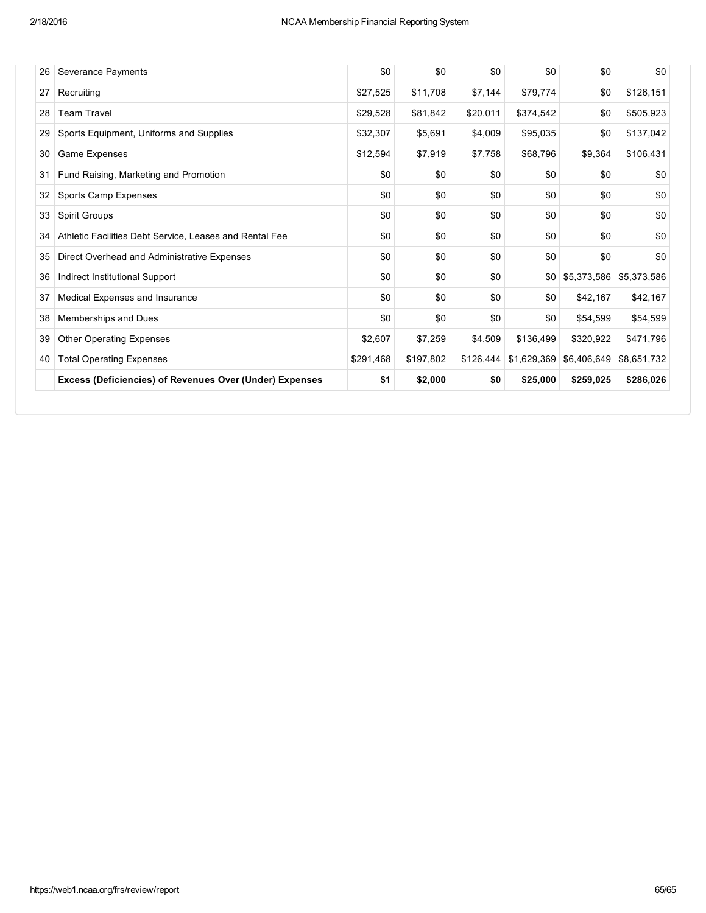| | | | | | | | |
|---|---|---|---|---|---|---|---|
| 26 | Severance Payments | $0 | $0 | $0 | $0 | $0 | $0 |
| 27 | Recruiting | $27,525 | $11,708 | $7,144 | $79,774 | $0 | $126,151 |
| 28 | Team Travel | $29,528 | $81,842 | $20,011 | $374,542 | $0 | $505,923 |
| 29 | Sports Equipment, Uniforms and Supplies | $32,307 | $5,691 | $4,009 | $95,035 | $0 | $137,042 |
| 30 | Game Expenses | $12,594 | $7,919 | $7,758 | $68,796 | $9,364 | $106,431 |
| 31 | Fund Raising, Marketing and Promotion | $0 | $0 | $0 | $0 | $0 | $0 |
| 32 | Sports Camp Expenses | $0 | $0 | $0 | $0 | $0 | $0 |
| 33 | Spirit Groups | $0 | $0 | $0 | $0 | $0 | $0 |
| 34 | Athletic Facilities Debt Service, Leases and Rental Fee | $0 | $0 | $0 | $0 | $0 | $0 |
| 35 | Direct Overhead and Administrative Expenses | $0 | $0 | $0 | $0 | $0 | $0 |
| 36 | Indirect Institutional Support | $0 | $0 | $0 | $0 | $5,373,586 | $5,373,586 |
| 37 | Medical Expenses and Insurance | $0 | $0 | $0 | $0 | $42,167 | $42,167 |
| 38 | Memberships and Dues | $0 | $0 | $0 | $0 | $54,599 | $54,599 |
| 39 | Other Operating Expenses | $2,607 | $7,259 | $4,509 | $136,499 | $320,922 | $471,796 |
| 40 | Total Operating Expenses | $291,468 | $197,802 | $126,444 | $1,629,369 | $6,406,649 | $8,651,732 |
| | **Excess (Deficiencies) of Revenues Over (Under) Expenses** | **$1** | **$2,000** | **$0** | **$25,000** | **$259,025** | **$286,026** |